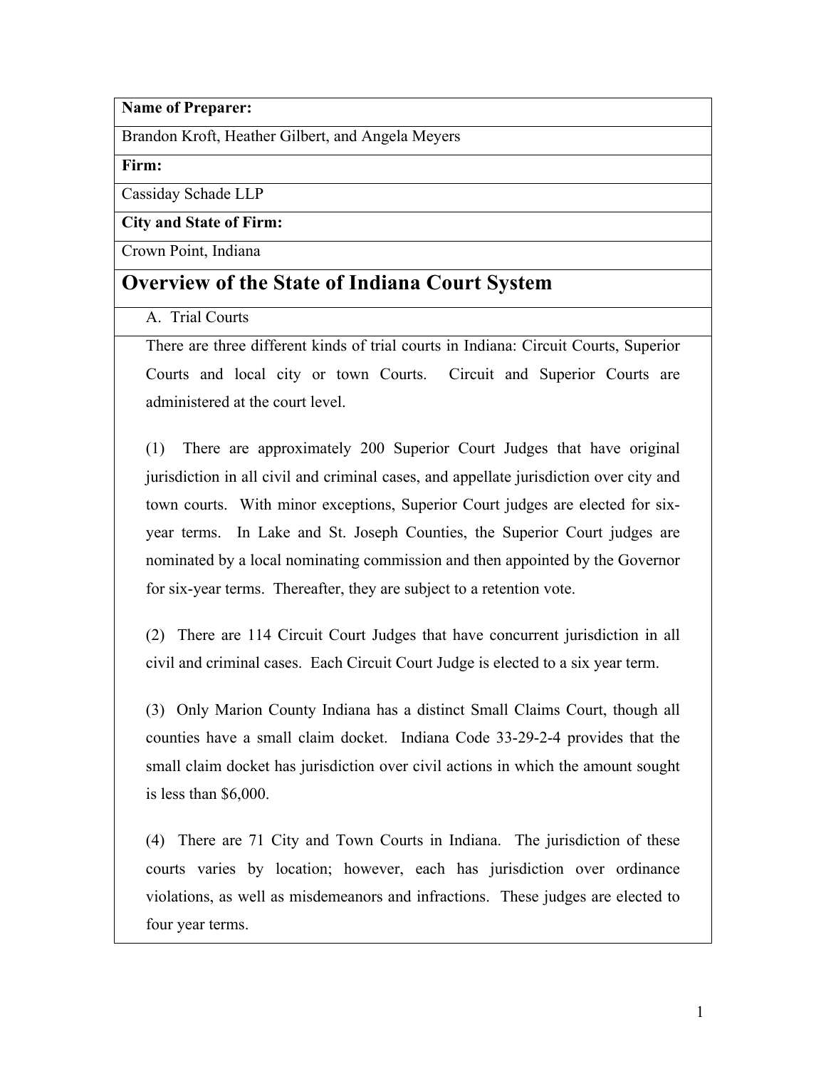**Name of Preparer:**

Brandon Kroft, Heather Gilbert, and Angela Meyers

**Firm:**

Cassiday Schade LLP

**City and State of Firm:**

Crown Point, Indiana

# Overview of the State of Indiana Court System

A. Trial Courts

There are three different kinds of trial courts in Indiana: Circuit Courts, Superior Courts and local city or town Courts. Circuit and Superior Courts are administered at the court level.

(1) There are approximately 200 Superior Court Judges that have original jurisdiction in all civil and criminal cases, and appellate jurisdiction over city and town courts. With minor exceptions, Superior Court judges are elected for six-year terms. In Lake and St. Joseph Counties, the Superior Court judges are nominated by a local nominating commission and then appointed by the Governor for six-year terms. Thereafter, they are subject to a retention vote.

(2) There are 114 Circuit Court Judges that have concurrent jurisdiction in all civil and criminal cases. Each Circuit Court Judge is elected to a six year term.

(3) Only Marion County Indiana has a distinct Small Claims Court, though all counties have a small claim docket. Indiana Code 33-29-2-4 provides that the small claim docket has jurisdiction over civil actions in which the amount sought is less than $6,000.

(4) There are 71 City and Town Courts in Indiana. The jurisdiction of these courts varies by location; however, each has jurisdiction over ordinance violations, as well as misdemeanors and infractions. These judges are elected to four year terms.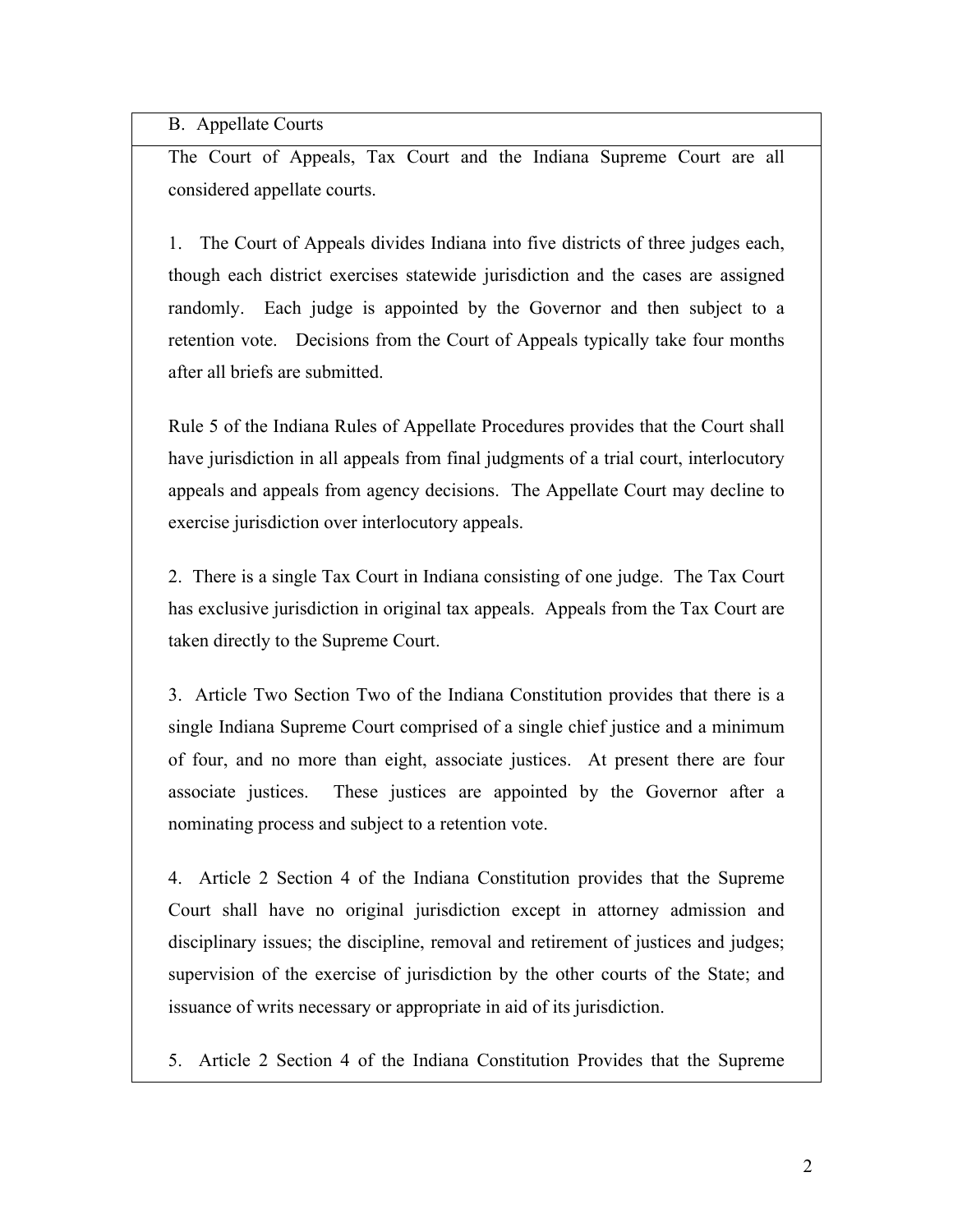## B. Appellate Courts

The Court of Appeals, Tax Court and the Indiana Supreme Court are all considered appellate courts.

1. The Court of Appeals divides Indiana into five districts of three judges each, though each district exercises statewide jurisdiction and the cases are assigned randomly. Each judge is appointed by the Governor and then subject to a retention vote. Decisions from the Court of Appeals typically take four months after all briefs are submitted.

Rule 5 of the Indiana Rules of Appellate Procedures provides that the Court shall have jurisdiction in all appeals from final judgments of a trial court, interlocutory appeals and appeals from agency decisions. The Appellate Court may decline to exercise jurisdiction over interlocutory appeals.

2. There is a single Tax Court in Indiana consisting of one judge. The Tax Court has exclusive jurisdiction in original tax appeals. Appeals from the Tax Court are taken directly to the Supreme Court.

3. Article Two Section Two of the Indiana Constitution provides that there is a single Indiana Supreme Court comprised of a single chief justice and a minimum of four, and no more than eight, associate justices. At present there are four associate justices. These justices are appointed by the Governor after a nominating process and subject to a retention vote.

4. Article 2 Section 4 of the Indiana Constitution provides that the Supreme Court shall have no original jurisdiction except in attorney admission and disciplinary issues; the discipline, removal and retirement of justices and judges; supervision of the exercise of jurisdiction by the other courts of the State; and issuance of writs necessary or appropriate in aid of its jurisdiction.

5. Article 2 Section 4 of the Indiana Constitution Provides that the Supreme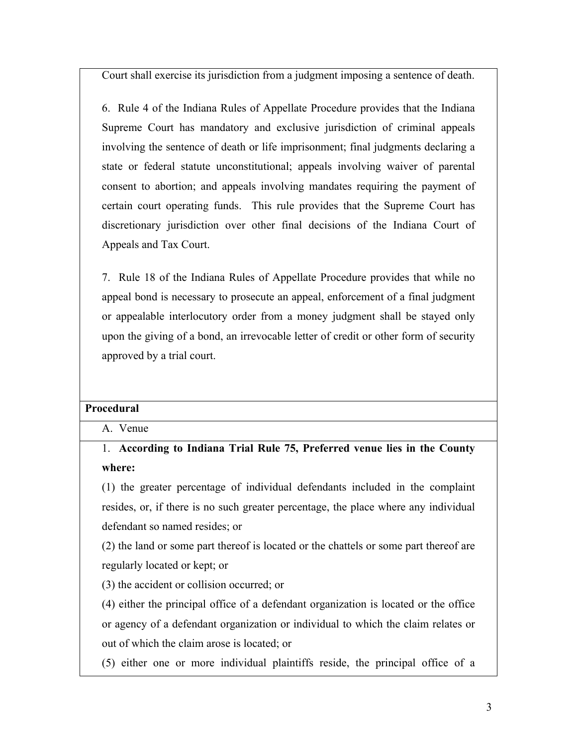Court shall exercise its jurisdiction from a judgment imposing a sentence of death.

6. Rule 4 of the Indiana Rules of Appellate Procedure provides that the Indiana Supreme Court has mandatory and exclusive jurisdiction of criminal appeals involving the sentence of death or life imprisonment; final judgments declaring a state or federal statute unconstitutional; appeals involving waiver of parental consent to abortion; and appeals involving mandates requiring the payment of certain court operating funds. This rule provides that the Supreme Court has discretionary jurisdiction over other final decisions of the Indiana Court of Appeals and Tax Court.

7. Rule 18 of the Indiana Rules of Appellate Procedure provides that while no appeal bond is necessary to prosecute an appeal, enforcement of a final judgment or appealable interlocutory order from a money judgment shall be stayed only upon the giving of a bond, an irrevocable letter of credit or other form of security approved by a trial court.

**Procedural**

A. Venue

1. **According to Indiana Trial Rule 75, Preferred venue lies in the County where:**

(1) the greater percentage of individual defendants included in the complaint resides, or, if there is no such greater percentage, the place where any individual defendant so named resides; or

(2) the land or some part thereof is located or the chattels or some part thereof are regularly located or kept; or

(3) the accident or collision occurred; or

(4) either the principal office of a defendant organization is located or the office or agency of a defendant organization or individual to which the claim relates or out of which the claim arose is located; or

(5) either one or more individual plaintiffs reside, the principal office of a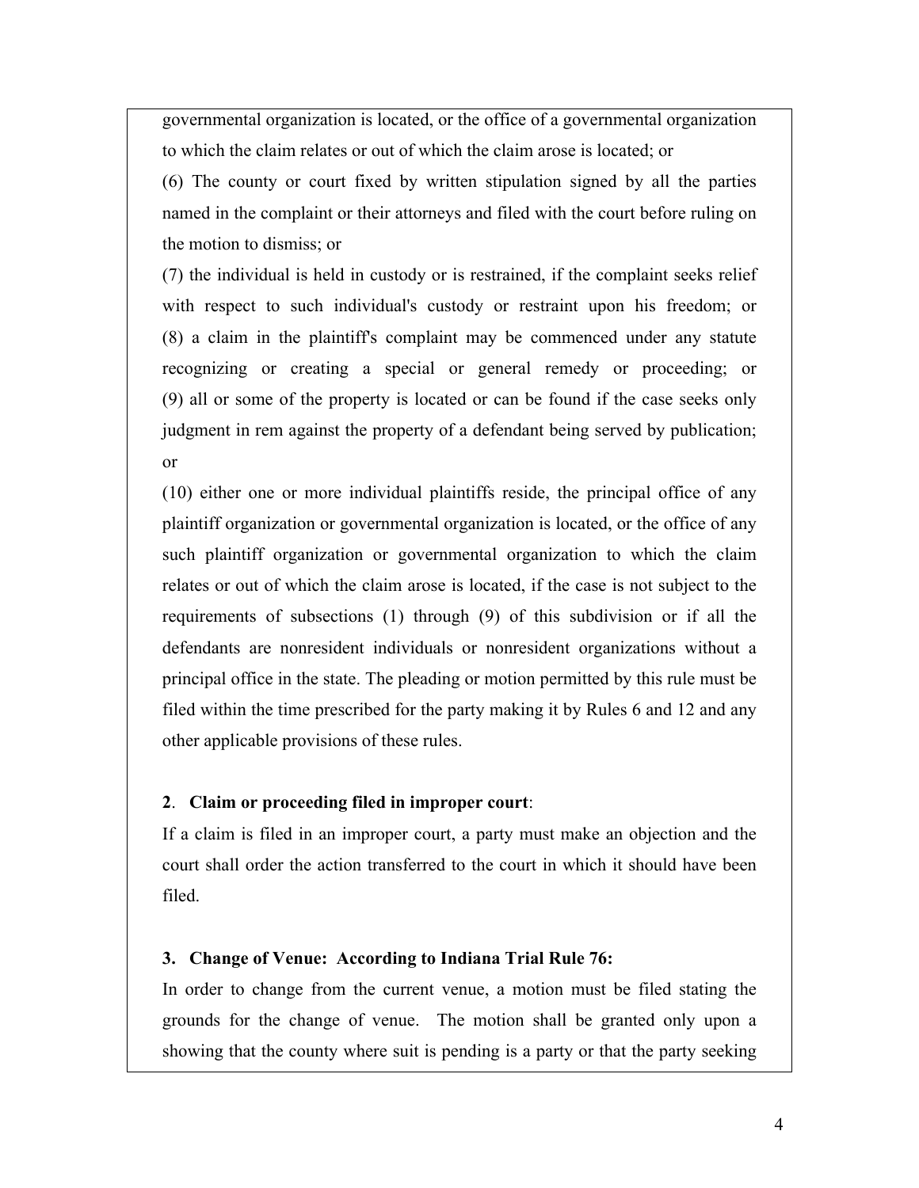governmental organization is located, or the office of a governmental organization to which the claim relates or out of which the claim arose is located; or

(6) The county or court fixed by written stipulation signed by all the parties named in the complaint or their attorneys and filed with the court before ruling on the motion to dismiss; or

(7) the individual is held in custody or is restrained, if the complaint seeks relief with respect to such individual's custody or restraint upon his freedom; or

(8) a claim in the plaintiff's complaint may be commenced under any statute recognizing or creating a special or general remedy or proceeding; or

(9) all or some of the property is located or can be found if the case seeks only judgment in rem against the property of a defendant being served by publication; or

(10) either one or more individual plaintiffs reside, the principal office of any plaintiff organization or governmental organization is located, or the office of any such plaintiff organization or governmental organization to which the claim relates or out of which the claim arose is located, if the case is not subject to the requirements of subsections (1) through (9) of this subdivision or if all the defendants are nonresident individuals or nonresident organizations without a principal office in the state. The pleading or motion permitted by this rule must be filed within the time prescribed for the party making it by Rules 6 and 12 and any other applicable provisions of these rules.

**2**. **Claim or proceeding filed in improper court**:

If a claim is filed in an improper court, a party must make an objection and the court shall order the action transferred to the court in which it should have been filed.

**3. Change of Venue: According to Indiana Trial Rule 76:**

In order to change from the current venue, a motion must be filed stating the grounds for the change of venue. The motion shall be granted only upon a showing that the county where suit is pending is a party or that the party seeking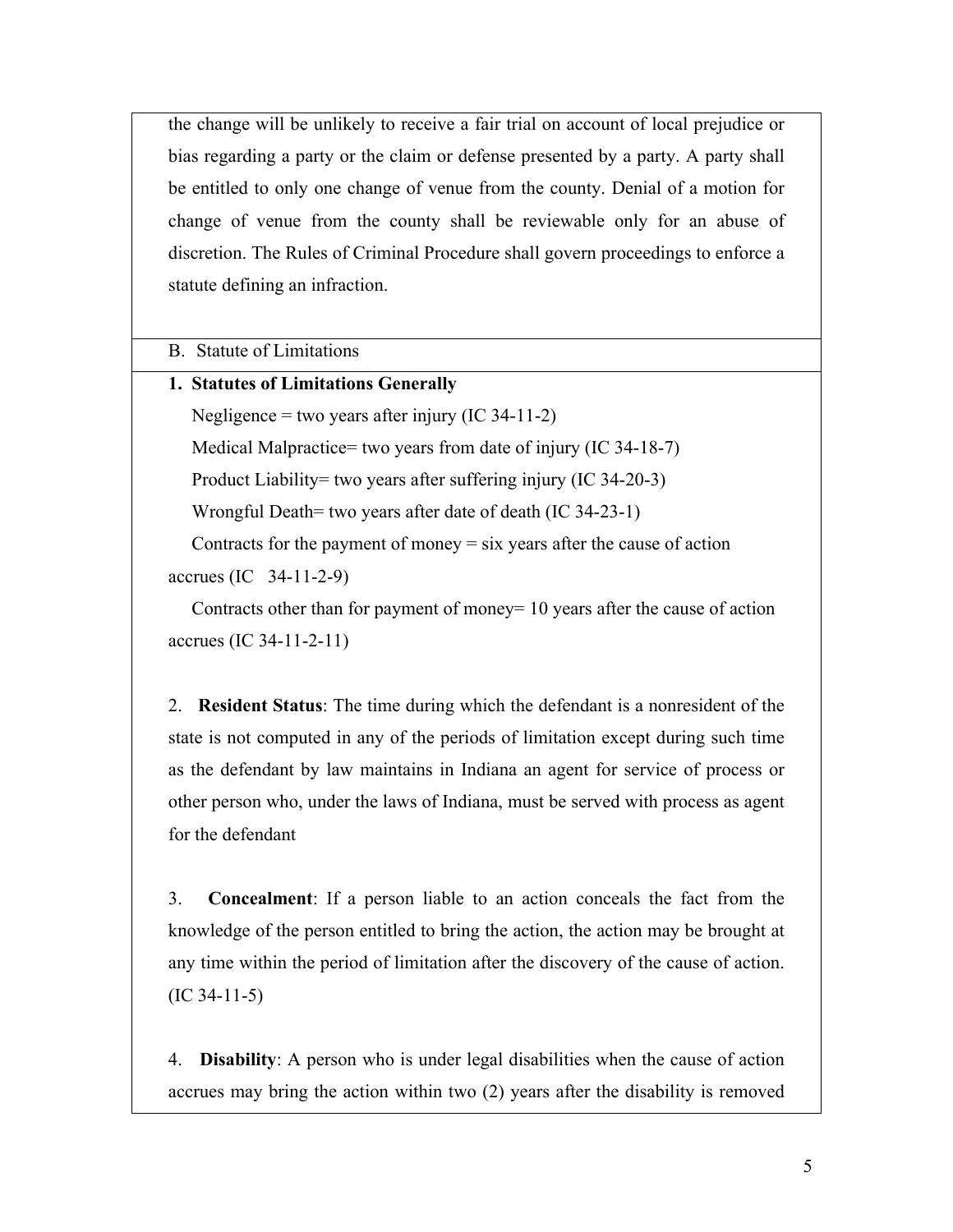the change will be unlikely to receive a fair trial on account of local prejudice or bias regarding a party or the claim or defense presented by a party. A party shall be entitled to only one change of venue from the county. Denial of a motion for change of venue from the county shall be reviewable only for an abuse of discretion. The Rules of Criminal Procedure shall govern proceedings to enforce a statute defining an infraction.

B. Statute of Limitations

**1. Statutes of Limitations Generally**

Negligence = two years after injury (IC 34-11-2)

Medical Malpractice= two years from date of injury (IC 34-18-7)

Product Liability= two years after suffering injury (IC 34-20-3)

Wrongful Death= two years after date of death (IC 34-23-1)

Contracts for the payment of money = six years after the cause of action accrues (IC 34-11-2-9)

Contracts other than for payment of money= 10 years after the cause of action accrues (IC 34-11-2-11)

2. **Resident Status**: The time during which the defendant is a nonresident of the state is not computed in any of the periods of limitation except during such time as the defendant by law maintains in Indiana an agent for service of process or other person who, under the laws of Indiana, must be served with process as agent for the defendant

3. **Concealment**: If a person liable to an action conceals the fact from the knowledge of the person entitled to bring the action, the action may be brought at any time within the period of limitation after the discovery of the cause of action. (IC 34-11-5)

4. **Disability**: A person who is under legal disabilities when the cause of action accrues may bring the action within two (2) years after the disability is removed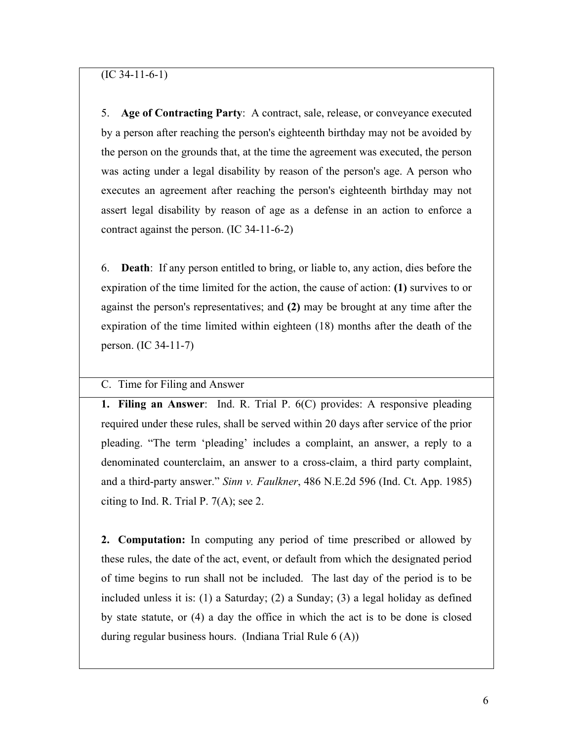(IC 34-11-6-1)

5. **Age of Contracting Party**: A contract, sale, release, or conveyance executed by a person after reaching the person's eighteenth birthday may not be avoided by the person on the grounds that, at the time the agreement was executed, the person was acting under a legal disability by reason of the person's age. A person who executes an agreement after reaching the person's eighteenth birthday may not assert legal disability by reason of age as a defense in an action to enforce a contract against the person. (IC 34-11-6-2)

6. **Death**: If any person entitled to bring, or liable to, any action, dies before the expiration of the time limited for the action, the cause of action: **(1)** survives to or against the person's representatives; and **(2)** may be brought at any time after the expiration of the time limited within eighteen (18) months after the death of the person. (IC 34-11-7)

C. Time for Filing and Answer

**1. Filing an Answer**: Ind. R. Trial P. 6(C) provides: A responsive pleading required under these rules, shall be served within 20 days after service of the prior pleading. "The term 'pleading' includes a complaint, an answer, a reply to a denominated counterclaim, an answer to a cross-claim, a third party complaint, and a third-party answer." *Sinn v. Faulkner*, 486 N.E.2d 596 (Ind. Ct. App. 1985) citing to Ind. R. Trial P. 7(A); see 2.

**2. Computation:** In computing any period of time prescribed or allowed by these rules, the date of the act, event, or default from which the designated period of time begins to run shall not be included. The last day of the period is to be included unless it is: (1) a Saturday; (2) a Sunday; (3) a legal holiday as defined by state statute, or (4) a day the office in which the act is to be done is closed during regular business hours. (Indiana Trial Rule 6 (A))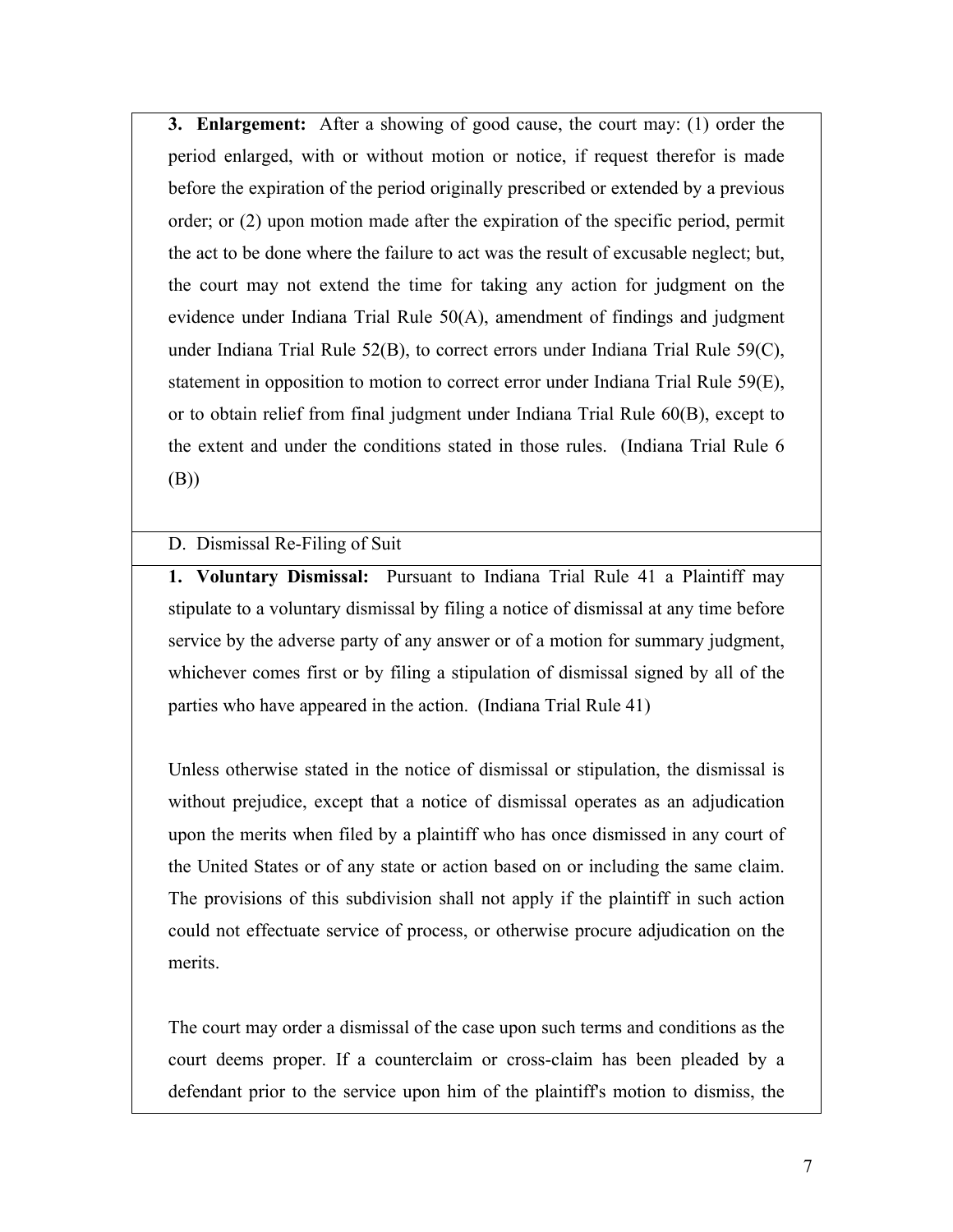**3. Enlargement:** After a showing of good cause, the court may: (1) order the period enlarged, with or without motion or notice, if request therefor is made before the expiration of the period originally prescribed or extended by a previous order; or (2) upon motion made after the expiration of the specific period, permit the act to be done where the failure to act was the result of excusable neglect; but, the court may not extend the time for taking any action for judgment on the evidence under Indiana Trial Rule 50(A), amendment of findings and judgment under Indiana Trial Rule 52(B), to correct errors under Indiana Trial Rule 59(C), statement in opposition to motion to correct error under Indiana Trial Rule 59(E), or to obtain relief from final judgment under Indiana Trial Rule 60(B), except to the extent and under the conditions stated in those rules. (Indiana Trial Rule 6 (B))

D. Dismissal Re-Filing of Suit

**1. Voluntary Dismissal:** Pursuant to Indiana Trial Rule 41 a Plaintiff may stipulate to a voluntary dismissal by filing a notice of dismissal at any time before service by the adverse party of any answer or of a motion for summary judgment, whichever comes first or by filing a stipulation of dismissal signed by all of the parties who have appeared in the action. (Indiana Trial Rule 41)

Unless otherwise stated in the notice of dismissal or stipulation, the dismissal is without prejudice, except that a notice of dismissal operates as an adjudication upon the merits when filed by a plaintiff who has once dismissed in any court of the United States or of any state or action based on or including the same claim. The provisions of this subdivision shall not apply if the plaintiff in such action could not effectuate service of process, or otherwise procure adjudication on the merits.

The court may order a dismissal of the case upon such terms and conditions as the court deems proper. If a counterclaim or cross-claim has been pleaded by a defendant prior to the service upon him of the plaintiff's motion to dismiss, the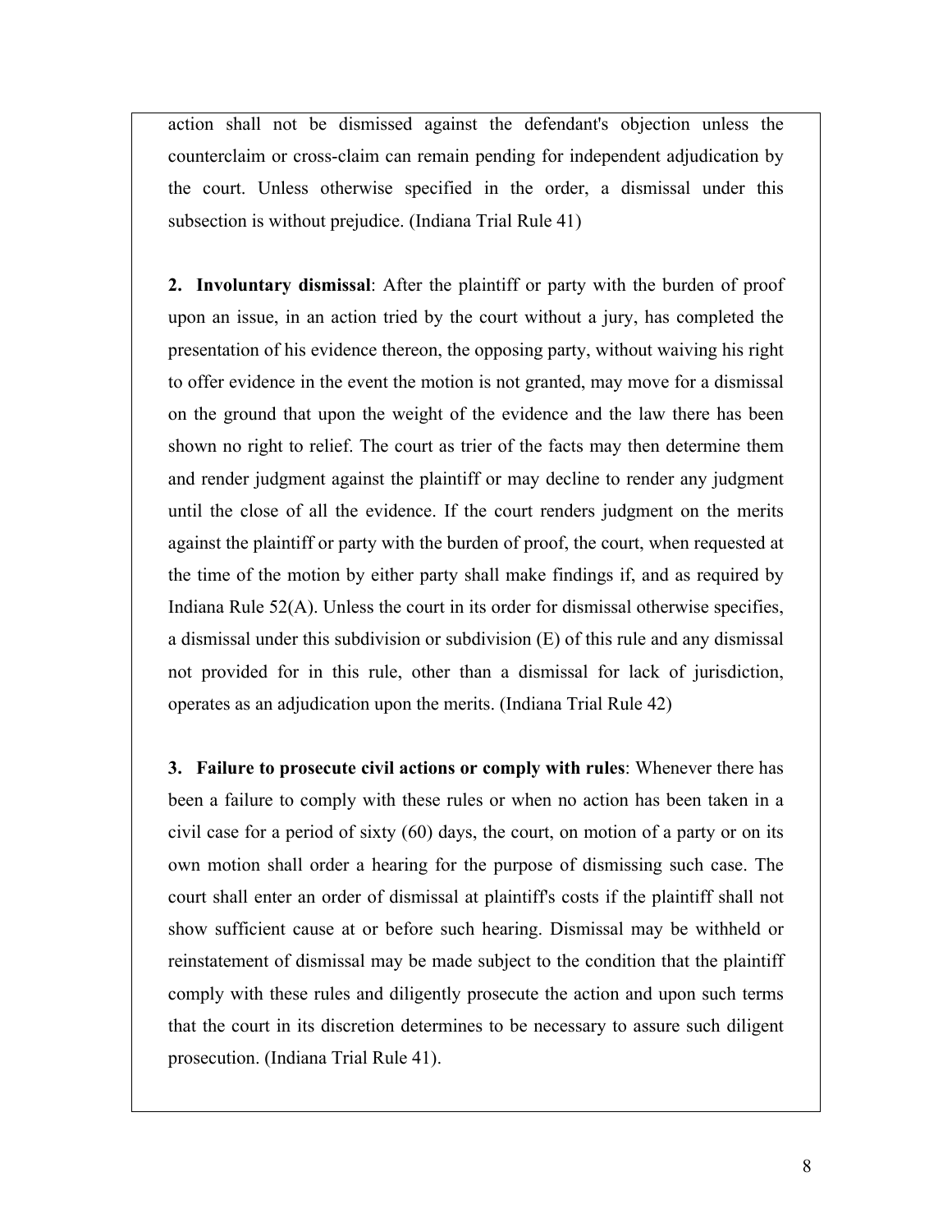action shall not be dismissed against the defendant's objection unless the counterclaim or cross-claim can remain pending for independent adjudication by the court. Unless otherwise specified in the order, a dismissal under this subsection is without prejudice. (Indiana Trial Rule 41)

**2. Involuntary dismissal**: After the plaintiff or party with the burden of proof upon an issue, in an action tried by the court without a jury, has completed the presentation of his evidence thereon, the opposing party, without waiving his right to offer evidence in the event the motion is not granted, may move for a dismissal on the ground that upon the weight of the evidence and the law there has been shown no right to relief. The court as trier of the facts may then determine them and render judgment against the plaintiff or may decline to render any judgment until the close of all the evidence. If the court renders judgment on the merits against the plaintiff or party with the burden of proof, the court, when requested at the time of the motion by either party shall make findings if, and as required by Indiana Rule 52(A). Unless the court in its order for dismissal otherwise specifies, a dismissal under this subdivision or subdivision (E) of this rule and any dismissal not provided for in this rule, other than a dismissal for lack of jurisdiction, operates as an adjudication upon the merits. (Indiana Trial Rule 42)

**3. Failure to prosecute civil actions or comply with rules**: Whenever there has been a failure to comply with these rules or when no action has been taken in a civil case for a period of sixty (60) days, the court, on motion of a party or on its own motion shall order a hearing for the purpose of dismissing such case. The court shall enter an order of dismissal at plaintiff's costs if the plaintiff shall not show sufficient cause at or before such hearing. Dismissal may be withheld or reinstatement of dismissal may be made subject to the condition that the plaintiff comply with these rules and diligently prosecute the action and upon such terms that the court in its discretion determines to be necessary to assure such diligent prosecution. (Indiana Trial Rule 41).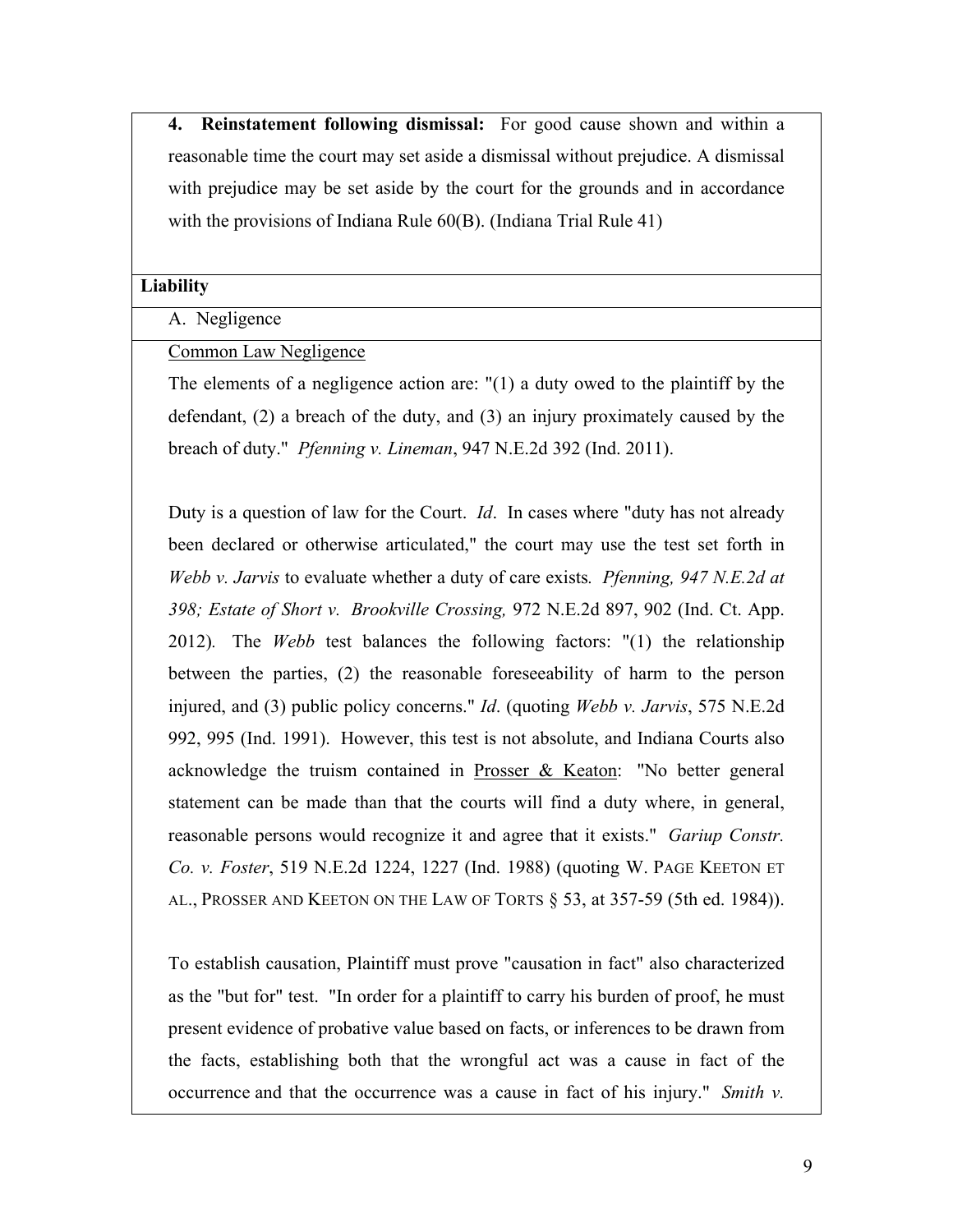**4. Reinstatement following dismissal:** For good cause shown and within a reasonable time the court may set aside a dismissal without prejudice. A dismissal with prejudice may be set aside by the court for the grounds and in accordance with the provisions of Indiana Rule 60(B). (Indiana Trial Rule 41)

**Liability**

A. Negligence

Common Law Negligence

The elements of a negligence action are: "(1) a duty owed to the plaintiff by the defendant, (2) a breach of the duty, and (3) an injury proximately caused by the breach of duty." *Pfenning v. Lineman*, 947 N.E.2d 392 (Ind. 2011).

Duty is a question of law for the Court. *Id*. In cases where "duty has not already been declared or otherwise articulated," the court may use the test set forth in *Webb v. Jarvis* to evaluate whether a duty of care exists. *Pfenning, 947 N.E.2d at 398; Estate of Short v. Brookville Crossing,* 972 N.E.2d 897, 902 (Ind. Ct. App. 2012). The *Webb* test balances the following factors: "(1) the relationship between the parties, (2) the reasonable foreseeability of harm to the person injured, and (3) public policy concerns." *Id*. (quoting *Webb v. Jarvis*, 575 N.E.2d 992, 995 (Ind. 1991). However, this test is not absolute, and Indiana Courts also acknowledge the truism contained in Prosser & Keaton: "No better general statement can be made than that the courts will find a duty where, in general, reasonable persons would recognize it and agree that it exists." *Gariup Constr. Co. v. Foster*, 519 N.E.2d 1224, 1227 (Ind. 1988) (quoting W. PAGE KEETON ET AL., PROSSER AND KEETON ON THE LAW OF TORTS § 53, at 357-59 (5th ed. 1984)).

To establish causation, Plaintiff must prove "causation in fact" also characterized as the "but for" test. "In order for a plaintiff to carry his burden of proof, he must present evidence of probative value based on facts, or inferences to be drawn from the facts, establishing both that the wrongful act was a cause in fact of the occurrence and that the occurrence was a cause in fact of his injury." *Smith v.*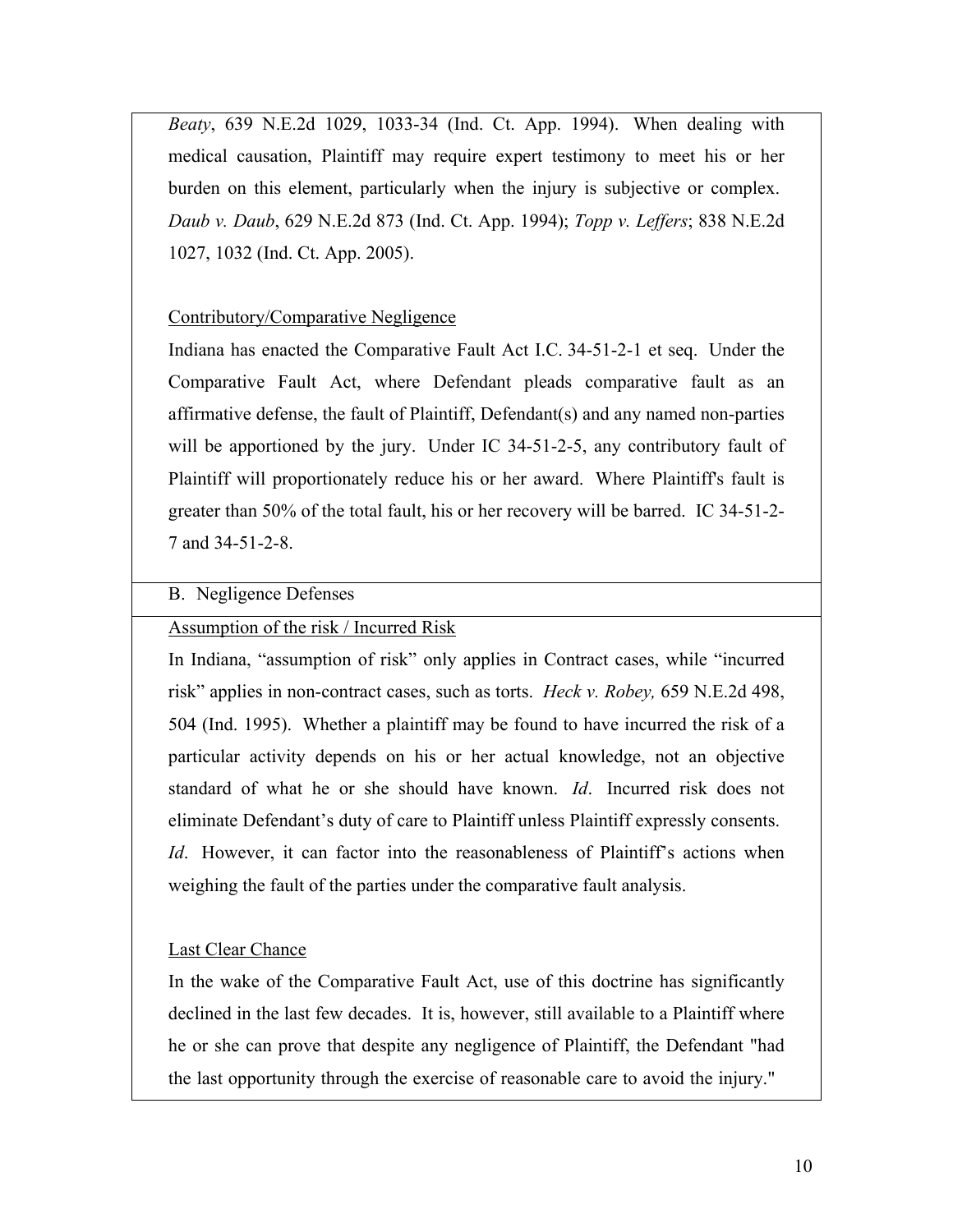*Beaty*, 639 N.E.2d 1029, 1033-34 (Ind. Ct. App. 1994). When dealing with medical causation, Plaintiff may require expert testimony to meet his or her burden on this element, particularly when the injury is subjective or complex. *Daub v. Daub*, 629 N.E.2d 873 (Ind. Ct. App. 1994); *Topp v. Leffers*; 838 N.E.2d 1027, 1032 (Ind. Ct. App. 2005).

<u>Contributory/Comparative Negligence</u>

Indiana has enacted the Comparative Fault Act I.C. 34-51-2-1 et seq. Under the Comparative Fault Act, where Defendant pleads comparative fault as an affirmative defense, the fault of Plaintiff, Defendant(s) and any named non-parties will be apportioned by the jury. Under IC 34-51-2-5, any contributory fault of Plaintiff will proportionately reduce his or her award. Where Plaintiff's fault is greater than 50% of the total fault, his or her recovery will be barred. IC 34-51-2-7 and 34-51-2-8.

B. Negligence Defenses

<u>Assumption of the risk / Incurred Risk</u>

In Indiana, "assumption of risk" only applies in Contract cases, while "incurred risk" applies in non-contract cases, such as torts. *Heck v. Robey,* 659 N.E.2d 498, 504 (Ind. 1995). Whether a plaintiff may be found to have incurred the risk of a particular activity depends on his or her actual knowledge, not an objective standard of what he or she should have known. *Id*. Incurred risk does not eliminate Defendant's duty of care to Plaintiff unless Plaintiff expressly consents. *Id*. However, it can factor into the reasonableness of Plaintiff's actions when weighing the fault of the parties under the comparative fault analysis.

<u>Last Clear Chance</u>

In the wake of the Comparative Fault Act, use of this doctrine has significantly declined in the last few decades. It is, however, still available to a Plaintiff where he or she can prove that despite any negligence of Plaintiff, the Defendant "had the last opportunity through the exercise of reasonable care to avoid the injury."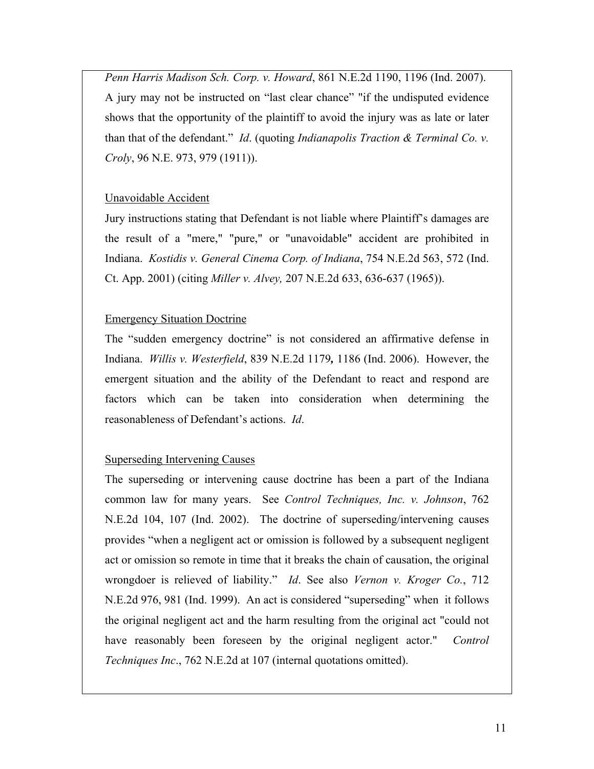*Penn Harris Madison Sch. Corp. v. Howard*, 861 N.E.2d 1190, 1196 (Ind. 2007). A jury may not be instructed on "last clear chance" "if the undisputed evidence shows that the opportunity of the plaintiff to avoid the injury was as late or later than that of the defendant." *Id*. (quoting *Indianapolis Traction & Terminal Co. v. Croly*, 96 N.E. 973, 979 (1911)).

Unavoidable Accident

Jury instructions stating that Defendant is not liable where Plaintiff's damages are the result of a "mere," "pure," or "unavoidable" accident are prohibited in Indiana. *Kostidis v. General Cinema Corp. of Indiana*, 754 N.E.2d 563, 572 (Ind. Ct. App. 2001) (citing *Miller v. Alvey,* 207 N.E.2d 633, 636-637 (1965)).

Emergency Situation Doctrine

The "sudden emergency doctrine" is not considered an affirmative defense in Indiana. *Willis v. Westerfield*, 839 N.E.2d 1179**,** 1186 (Ind. 2006). However, the emergent situation and the ability of the Defendant to react and respond are factors which can be taken into consideration when determining the reasonableness of Defendant's actions. *Id*.

Superseding Intervening Causes

The superseding or intervening cause doctrine has been a part of the Indiana common law for many years. See *Control Techniques, Inc. v. Johnson*, 762 N.E.2d 104, 107 (Ind. 2002). The doctrine of superseding/intervening causes provides "when a negligent act or omission is followed by a subsequent negligent act or omission so remote in time that it breaks the chain of causation, the original wrongdoer is relieved of liability." *Id*. See also *Vernon v. Kroger Co.*, 712 N.E.2d 976, 981 (Ind. 1999). An act is considered "superseding" when it follows the original negligent act and the harm resulting from the original act "could not have reasonably been foreseen by the original negligent actor." *Control Techniques Inc*., 762 N.E.2d at 107 (internal quotations omitted).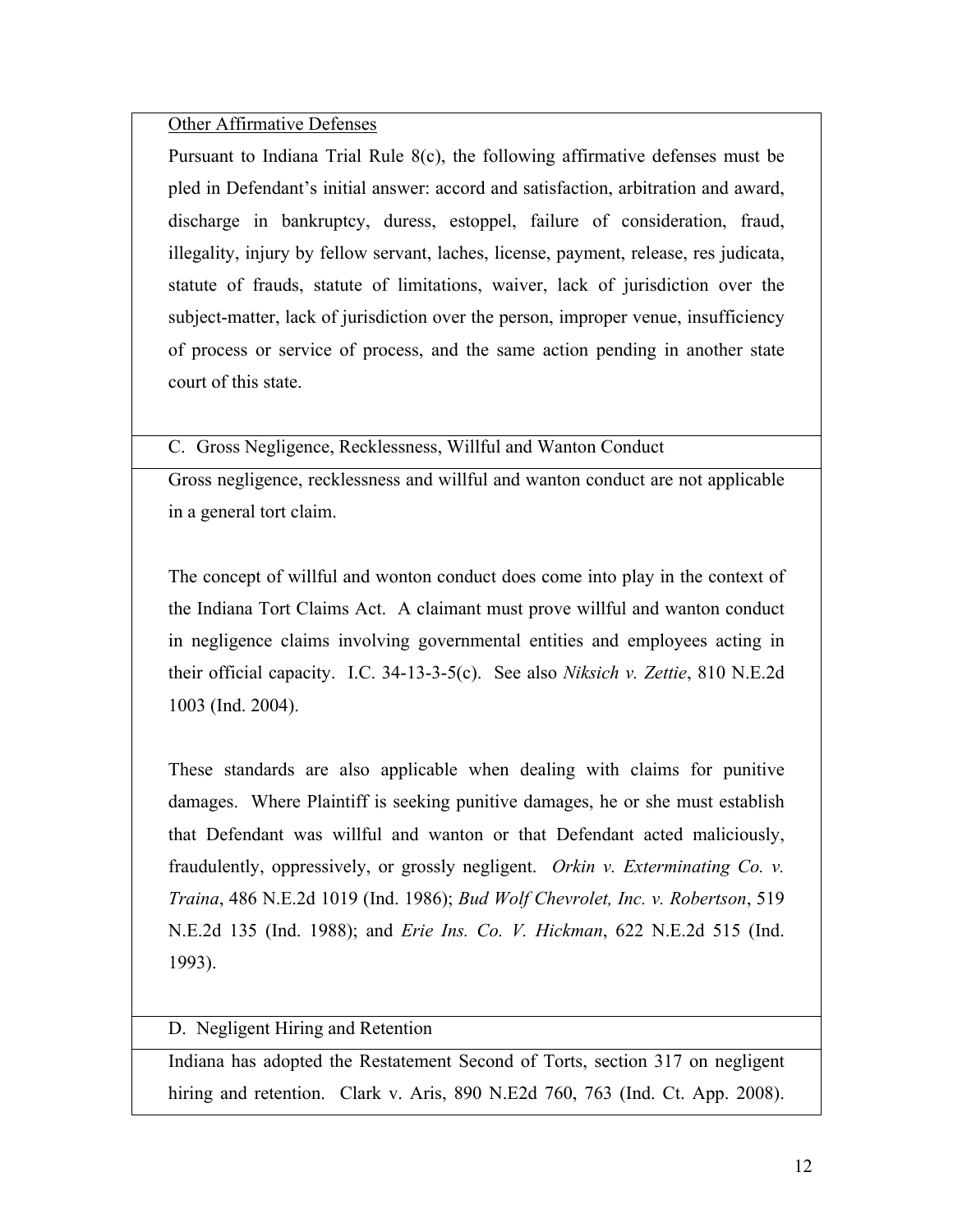Other Affirmative Defenses

Pursuant to Indiana Trial Rule 8(c), the following affirmative defenses must be pled in Defendant's initial answer: accord and satisfaction, arbitration and award, discharge in bankruptcy, duress, estoppel, failure of consideration, fraud, illegality, injury by fellow servant, laches, license, payment, release, res judicata, statute of frauds, statute of limitations, waiver, lack of jurisdiction over the subject-matter, lack of jurisdiction over the person, improper venue, insufficiency of process or service of process, and the same action pending in another state court of this state.

C. Gross Negligence, Recklessness, Willful and Wanton Conduct

Gross negligence, recklessness and willful and wanton conduct are not applicable in a general tort claim.

The concept of willful and wonton conduct does come into play in the context of the Indiana Tort Claims Act. A claimant must prove willful and wanton conduct in negligence claims involving governmental entities and employees acting in their official capacity. I.C. 34-13-3-5(c). See also *Niksich v. Zettie*, 810 N.E.2d 1003 (Ind. 2004).

These standards are also applicable when dealing with claims for punitive damages. Where Plaintiff is seeking punitive damages, he or she must establish that Defendant was willful and wanton or that Defendant acted maliciously, fraudulently, oppressively, or grossly negligent. *Orkin v. Exterminating Co. v. Traina*, 486 N.E.2d 1019 (Ind. 1986); *Bud Wolf Chevrolet, Inc. v. Robertson*, 519 N.E.2d 135 (Ind. 1988); and *Erie Ins. Co. V. Hickman*, 622 N.E.2d 515 (Ind. 1993).

D. Negligent Hiring and Retention

Indiana has adopted the Restatement Second of Torts, section 317 on negligent hiring and retention. Clark v. Aris, 890 N.E2d 760, 763 (Ind. Ct. App. 2008).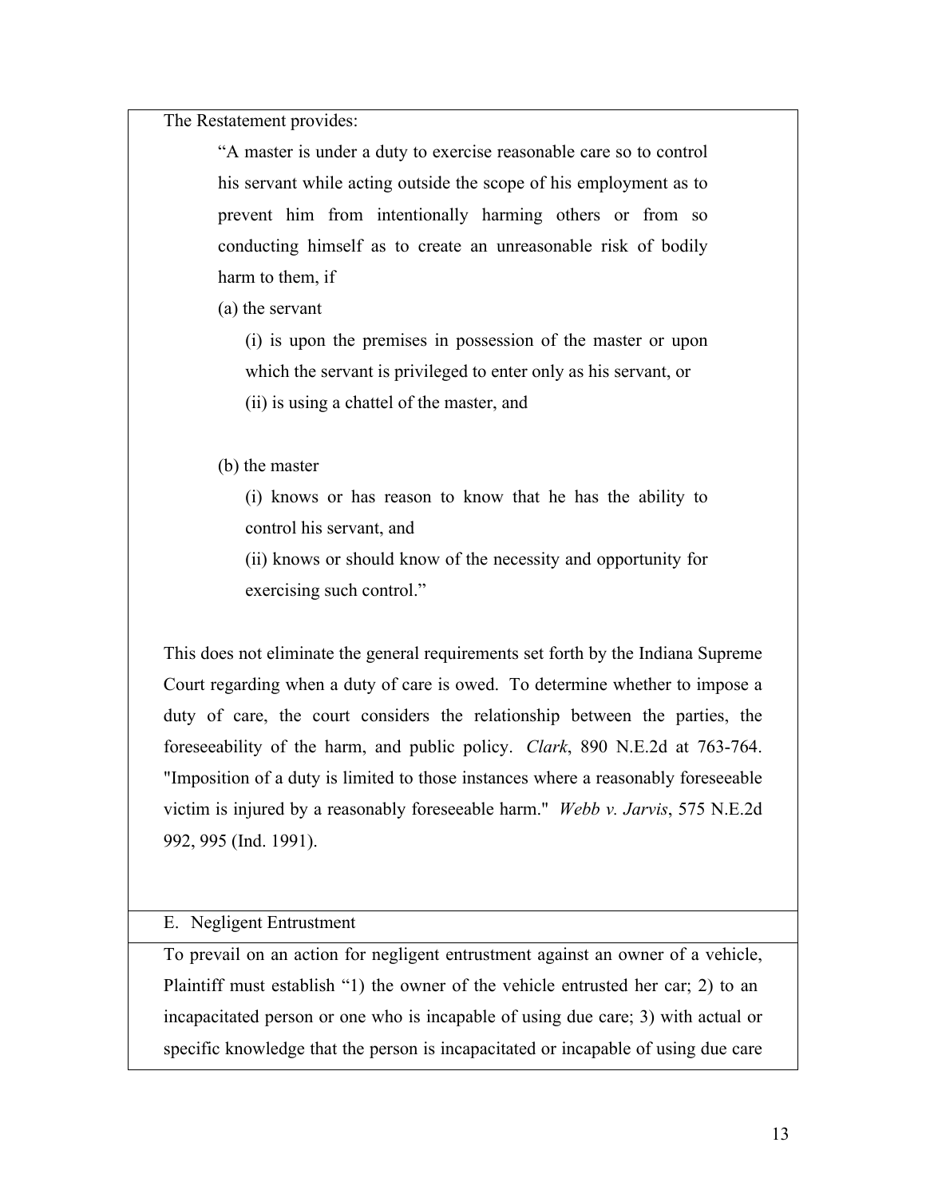The Restatement provides:

> "A master is under a duty to exercise reasonable care so to control his servant while acting outside the scope of his employment as to prevent him from intentionally harming others or from so conducting himself as to create an unreasonable risk of bodily harm to them, if
>
> (a) the servant
>
> (i) is upon the premises in possession of the master or upon which the servant is privileged to enter only as his servant, or
>
> (ii) is using a chattel of the master, and
>
> (b) the master
>
> (i) knows or has reason to know that he has the ability to control his servant, and
>
> (ii) knows or should know of the necessity and opportunity for exercising such control."

This does not eliminate the general requirements set forth by the Indiana Supreme Court regarding when a duty of care is owed. To determine whether to impose a duty of care, the court considers the relationship between the parties, the foreseeability of the harm, and public policy. *Clark*, 890 N.E.2d at 763-764. "Imposition of a duty is limited to those instances where a reasonably foreseeable victim is injured by a reasonably foreseeable harm." *Webb v. Jarvis*, 575 N.E.2d 992, 995 (Ind. 1991).

E. Negligent Entrustment

To prevail on an action for negligent entrustment against an owner of a vehicle, Plaintiff must establish "1) the owner of the vehicle entrusted her car; 2) to an incapacitated person or one who is incapable of using due care; 3) with actual or specific knowledge that the person is incapacitated or incapable of using due care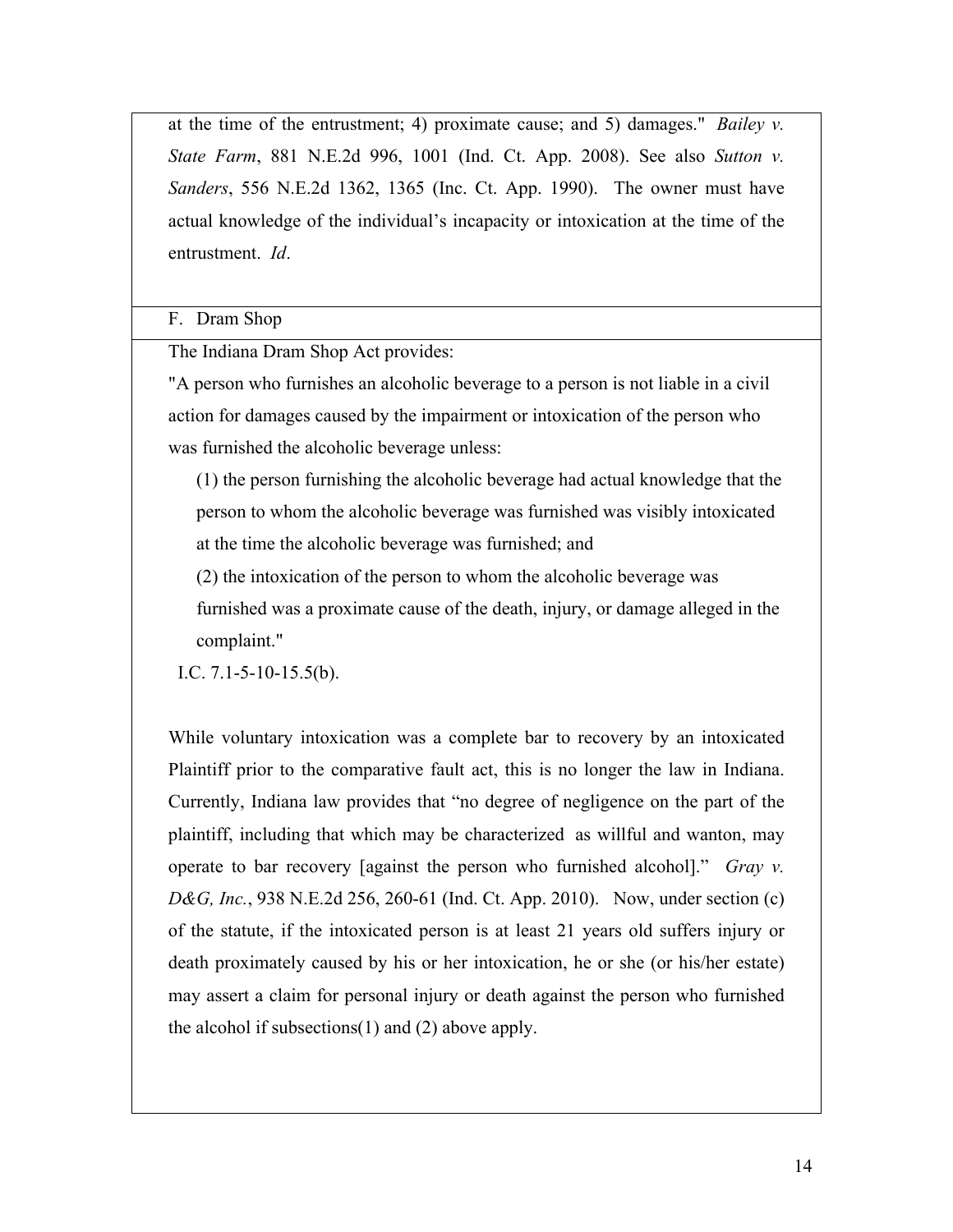at the time of the entrustment; 4) proximate cause; and 5) damages." *Bailey v. State Farm*, 881 N.E.2d 996, 1001 (Ind. Ct. App. 2008). See also *Sutton v. Sanders*, 556 N.E.2d 1362, 1365 (Inc. Ct. App. 1990). The owner must have actual knowledge of the individual's incapacity or intoxication at the time of the entrustment. *Id*.

F. Dram Shop

The Indiana Dram Shop Act provides:

"A person who furnishes an alcoholic beverage to a person is not liable in a civil action for damages caused by the impairment or intoxication of the person who was furnished the alcoholic beverage unless:

(1) the person furnishing the alcoholic beverage had actual knowledge that the person to whom the alcoholic beverage was furnished was visibly intoxicated at the time the alcoholic beverage was furnished; and

(2) the intoxication of the person to whom the alcoholic beverage was furnished was a proximate cause of the death, injury, or damage alleged in the complaint."

I.C. 7.1-5-10-15.5(b).

While voluntary intoxication was a complete bar to recovery by an intoxicated Plaintiff prior to the comparative fault act, this is no longer the law in Indiana. Currently, Indiana law provides that "no degree of negligence on the part of the plaintiff, including that which may be characterized as willful and wanton, may operate to bar recovery [against the person who furnished alcohol]." *Gray v. D&G, Inc.*, 938 N.E.2d 256, 260-61 (Ind. Ct. App. 2010). Now, under section (c) of the statute, if the intoxicated person is at least 21 years old suffers injury or death proximately caused by his or her intoxication, he or she (or his/her estate) may assert a claim for personal injury or death against the person who furnished the alcohol if subsections(1) and (2) above apply.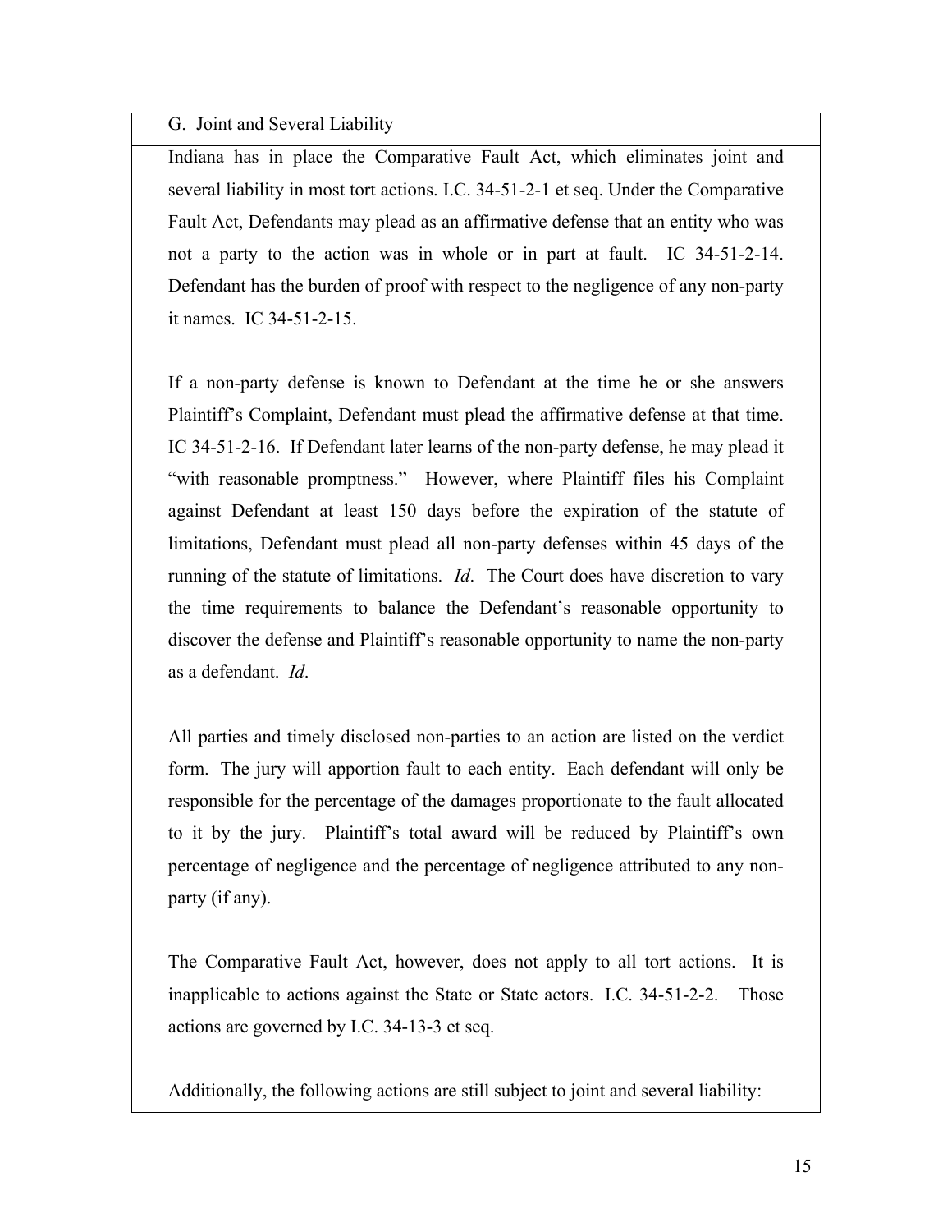## G. Joint and Several Liability

Indiana has in place the Comparative Fault Act, which eliminates joint and several liability in most tort actions. I.C. 34-51-2-1 et seq. Under the Comparative Fault Act, Defendants may plead as an affirmative defense that an entity who was not a party to the action was in whole or in part at fault. IC 34-51-2-14. Defendant has the burden of proof with respect to the negligence of any non-party it names. IC 34-51-2-15.

If a non-party defense is known to Defendant at the time he or she answers Plaintiff's Complaint, Defendant must plead the affirmative defense at that time. IC 34-51-2-16. If Defendant later learns of the non-party defense, he may plead it "with reasonable promptness." However, where Plaintiff files his Complaint against Defendant at least 150 days before the expiration of the statute of limitations, Defendant must plead all non-party defenses within 45 days of the running of the statute of limitations. *Id*. The Court does have discretion to vary the time requirements to balance the Defendant's reasonable opportunity to discover the defense and Plaintiff's reasonable opportunity to name the non-party as a defendant. *Id*.

All parties and timely disclosed non-parties to an action are listed on the verdict form. The jury will apportion fault to each entity. Each defendant will only be responsible for the percentage of the damages proportionate to the fault allocated to it by the jury. Plaintiff's total award will be reduced by Plaintiff's own percentage of negligence and the percentage of negligence attributed to any non-party (if any).

The Comparative Fault Act, however, does not apply to all tort actions. It is inapplicable to actions against the State or State actors. I.C. 34-51-2-2. Those actions are governed by I.C. 34-13-3 et seq.

Additionally, the following actions are still subject to joint and several liability: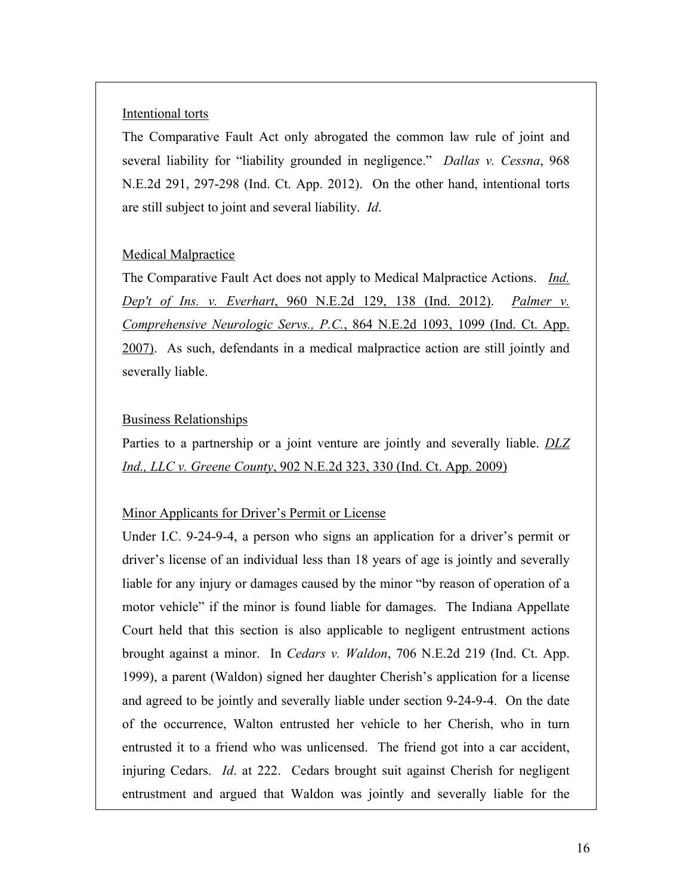<u>Intentional torts</u>

The Comparative Fault Act only abrogated the common law rule of joint and several liability for "liability grounded in negligence." *Dallas v. Cessna*, 968 N.E.2d 291, 297-298 (Ind. Ct. App. 2012). On the other hand, intentional torts are still subject to joint and several liability. *Id*.

<u>Medical Malpractice</u>

The Comparative Fault Act does not apply to Medical Malpractice Actions. <u>*Ind. Dep't of Ins. v. Everhart*, 960 N.E.2d 129, 138 (Ind. 2012)</u>. <u>*Palmer v. Comprehensive Neurologic Servs., P.C.*, 864 N.E.2d 1093, 1099 (Ind. Ct. App. 2007)</u>. As such, defendants in a medical malpractice action are still jointly and severally liable.

<u>Business Relationships</u>

Parties to a partnership or a joint venture are jointly and severally liable. <u>*DLZ Ind., LLC v. Greene County*, 902 N.E.2d 323, 330 (Ind. Ct. App. 2009)</u>

<u>Minor Applicants for Driver's Permit or License</u>

Under I.C. 9-24-9-4, a person who signs an application for a driver's permit or driver's license of an individual less than 18 years of age is jointly and severally liable for any injury or damages caused by the minor "by reason of operation of a motor vehicle" if the minor is found liable for damages. The Indiana Appellate Court held that this section is also applicable to negligent entrustment actions brought against a minor. In *Cedars v. Waldon*, 706 N.E.2d 219 (Ind. Ct. App. 1999), a parent (Waldon) signed her daughter Cherish's application for a license and agreed to be jointly and severally liable under section 9-24-9-4. On the date of the occurrence, Walton entrusted her vehicle to her Cherish, who in turn entrusted it to a friend who was unlicensed. The friend got into a car accident, injuring Cedars. *Id*. at 222. Cedars brought suit against Cherish for negligent entrustment and argued that Waldon was jointly and severally liable for the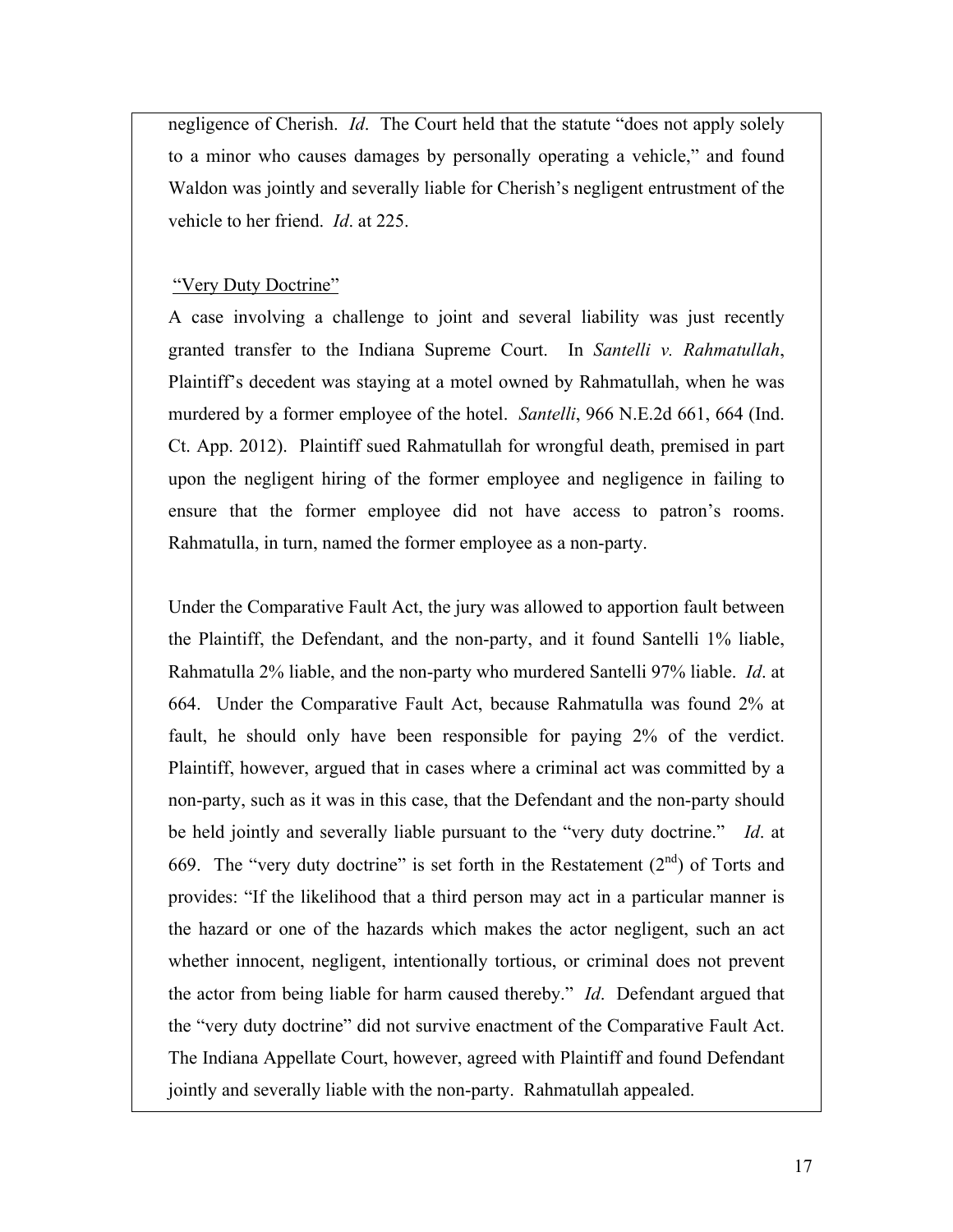negligence of Cherish. *Id*. The Court held that the statute "does not apply solely to a minor who causes damages by personally operating a vehicle," and found Waldon was jointly and severally liable for Cherish's negligent entrustment of the vehicle to her friend. *Id*. at 225.

<u>"Very Duty Doctrine"</u>

A case involving a challenge to joint and several liability was just recently granted transfer to the Indiana Supreme Court. In *Santelli v. Rahmatullah*, Plaintiff's decedent was staying at a motel owned by Rahmatullah, when he was murdered by a former employee of the hotel. *Santelli*, 966 N.E.2d 661, 664 (Ind. Ct. App. 2012). Plaintiff sued Rahmatullah for wrongful death, premised in part upon the negligent hiring of the former employee and negligence in failing to ensure that the former employee did not have access to patron's rooms. Rahmatulla, in turn, named the former employee as a non-party.

Under the Comparative Fault Act, the jury was allowed to apportion fault between the Plaintiff, the Defendant, and the non-party, and it found Santelli 1% liable, Rahmatulla 2% liable, and the non-party who murdered Santelli 97% liable. *Id*. at 664. Under the Comparative Fault Act, because Rahmatulla was found 2% at fault, he should only have been responsible for paying 2% of the verdict. Plaintiff, however, argued that in cases where a criminal act was committed by a non-party, such as it was in this case, that the Defendant and the non-party should be held jointly and severally liable pursuant to the "very duty doctrine." *Id*. at 669. The "very duty doctrine" is set forth in the Restatement (2nd) of Torts and provides: "If the likelihood that a third person may act in a particular manner is the hazard or one of the hazards which makes the actor negligent, such an act whether innocent, negligent, intentionally tortious, or criminal does not prevent the actor from being liable for harm caused thereby." *Id*. Defendant argued that the "very duty doctrine" did not survive enactment of the Comparative Fault Act. The Indiana Appellate Court, however, agreed with Plaintiff and found Defendant jointly and severally liable with the non-party. Rahmatullah appealed.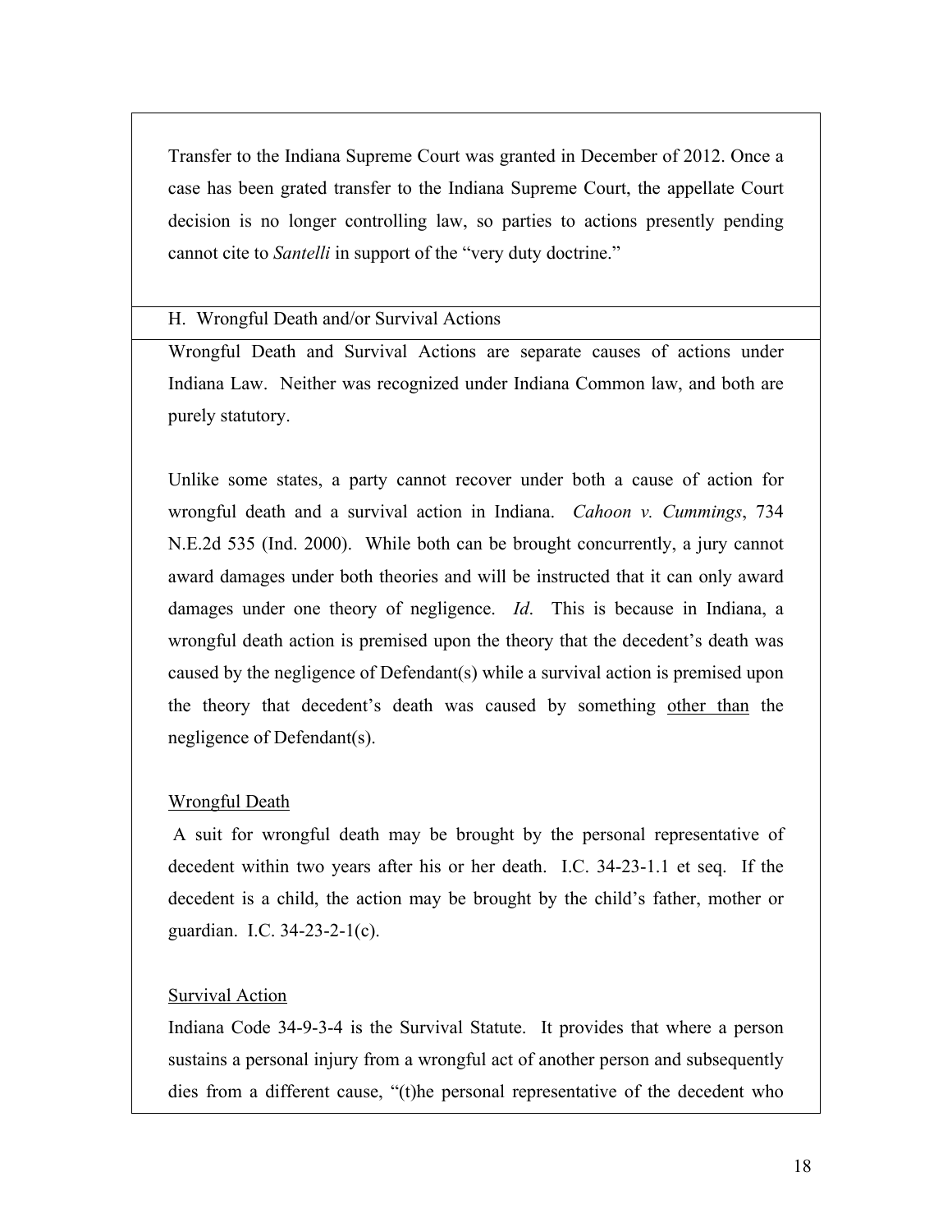Transfer to the Indiana Supreme Court was granted in December of 2012. Once a case has been grated transfer to the Indiana Supreme Court, the appellate Court decision is no longer controlling law, so parties to actions presently pending cannot cite to *Santelli* in support of the "very duty doctrine."

H. Wrongful Death and/or Survival Actions

Wrongful Death and Survival Actions are separate causes of actions under Indiana Law. Neither was recognized under Indiana Common law, and both are purely statutory.

Unlike some states, a party cannot recover under both a cause of action for wrongful death and a survival action in Indiana. *Cahoon v. Cummings*, 734 N.E.2d 535 (Ind. 2000). While both can be brought concurrently, a jury cannot award damages under both theories and will be instructed that it can only award damages under one theory of negligence. *Id*. This is because in Indiana, a wrongful death action is premised upon the theory that the decedent's death was caused by the negligence of Defendant(s) while a survival action is premised upon the theory that decedent's death was caused by something <u>other than</u> the negligence of Defendant(s).

<u>Wrongful Death</u>

A suit for wrongful death may be brought by the personal representative of decedent within two years after his or her death. I.C. 34-23-1.1 et seq. If the decedent is a child, the action may be brought by the child's father, mother or guardian. I.C. 34-23-2-1(c).

<u>Survival Action</u>

Indiana Code 34-9-3-4 is the Survival Statute. It provides that where a person sustains a personal injury from a wrongful act of another person and subsequently dies from a different cause, "(t)he personal representative of the decedent who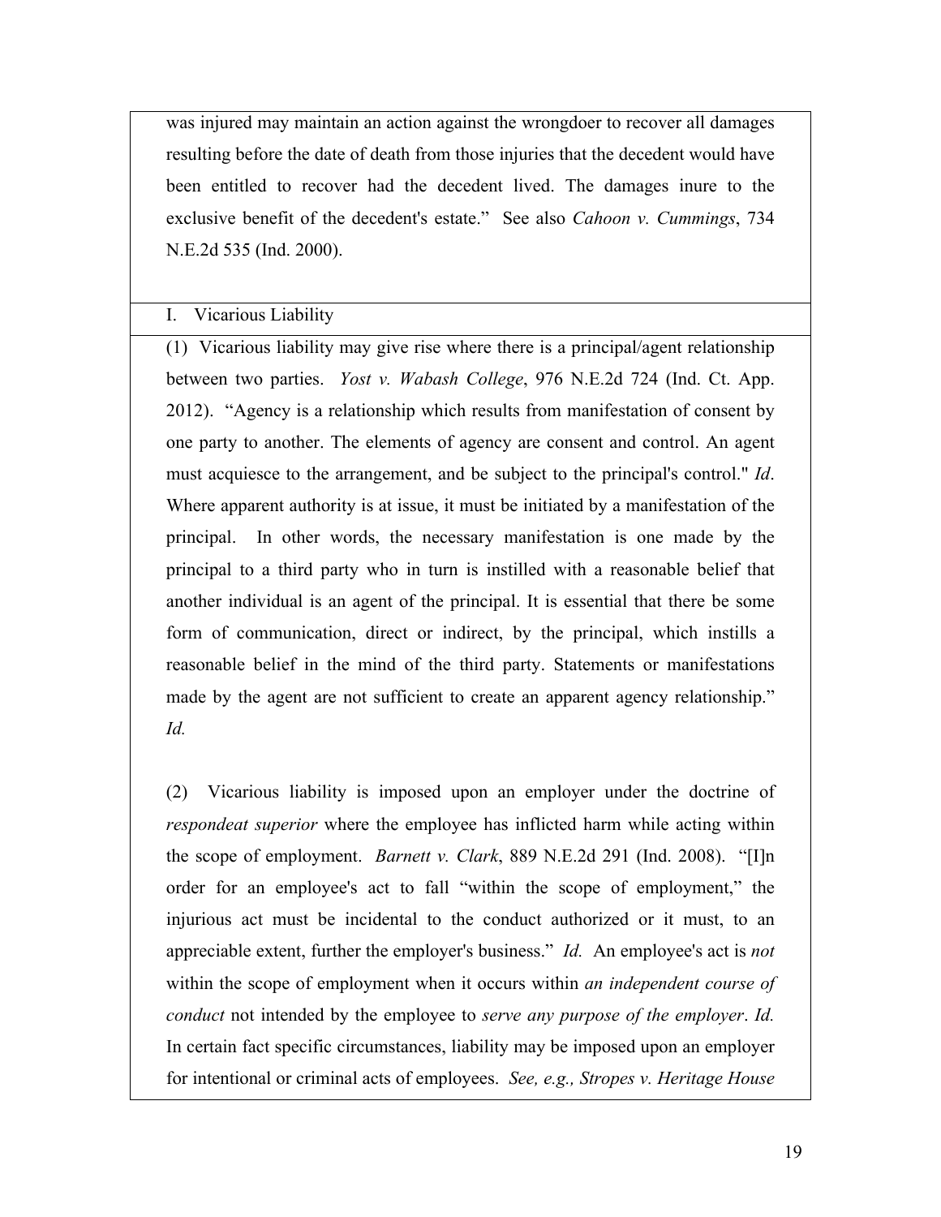was injured may maintain an action against the wrongdoer to recover all damages resulting before the date of death from those injuries that the decedent would have been entitled to recover had the decedent lived. The damages inure to the exclusive benefit of the decedent's estate." See also *Cahoon v. Cummings*, 734 N.E.2d 535 (Ind. 2000).

I. Vicarious Liability

(1) Vicarious liability may give rise where there is a principal/agent relationship between two parties. *Yost v. Wabash College*, 976 N.E.2d 724 (Ind. Ct. App. 2012). "Agency is a relationship which results from manifestation of consent by one party to another. The elements of agency are consent and control. An agent must acquiesce to the arrangement, and be subject to the principal's control." *Id*. Where apparent authority is at issue, it must be initiated by a manifestation of the principal. In other words, the necessary manifestation is one made by the principal to a third party who in turn is instilled with a reasonable belief that another individual is an agent of the principal. It is essential that there be some form of communication, direct or indirect, by the principal, which instills a reasonable belief in the mind of the third party. Statements or manifestations made by the agent are not sufficient to create an apparent agency relationship." *Id.*

(2) Vicarious liability is imposed upon an employer under the doctrine of *respondeat superior* where the employee has inflicted harm while acting within the scope of employment. *Barnett v. Clark*, 889 N.E.2d 291 (Ind. 2008). "[I]n order for an employee's act to fall "within the scope of employment," the injurious act must be incidental to the conduct authorized or it must, to an appreciable extent, further the employer's business." *Id.* An employee's act is *not* within the scope of employment when it occurs within *an independent course of conduct* not intended by the employee to *serve any purpose of the employer*. *Id.* In certain fact specific circumstances, liability may be imposed upon an employer for intentional or criminal acts of employees. *See, e.g., Stropes v. Heritage House*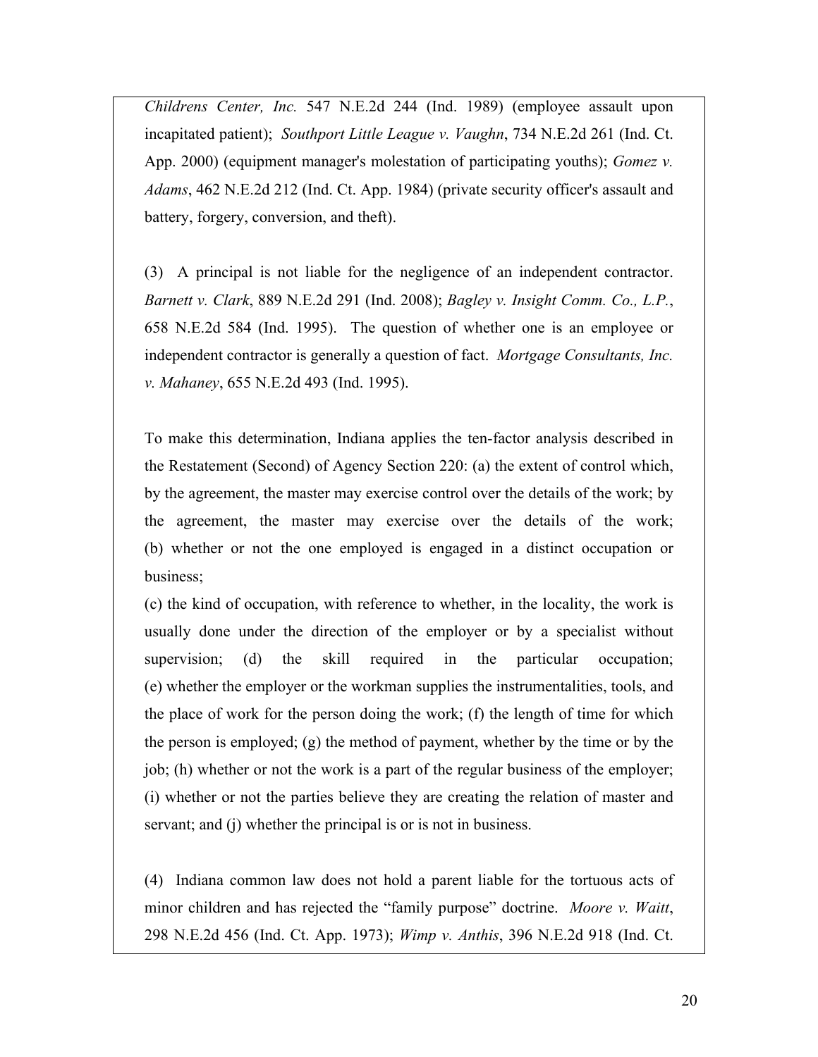*Childrens Center, Inc.* 547 N.E.2d 244 (Ind. 1989) (employee assault upon incapitated patient); *Southport Little League v. Vaughn*, 734 N.E.2d 261 (Ind. Ct. App. 2000) (equipment manager's molestation of participating youths); *Gomez v. Adams*, 462 N.E.2d 212 (Ind. Ct. App. 1984) (private security officer's assault and battery, forgery, conversion, and theft).

(3) A principal is not liable for the negligence of an independent contractor. *Barnett v. Clark*, 889 N.E.2d 291 (Ind. 2008); *Bagley v. Insight Comm. Co., L.P.*, 658 N.E.2d 584 (Ind. 1995). The question of whether one is an employee or independent contractor is generally a question of fact. *Mortgage Consultants, Inc. v. Mahaney*, 655 N.E.2d 493 (Ind. 1995).

To make this determination, Indiana applies the ten-factor analysis described in the Restatement (Second) of Agency Section 220: (a) the extent of control which, by the agreement, the master may exercise control over the details of the work; by the agreement, the master may exercise over the details of the work; (b) whether or not the one employed is engaged in a distinct occupation or business;
(c) the kind of occupation, with reference to whether, in the locality, the work is usually done under the direction of the employer or by a specialist without supervision; (d) the skill required in the particular occupation; (e) whether the employer or the workman supplies the instrumentalities, tools, and the place of work for the person doing the work; (f) the length of time for which the person is employed; (g) the method of payment, whether by the time or by the job; (h) whether or not the work is a part of the regular business of the employer; (i) whether or not the parties believe they are creating the relation of master and servant; and (j) whether the principal is or is not in business.

(4) Indiana common law does not hold a parent liable for the tortuous acts of minor children and has rejected the "family purpose" doctrine. *Moore v. Waitt*, 298 N.E.2d 456 (Ind. Ct. App. 1973); *Wimp v. Anthis*, 396 N.E.2d 918 (Ind. Ct.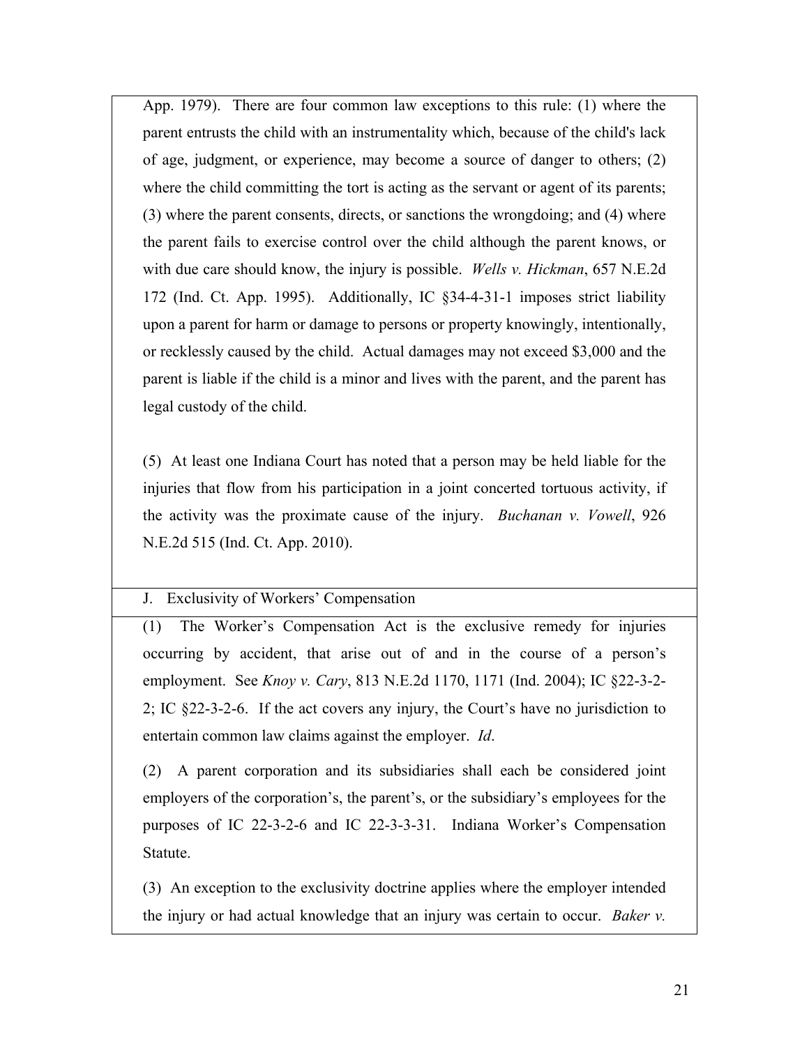App. 1979). There are four common law exceptions to this rule: (1) where the parent entrusts the child with an instrumentality which, because of the child's lack of age, judgment, or experience, may become a source of danger to others; (2) where the child committing the tort is acting as the servant or agent of its parents; (3) where the parent consents, directs, or sanctions the wrongdoing; and (4) where the parent fails to exercise control over the child although the parent knows, or with due care should know, the injury is possible. *Wells v. Hickman*, 657 N.E.2d 172 (Ind. Ct. App. 1995). Additionally, IC §34-4-31-1 imposes strict liability upon a parent for harm or damage to persons or property knowingly, intentionally, or recklessly caused by the child. Actual damages may not exceed $3,000 and the parent is liable if the child is a minor and lives with the parent, and the parent has legal custody of the child.

(5) At least one Indiana Court has noted that a person may be held liable for the injuries that flow from his participation in a joint concerted tortuous activity, if the activity was the proximate cause of the injury. *Buchanan v. Vowell*, 926 N.E.2d 515 (Ind. Ct. App. 2010).

J. Exclusivity of Workers' Compensation

(1) The Worker's Compensation Act is the exclusive remedy for injuries occurring by accident, that arise out of and in the course of a person's employment. See *Knoy v. Cary*, 813 N.E.2d 1170, 1171 (Ind. 2004); IC §22-3-2-2; IC §22-3-2-6. If the act covers any injury, the Court's have no jurisdiction to entertain common law claims against the employer. *Id*.

(2) A parent corporation and its subsidiaries shall each be considered joint employers of the corporation's, the parent's, or the subsidiary's employees for the purposes of IC 22-3-2-6 and IC 22-3-3-31. Indiana Worker's Compensation Statute.

(3) An exception to the exclusivity doctrine applies where the employer intended the injury or had actual knowledge that an injury was certain to occur. *Baker v.*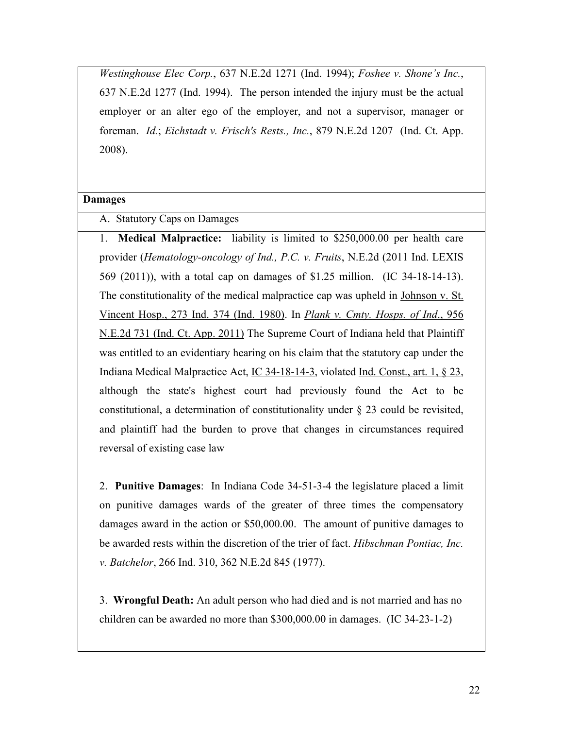*Westinghouse Elec Corp.*, 637 N.E.2d 1271 (Ind. 1994); *Foshee v. Shone's Inc.*, 637 N.E.2d 1277 (Ind. 1994). The person intended the injury must be the actual employer or an alter ego of the employer, and not a supervisor, manager or foreman. *Id.*; *Eichstadt v. Frisch's Rests., Inc.*, 879 N.E.2d 1207 (Ind. Ct. App. 2008).

**Damages**

A. Statutory Caps on Damages

1. **Medical Malpractice:** liability is limited to $250,000.00 per health care provider (*Hematology-oncology of Ind., P.C. v. Fruits*, N.E.2d (2011 Ind. LEXIS 569 (2011)), with a total cap on damages of $1.25 million. (IC 34-18-14-13). The constitutionality of the medical malpractice cap was upheld in Johnson v. St. Vincent Hosp., 273 Ind. 374 (Ind. 1980). In *Plank v. Cmty. Hosps. of Ind*., 956 N.E.2d 731 (Ind. Ct. App. 2011) The Supreme Court of Indiana held that Plaintiff was entitled to an evidentiary hearing on his claim that the statutory cap under the Indiana Medical Malpractice Act, IC 34-18-14-3, violated Ind. Const., art. 1, § 23, although the state's highest court had previously found the Act to be constitutional, a determination of constitutionality under § 23 could be revisited, and plaintiff had the burden to prove that changes in circumstances required reversal of existing case law

2. **Punitive Damages**: In Indiana Code 34-51-3-4 the legislature placed a limit on punitive damages wards of the greater of three times the compensatory damages award in the action or $50,000.00. The amount of punitive damages to be awarded rests within the discretion of the trier of fact. *Hibschman Pontiac, Inc. v. Batchelor*, 266 Ind. 310, 362 N.E.2d 845 (1977).

3. **Wrongful Death:** An adult person who had died and is not married and has no children can be awarded no more than $300,000.00 in damages. (IC 34-23-1-2)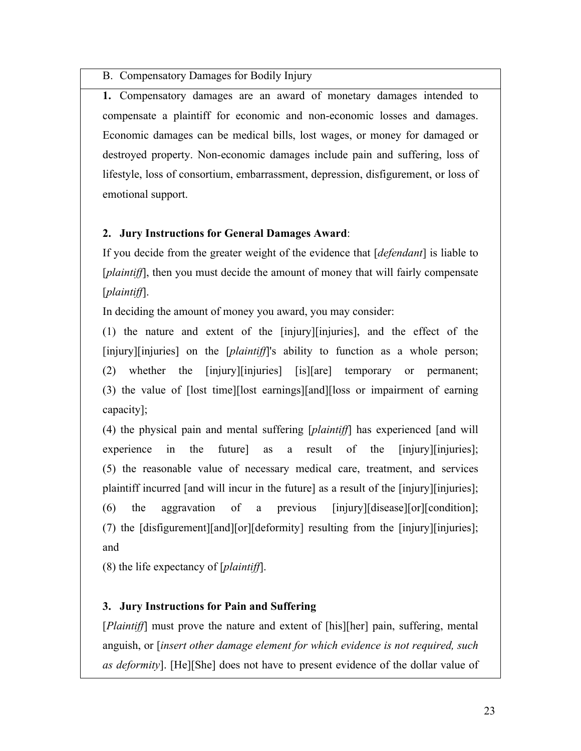B. Compensatory Damages for Bodily Injury

**1.** Compensatory damages are an award of monetary damages intended to compensate a plaintiff for economic and non-economic losses and damages. Economic damages can be medical bills, lost wages, or money for damaged or destroyed property. Non-economic damages include pain and suffering, loss of lifestyle, loss of consortium, embarrassment, depression, disfigurement, or loss of emotional support.

**2. Jury Instructions for General Damages Award**:

If you decide from the greater weight of the evidence that [*defendant*] is liable to [*plaintiff*], then you must decide the amount of money that will fairly compensate [*plaintiff*].

In deciding the amount of money you award, you may consider:

(1) the nature and extent of the [injury][injuries], and the effect of the [injury][injuries] on the [*plaintiff*]'s ability to function as a whole person;
(2) whether the [injury][injuries] [is][are] temporary or permanent;
(3) the value of [lost time][lost earnings][and][loss or impairment of earning capacity];
(4) the physical pain and mental suffering [*plaintiff*] has experienced [and will experience in the future] as a result of the [injury][injuries];
(5) the reasonable value of necessary medical care, treatment, and services plaintiff incurred [and will incur in the future] as a result of the [injury][injuries];
(6) the aggravation of a previous [injury][disease][or][condition];
(7) the [disfigurement][and][or][deformity] resulting from the [injury][injuries]; and
(8) the life expectancy of [*plaintiff*].

**3. Jury Instructions for Pain and Suffering**

[*Plaintiff*] must prove the nature and extent of [his][her] pain, suffering, mental anguish, or [*insert other damage element for which evidence is not required, such as deformity*]. [He][She] does not have to present evidence of the dollar value of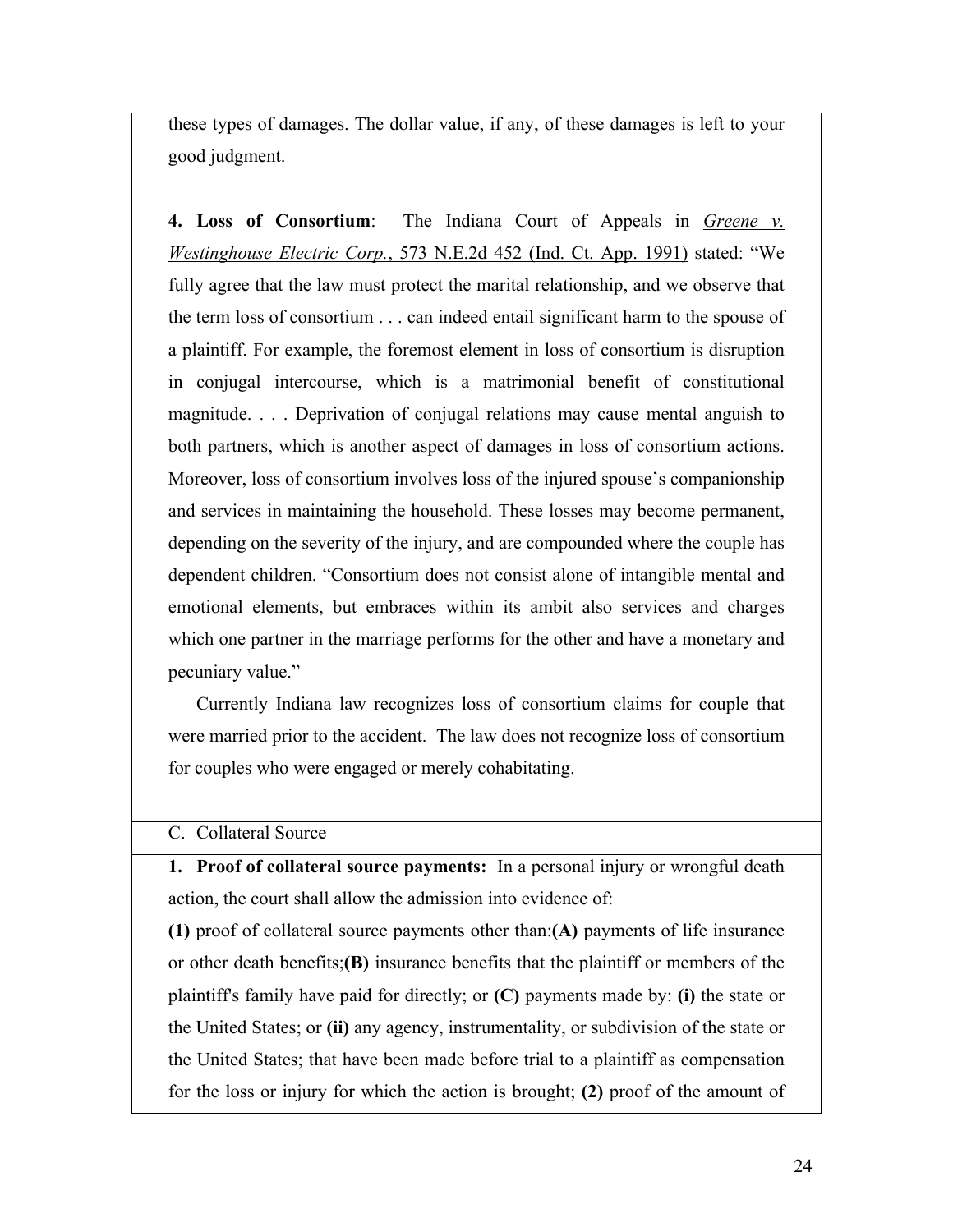these types of damages. The dollar value, if any, of these damages is left to your good judgment.

**4. Loss of Consortium**: The Indiana Court of Appeals in *Greene v. Westinghouse Electric Corp.*, 573 N.E.2d 452 (Ind. Ct. App. 1991) stated: "We fully agree that the law must protect the marital relationship, and we observe that the term loss of consortium . . . can indeed entail significant harm to the spouse of a plaintiff. For example, the foremost element in loss of consortium is disruption in conjugal intercourse, which is a matrimonial benefit of constitutional magnitude. . . . Deprivation of conjugal relations may cause mental anguish to both partners, which is another aspect of damages in loss of consortium actions. Moreover, loss of consortium involves loss of the injured spouse's companionship and services in maintaining the household. These losses may become permanent, depending on the severity of the injury, and are compounded where the couple has dependent children. "Consortium does not consist alone of intangible mental and emotional elements, but embraces within its ambit also services and charges which one partner in the marriage performs for the other and have a monetary and pecuniary value."

Currently Indiana law recognizes loss of consortium claims for couple that were married prior to the accident. The law does not recognize loss of consortium for couples who were engaged or merely cohabitating.

C. Collateral Source

**1. Proof of collateral source payments:** In a personal injury or wrongful death action, the court shall allow the admission into evidence of:

**(1)** proof of collateral source payments other than:**(A)** payments of life insurance or other death benefits;**(B)** insurance benefits that the plaintiff or members of the plaintiff's family have paid for directly; or **(C)** payments made by: **(i)** the state or the United States; or **(ii)** any agency, instrumentality, or subdivision of the state or the United States; that have been made before trial to a plaintiff as compensation for the loss or injury for which the action is brought; **(2)** proof of the amount of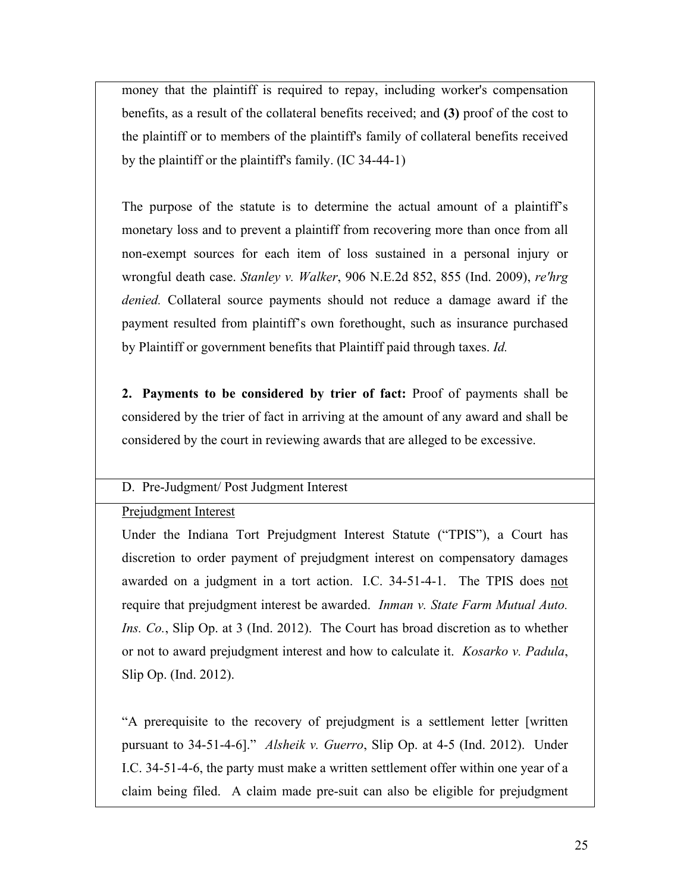money that the plaintiff is required to repay, including worker's compensation benefits, as a result of the collateral benefits received; and **(3)** proof of the cost to the plaintiff or to members of the plaintiff's family of collateral benefits received by the plaintiff or the plaintiff's family. (IC 34-44-1)

The purpose of the statute is to determine the actual amount of a plaintiff's monetary loss and to prevent a plaintiff from recovering more than once from all non-exempt sources for each item of loss sustained in a personal injury or wrongful death case. *Stanley v. Walker*, 906 N.E.2d 852, 855 (Ind. 2009), *re'hrg denied.* Collateral source payments should not reduce a damage award if the payment resulted from plaintiff's own forethought, such as insurance purchased by Plaintiff or government benefits that Plaintiff paid through taxes. *Id.*

**2. Payments to be considered by trier of fact:** Proof of payments shall be considered by the trier of fact in arriving at the amount of any award and shall be considered by the court in reviewing awards that are alleged to be excessive.

D. Pre-Judgment/ Post Judgment Interest

<u>Prejudgment Interest</u>

Under the Indiana Tort Prejudgment Interest Statute ("TPIS"), a Court has discretion to order payment of prejudgment interest on compensatory damages awarded on a judgment in a tort action. I.C. 34-51-4-1. The TPIS does <u>not</u> require that prejudgment interest be awarded. *Inman v. State Farm Mutual Auto. Ins. Co.*, Slip Op. at 3 (Ind. 2012). The Court has broad discretion as to whether or not to award prejudgment interest and how to calculate it. *Kosarko v. Padula*, Slip Op. (Ind. 2012).

"A prerequisite to the recovery of prejudgment is a settlement letter [written pursuant to 34-51-4-6]." *Alsheik v. Guerro*, Slip Op. at 4-5 (Ind. 2012). Under I.C. 34-51-4-6, the party must make a written settlement offer within one year of a claim being filed. A claim made pre-suit can also be eligible for prejudgment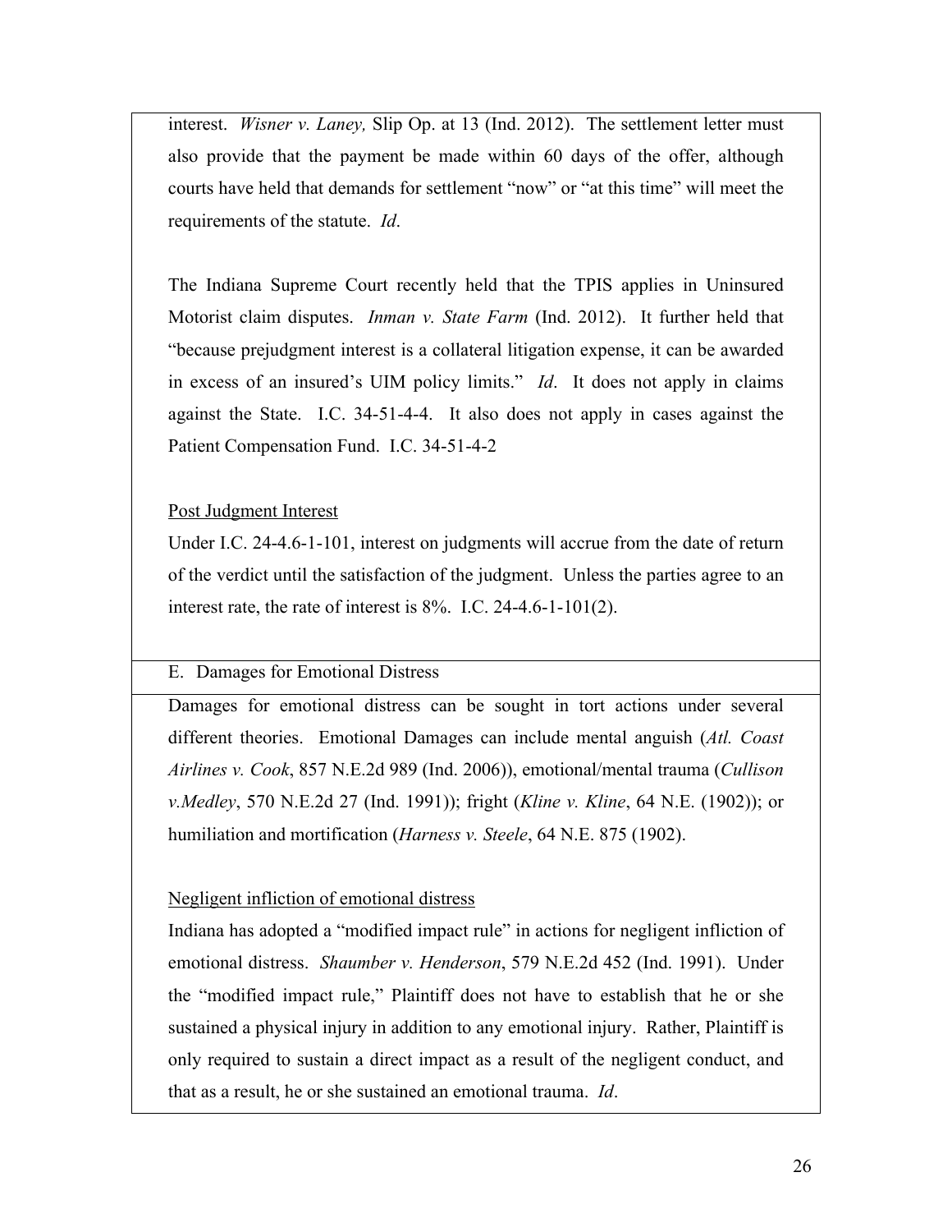interest. *Wisner v. Laney,* Slip Op. at 13 (Ind. 2012). The settlement letter must also provide that the payment be made within 60 days of the offer, although courts have held that demands for settlement "now" or "at this time" will meet the requirements of the statute. *Id*.

The Indiana Supreme Court recently held that the TPIS applies in Uninsured Motorist claim disputes. *Inman v. State Farm* (Ind. 2012). It further held that "because prejudgment interest is a collateral litigation expense, it can be awarded in excess of an insured's UIM policy limits." *Id*. It does not apply in claims against the State. I.C. 34-51-4-4. It also does not apply in cases against the Patient Compensation Fund. I.C. 34-51-4-2

Post Judgment Interest

Under I.C. 24-4.6-1-101, interest on judgments will accrue from the date of return of the verdict until the satisfaction of the judgment. Unless the parties agree to an interest rate, the rate of interest is 8%. I.C. 24-4.6-1-101(2).

E. Damages for Emotional Distress

Damages for emotional distress can be sought in tort actions under several different theories. Emotional Damages can include mental anguish (*Atl. Coast Airlines v. Cook*, 857 N.E.2d 989 (Ind. 2006)), emotional/mental trauma (*Cullison v.Medley*, 570 N.E.2d 27 (Ind. 1991)); fright (*Kline v. Kline*, 64 N.E. (1902)); or humiliation and mortification (*Harness v. Steele*, 64 N.E. 875 (1902).

Negligent infliction of emotional distress

Indiana has adopted a "modified impact rule" in actions for negligent infliction of emotional distress. *Shaumber v. Henderson*, 579 N.E.2d 452 (Ind. 1991). Under the "modified impact rule," Plaintiff does not have to establish that he or she sustained a physical injury in addition to any emotional injury. Rather, Plaintiff is only required to sustain a direct impact as a result of the negligent conduct, and that as a result, he or she sustained an emotional trauma. *Id*.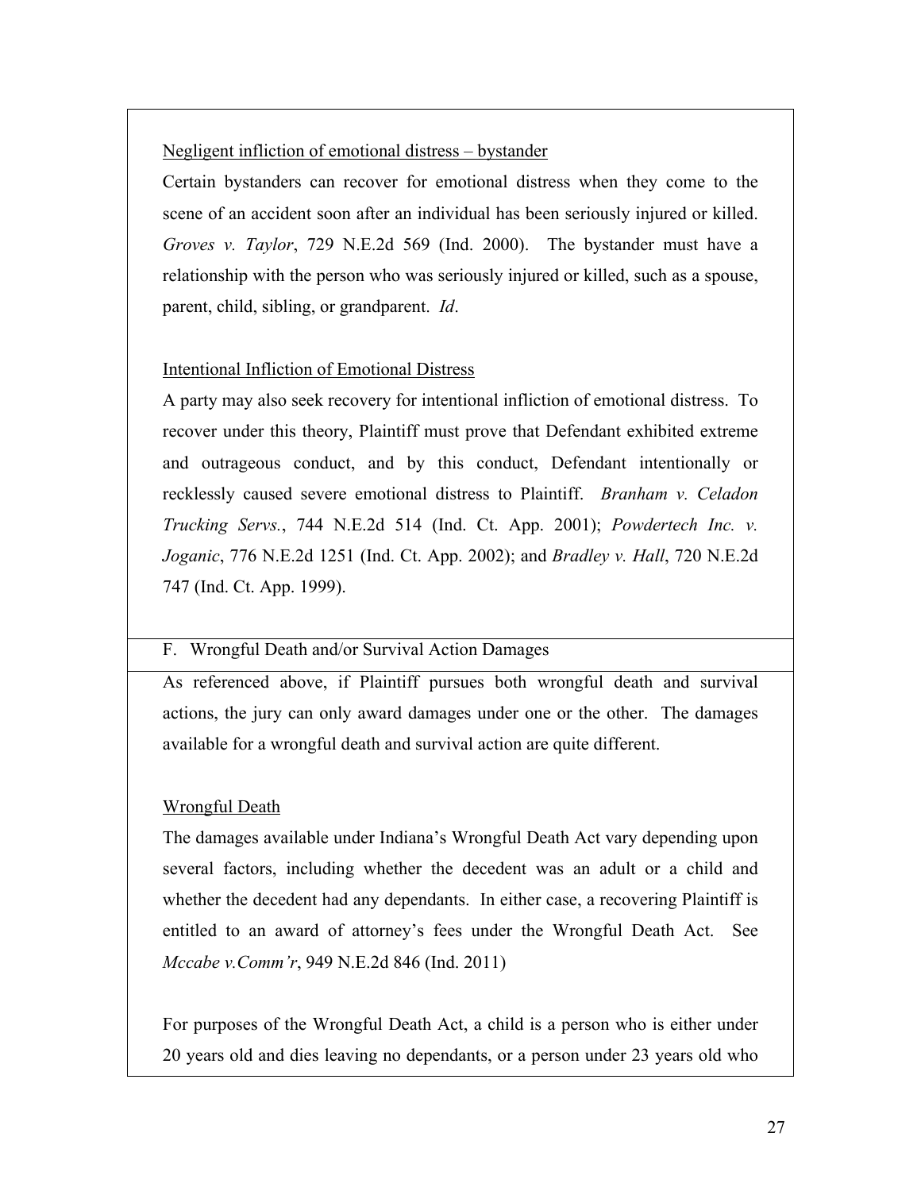Negligent infliction of emotional distress – bystander

Certain bystanders can recover for emotional distress when they come to the scene of an accident soon after an individual has been seriously injured or killed. *Groves v. Taylor*, 729 N.E.2d 569 (Ind. 2000). The bystander must have a relationship with the person who was seriously injured or killed, such as a spouse, parent, child, sibling, or grandparent. *Id*.

Intentional Infliction of Emotional Distress

A party may also seek recovery for intentional infliction of emotional distress. To recover under this theory, Plaintiff must prove that Defendant exhibited extreme and outrageous conduct, and by this conduct, Defendant intentionally or recklessly caused severe emotional distress to Plaintiff. *Branham v. Celadon Trucking Servs.*, 744 N.E.2d 514 (Ind. Ct. App. 2001); *Powdertech Inc. v. Joganic*, 776 N.E.2d 1251 (Ind. Ct. App. 2002); and *Bradley v. Hall*, 720 N.E.2d 747 (Ind. Ct. App. 1999).

F. Wrongful Death and/or Survival Action Damages

As referenced above, if Plaintiff pursues both wrongful death and survival actions, the jury can only award damages under one or the other. The damages available for a wrongful death and survival action are quite different.

Wrongful Death

The damages available under Indiana's Wrongful Death Act vary depending upon several factors, including whether the decedent was an adult or a child and whether the decedent had any dependants. In either case, a recovering Plaintiff is entitled to an award of attorney's fees under the Wrongful Death Act. See *Mccabe v.Comm'r*, 949 N.E.2d 846 (Ind. 2011)

For purposes of the Wrongful Death Act, a child is a person who is either under 20 years old and dies leaving no dependants, or a person under 23 years old who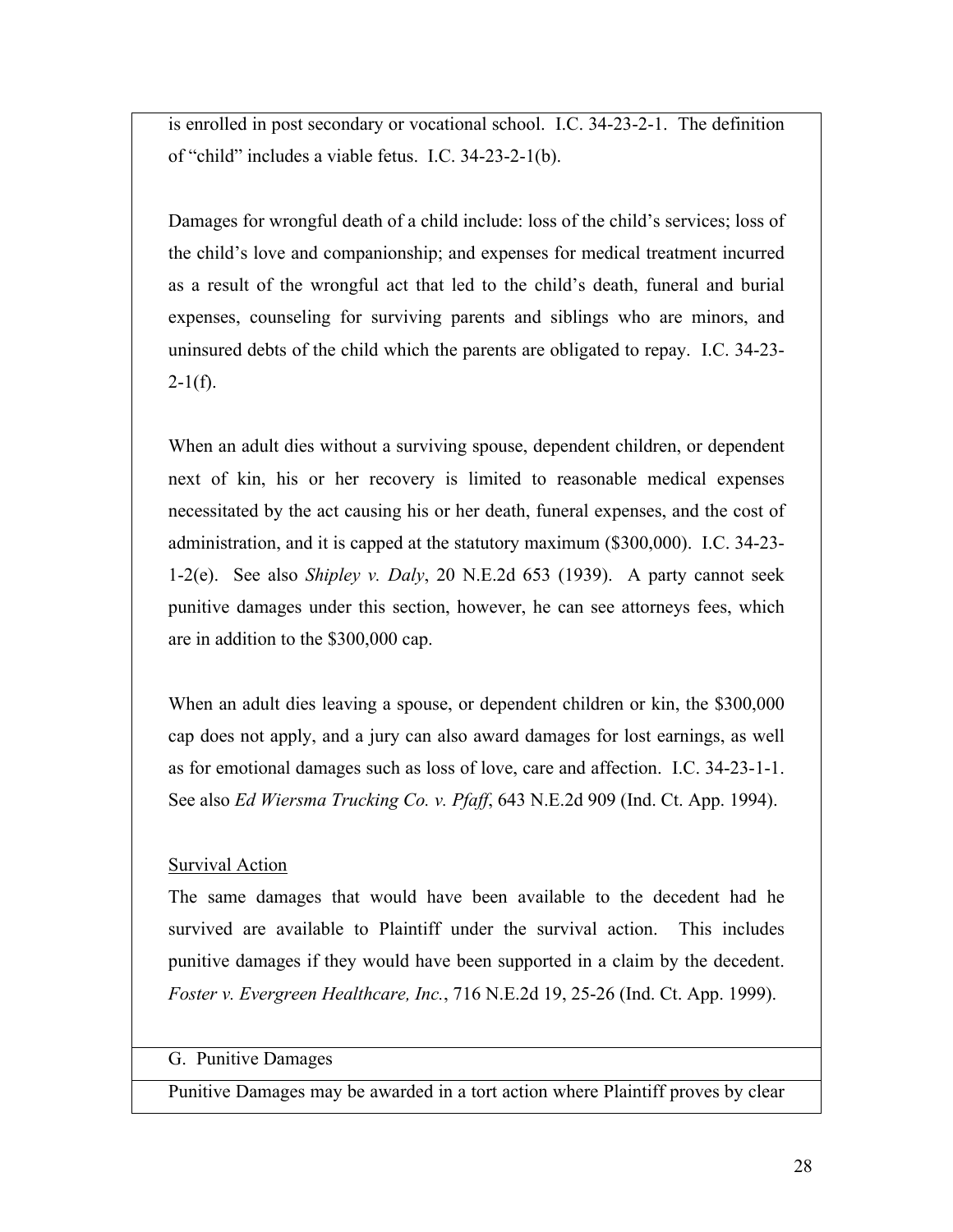is enrolled in post secondary or vocational school. I.C. 34-23-2-1. The definition of "child" includes a viable fetus. I.C. 34-23-2-1(b).

Damages for wrongful death of a child include: loss of the child's services; loss of the child's love and companionship; and expenses for medical treatment incurred as a result of the wrongful act that led to the child's death, funeral and burial expenses, counseling for surviving parents and siblings who are minors, and uninsured debts of the child which the parents are obligated to repay. I.C. 34-23-2-1(f).

When an adult dies without a surviving spouse, dependent children, or dependent next of kin, his or her recovery is limited to reasonable medical expenses necessitated by the act causing his or her death, funeral expenses, and the cost of administration, and it is capped at the statutory maximum ($300,000). I.C. 34-23-1-2(e). See also *Shipley v. Daly*, 20 N.E.2d 653 (1939). A party cannot seek punitive damages under this section, however, he can see attorneys fees, which are in addition to the $300,000 cap.

When an adult dies leaving a spouse, or dependent children or kin, the $300,000 cap does not apply, and a jury can also award damages for lost earnings, as well as for emotional damages such as loss of love, care and affection. I.C. 34-23-1-1. See also *Ed Wiersma Trucking Co. v. Pfaff*, 643 N.E.2d 909 (Ind. Ct. App. 1994).

<u>Survival Action</u>

The same damages that would have been available to the decedent had he survived are available to Plaintiff under the survival action. This includes punitive damages if they would have been supported in a claim by the decedent. *Foster v. Evergreen Healthcare, Inc.*, 716 N.E.2d 19, 25-26 (Ind. Ct. App. 1999).

G. Punitive Damages

Punitive Damages may be awarded in a tort action where Plaintiff proves by clear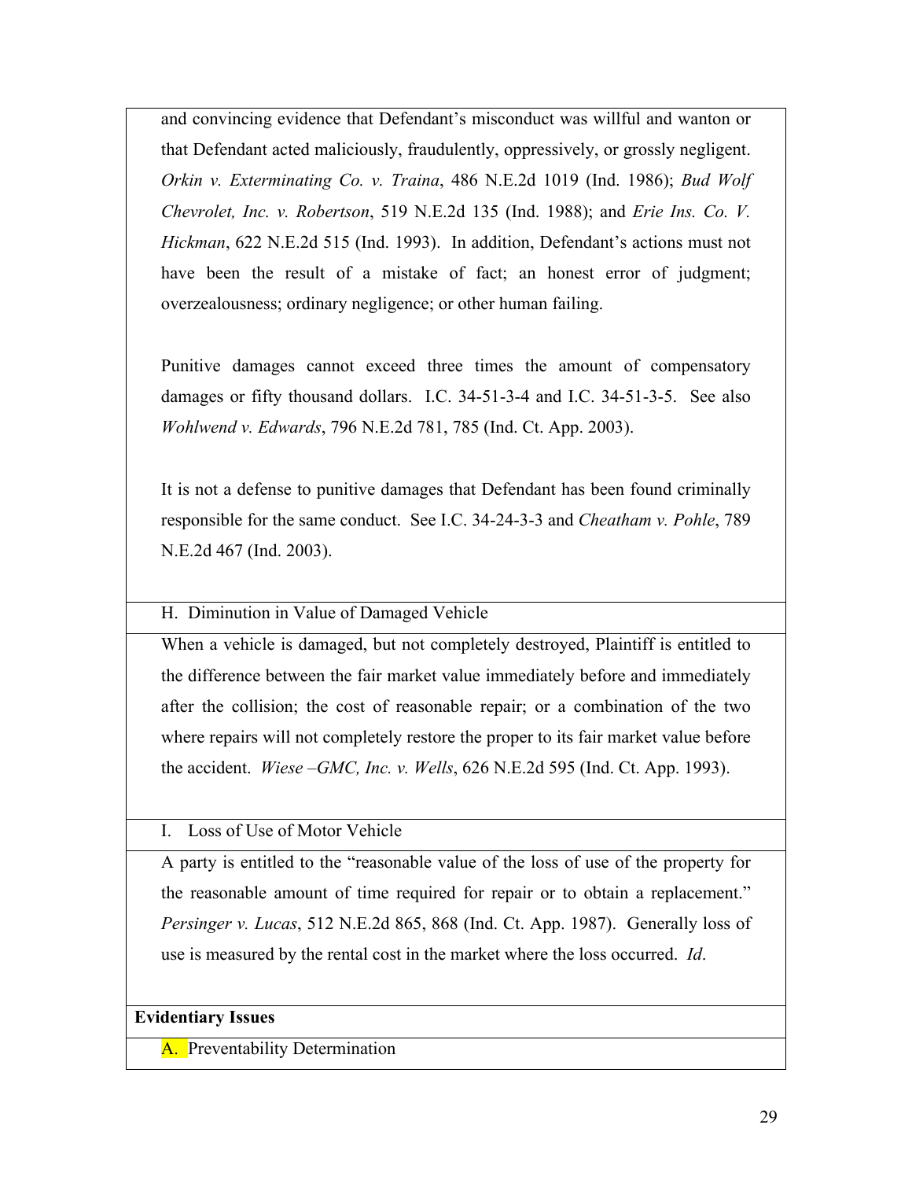and convincing evidence that Defendant's misconduct was willful and wanton or that Defendant acted maliciously, fraudulently, oppressively, or grossly negligent. *Orkin v. Exterminating Co. v. Traina*, 486 N.E.2d 1019 (Ind. 1986); *Bud Wolf Chevrolet, Inc. v. Robertson*, 519 N.E.2d 135 (Ind. 1988); and *Erie Ins. Co. V. Hickman*, 622 N.E.2d 515 (Ind. 1993). In addition, Defendant's actions must not have been the result of a mistake of fact; an honest error of judgment; overzealousness; ordinary negligence; or other human failing.

Punitive damages cannot exceed three times the amount of compensatory damages or fifty thousand dollars. I.C. 34-51-3-4 and I.C. 34-51-3-5. See also *Wohlwend v. Edwards*, 796 N.E.2d 781, 785 (Ind. Ct. App. 2003).

It is not a defense to punitive damages that Defendant has been found criminally responsible for the same conduct. See I.C. 34-24-3-3 and *Cheatham v. Pohle*, 789 N.E.2d 467 (Ind. 2003).

H. Diminution in Value of Damaged Vehicle

When a vehicle is damaged, but not completely destroyed, Plaintiff is entitled to the difference between the fair market value immediately before and immediately after the collision; the cost of reasonable repair; or a combination of the two where repairs will not completely restore the proper to its fair market value before the accident. *Wiese –GMC, Inc. v. Wells*, 626 N.E.2d 595 (Ind. Ct. App. 1993).

I. Loss of Use of Motor Vehicle

A party is entitled to the "reasonable value of the loss of use of the property for the reasonable amount of time required for repair or to obtain a replacement." *Persinger v. Lucas*, 512 N.E.2d 865, 868 (Ind. Ct. App. 1987). Generally loss of use is measured by the rental cost in the market where the loss occurred. *Id*.

**Evidentiary Issues**

A. Preventability Determination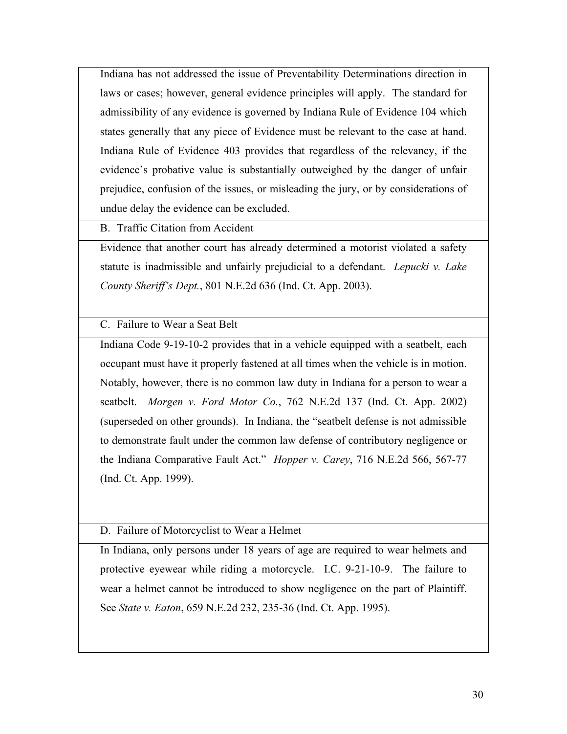Indiana has not addressed the issue of Preventability Determinations direction in laws or cases; however, general evidence principles will apply. The standard for admissibility of any evidence is governed by Indiana Rule of Evidence 104 which states generally that any piece of Evidence must be relevant to the case at hand. Indiana Rule of Evidence 403 provides that regardless of the relevancy, if the evidence's probative value is substantially outweighed by the danger of unfair prejudice, confusion of the issues, or misleading the jury, or by considerations of undue delay the evidence can be excluded.

B. Traffic Citation from Accident

Evidence that another court has already determined a motorist violated a safety statute is inadmissible and unfairly prejudicial to a defendant. *Lepucki v. Lake County Sheriff's Dept.*, 801 N.E.2d 636 (Ind. Ct. App. 2003).

C. Failure to Wear a Seat Belt

Indiana Code 9-19-10-2 provides that in a vehicle equipped with a seatbelt, each occupant must have it properly fastened at all times when the vehicle is in motion. Notably, however, there is no common law duty in Indiana for a person to wear a seatbelt. *Morgen v. Ford Motor Co.*, 762 N.E.2d 137 (Ind. Ct. App. 2002) (superseded on other grounds). In Indiana, the "seatbelt defense is not admissible to demonstrate fault under the common law defense of contributory negligence or the Indiana Comparative Fault Act." *Hopper v. Carey*, 716 N.E.2d 566, 567-77 (Ind. Ct. App. 1999).

D. Failure of Motorcyclist to Wear a Helmet

In Indiana, only persons under 18 years of age are required to wear helmets and protective eyewear while riding a motorcycle. I.C. 9-21-10-9. The failure to wear a helmet cannot be introduced to show negligence on the part of Plaintiff. See *State v. Eaton*, 659 N.E.2d 232, 235-36 (Ind. Ct. App. 1995).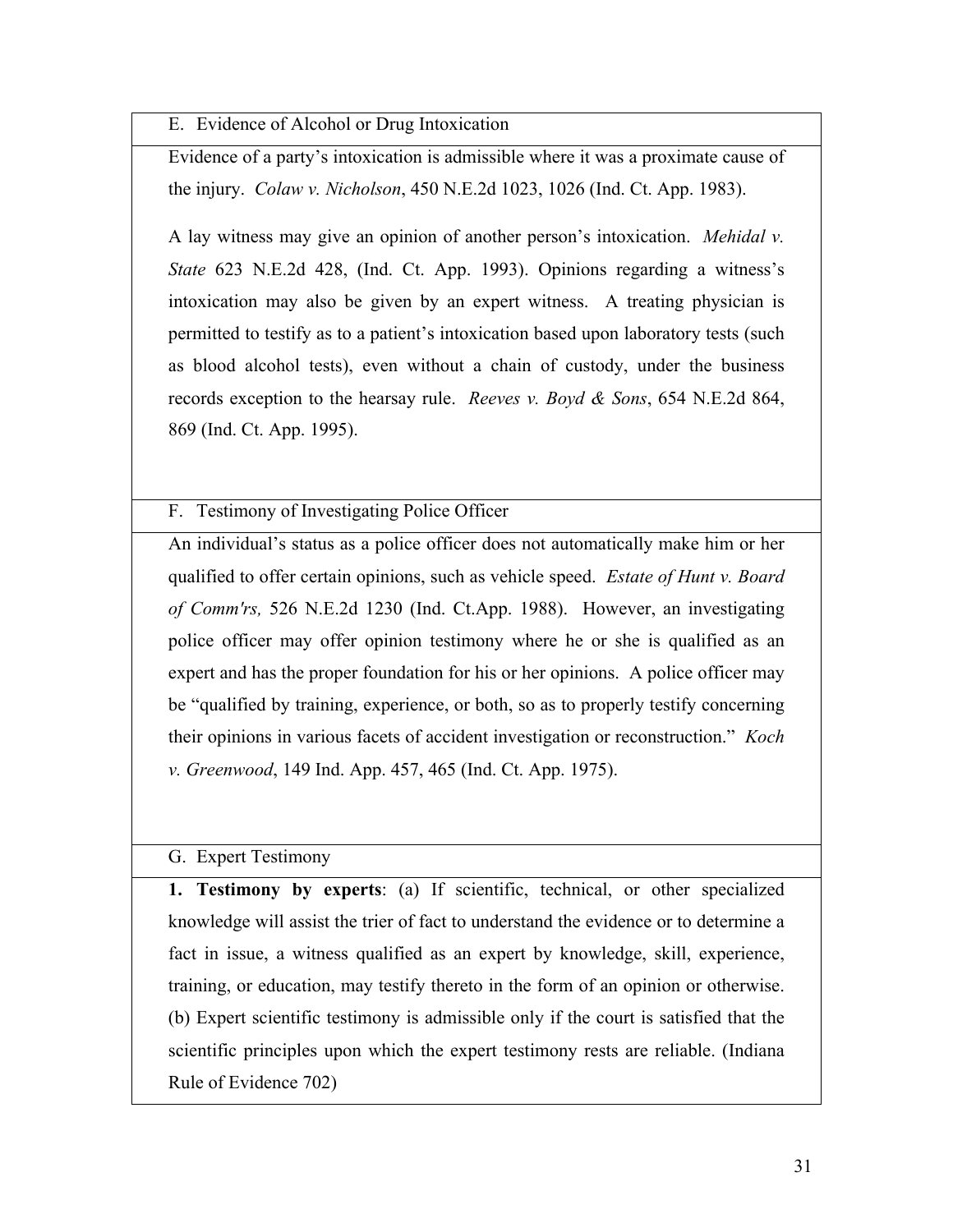### E. Evidence of Alcohol or Drug Intoxication

Evidence of a party's intoxication is admissible where it was a proximate cause of the injury. *Colaw v. Nicholson*, 450 N.E.2d 1023, 1026 (Ind. Ct. App. 1983).

A lay witness may give an opinion of another person's intoxication. *Mehidal v. State* 623 N.E.2d 428, (Ind. Ct. App. 1993). Opinions regarding a witness's intoxication may also be given by an expert witness. A treating physician is permitted to testify as to a patient's intoxication based upon laboratory tests (such as blood alcohol tests), even without a chain of custody, under the business records exception to the hearsay rule. *Reeves v. Boyd & Sons*, 654 N.E.2d 864, 869 (Ind. Ct. App. 1995).

### F. Testimony of Investigating Police Officer

An individual's status as a police officer does not automatically make him or her qualified to offer certain opinions, such as vehicle speed. *Estate of Hunt v. Board of Comm'rs,* 526 N.E.2d 1230 (Ind. Ct.App. 1988). However, an investigating police officer may offer opinion testimony where he or she is qualified as an expert and has the proper foundation for his or her opinions. A police officer may be "qualified by training, experience, or both, so as to properly testify concerning their opinions in various facets of accident investigation or reconstruction." *Koch v. Greenwood*, 149 Ind. App. 457, 465 (Ind. Ct. App. 1975).

### G. Expert Testimony

**1. Testimony by experts**: (a) If scientific, technical, or other specialized knowledge will assist the trier of fact to understand the evidence or to determine a fact in issue, a witness qualified as an expert by knowledge, skill, experience, training, or education, may testify thereto in the form of an opinion or otherwise. (b) Expert scientific testimony is admissible only if the court is satisfied that the scientific principles upon which the expert testimony rests are reliable. (Indiana Rule of Evidence 702)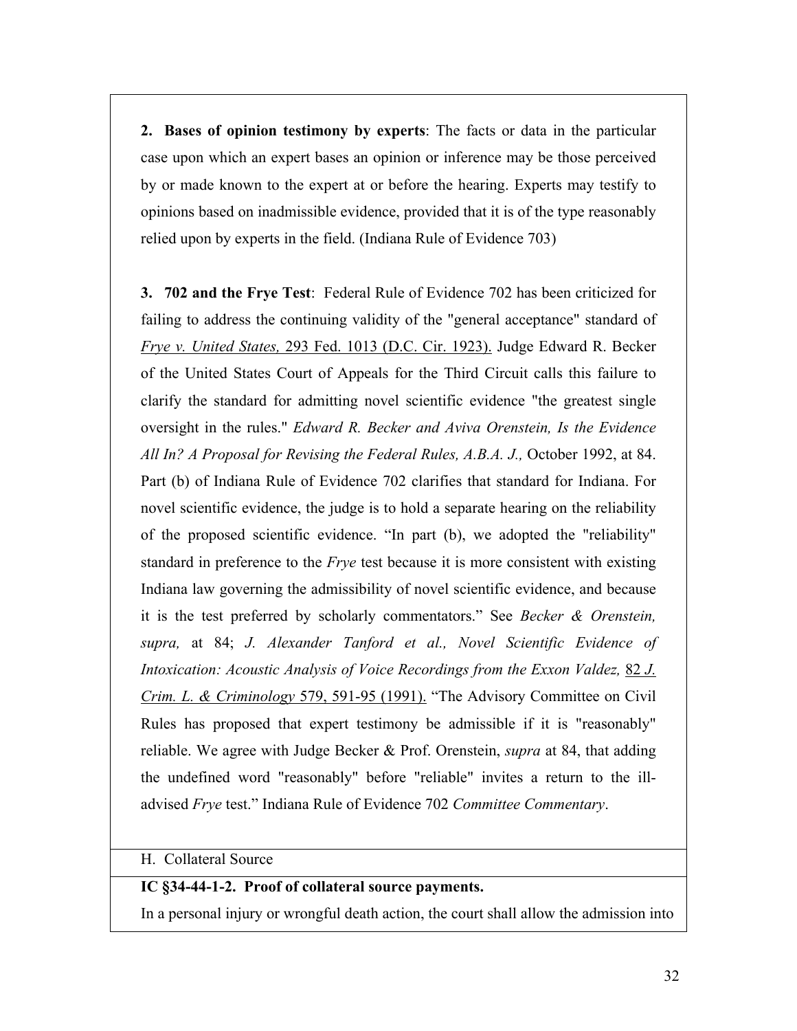**2. Bases of opinion testimony by experts**: The facts or data in the particular case upon which an expert bases an opinion or inference may be those perceived by or made known to the expert at or before the hearing. Experts may testify to opinions based on inadmissible evidence, provided that it is of the type reasonably relied upon by experts in the field. (Indiana Rule of Evidence 703)

**3. 702 and the Frye Test**: Federal Rule of Evidence 702 has been criticized for failing to address the continuing validity of the "general acceptance" standard of *Frye v. United States,* 293 Fed. 1013 (D.C. Cir. 1923). Judge Edward R. Becker of the United States Court of Appeals for the Third Circuit calls this failure to clarify the standard for admitting novel scientific evidence "the greatest single oversight in the rules." *Edward R. Becker and Aviva Orenstein, Is the Evidence All In? A Proposal for Revising the Federal Rules, A.B.A. J.,* October 1992, at 84. Part (b) of Indiana Rule of Evidence 702 clarifies that standard for Indiana. For novel scientific evidence, the judge is to hold a separate hearing on the reliability of the proposed scientific evidence. "In part (b), we adopted the "reliability" standard in preference to the *Frye* test because it is more consistent with existing Indiana law governing the admissibility of novel scientific evidence, and because it is the test preferred by scholarly commentators." See *Becker & Orenstein, supra,* at 84; *J. Alexander Tanford et al., Novel Scientific Evidence of Intoxication: Acoustic Analysis of Voice Recordings from the Exxon Valdez,* 82 *J. Crim. L. & Criminology* 579, 591-95 (1991). "The Advisory Committee on Civil Rules has proposed that expert testimony be admissible if it is "reasonably" reliable. We agree with Judge Becker & Prof. Orenstein, *supra* at 84, that adding the undefined word "reasonably" before "reliable" invites a return to the ill-advised *Frye* test." Indiana Rule of Evidence 702 *Committee Commentary*.

H. Collateral Source

**IC §34-44-1-2. Proof of collateral source payments.**

In a personal injury or wrongful death action, the court shall allow the admission into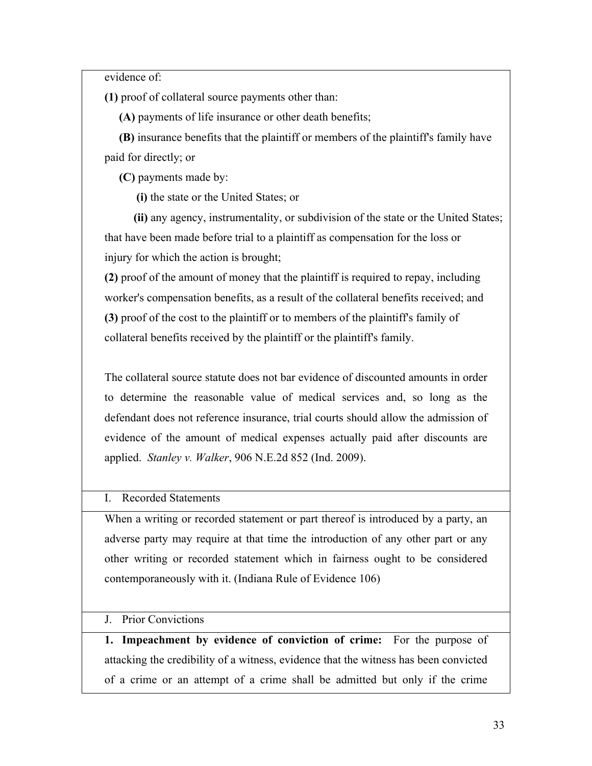evidence of:

**(1)** proof of collateral source payments other than:

**(A)** payments of life insurance or other death benefits;

**(B)** insurance benefits that the plaintiff or members of the plaintiff's family have paid for directly; or

**(C)** payments made by:

**(i)** the state or the United States; or

**(ii)** any agency, instrumentality, or subdivision of the state or the United States;

that have been made before trial to a plaintiff as compensation for the loss or injury for which the action is brought;

**(2)** proof of the amount of money that the plaintiff is required to repay, including worker's compensation benefits, as a result of the collateral benefits received; and

**(3)** proof of the cost to the plaintiff or to members of the plaintiff's family of collateral benefits received by the plaintiff or the plaintiff's family.

The collateral source statute does not bar evidence of discounted amounts in order to determine the reasonable value of medical services and, so long as the defendant does not reference insurance, trial courts should allow the admission of evidence of the amount of medical expenses actually paid after discounts are applied. *Stanley v. Walker*, 906 N.E.2d 852 (Ind. 2009).

## I. Recorded Statements

When a writing or recorded statement or part thereof is introduced by a party, an adverse party may require at that time the introduction of any other part or any other writing or recorded statement which in fairness ought to be considered contemporaneously with it. (Indiana Rule of Evidence 106)

## J. Prior Convictions

**1. Impeachment by evidence of conviction of crime:** For the purpose of attacking the credibility of a witness, evidence that the witness has been convicted of a crime or an attempt of a crime shall be admitted but only if the crime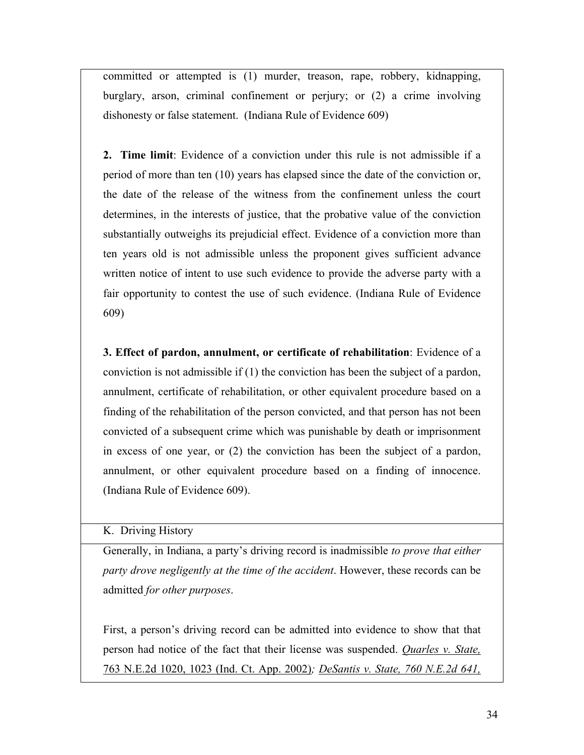committed or attempted is (1) murder, treason, rape, robbery, kidnapping, burglary, arson, criminal confinement or perjury; or (2) a crime involving dishonesty or false statement. (Indiana Rule of Evidence 609)

**2. Time limit**: Evidence of a conviction under this rule is not admissible if a period of more than ten (10) years has elapsed since the date of the conviction or, the date of the release of the witness from the confinement unless the court determines, in the interests of justice, that the probative value of the conviction substantially outweighs its prejudicial effect. Evidence of a conviction more than ten years old is not admissible unless the proponent gives sufficient advance written notice of intent to use such evidence to provide the adverse party with a fair opportunity to contest the use of such evidence. (Indiana Rule of Evidence 609)

**3. Effect of pardon, annulment, or certificate of rehabilitation**: Evidence of a conviction is not admissible if (1) the conviction has been the subject of a pardon, annulment, certificate of rehabilitation, or other equivalent procedure based on a finding of the rehabilitation of the person convicted, and that person has not been convicted of a subsequent crime which was punishable by death or imprisonment in excess of one year, or (2) the conviction has been the subject of a pardon, annulment, or other equivalent procedure based on a finding of innocence. (Indiana Rule of Evidence 609).

K. Driving History

Generally, in Indiana, a party's driving record is inadmissible *to prove that either party drove negligently at the time of the accident*. However, these records can be admitted *for other purposes*.

First, a person's driving record can be admitted into evidence to show that that person had notice of the fact that their license was suspended. Quarles v. State, 763 N.E.2d 1020, 1023 (Ind. Ct. App. 2002); *DeSantis v. State, 760 N.E.2d 641,*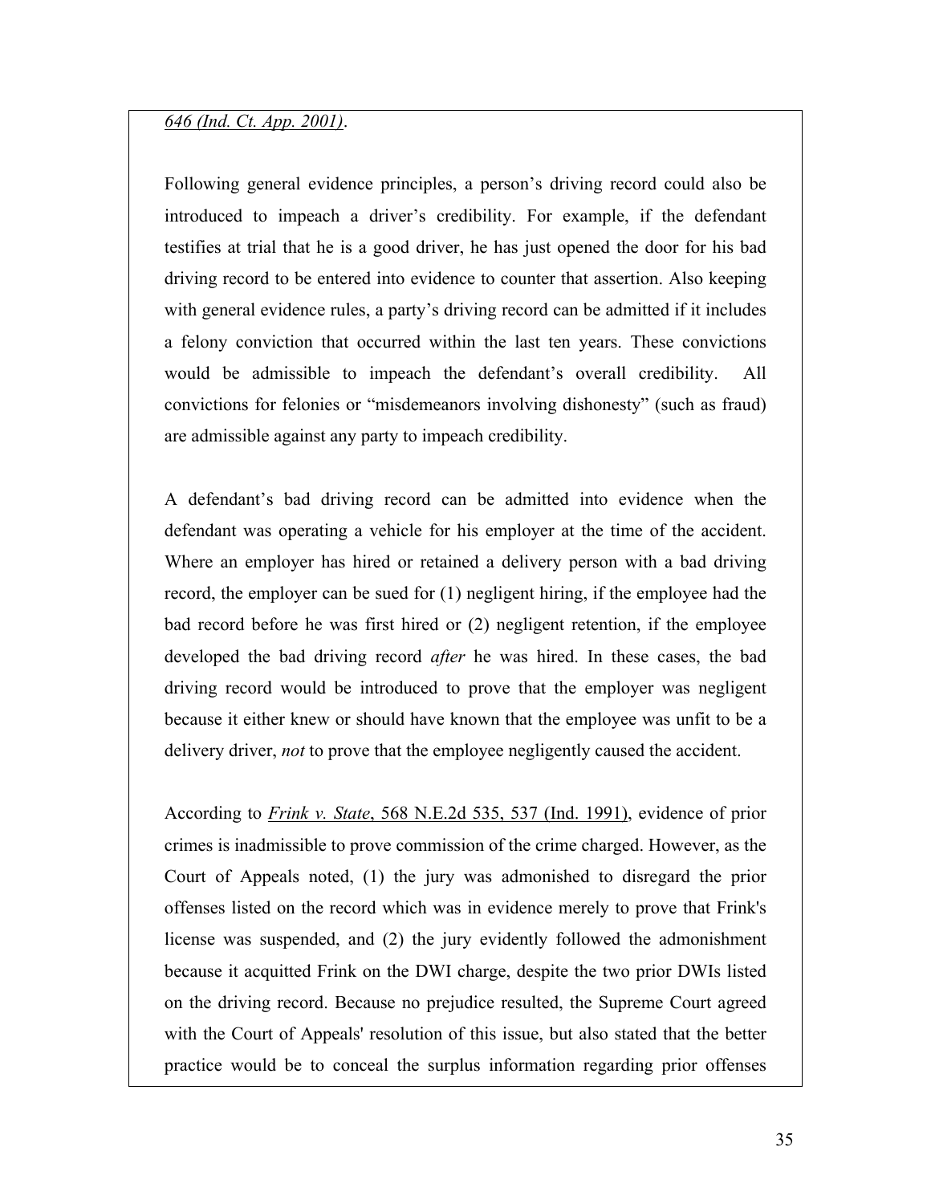*646 (Ind. Ct. App. 2001)*.

Following general evidence principles, a person's driving record could also be introduced to impeach a driver's credibility. For example, if the defendant testifies at trial that he is a good driver, he has just opened the door for his bad driving record to be entered into evidence to counter that assertion. Also keeping with general evidence rules, a party's driving record can be admitted if it includes a felony conviction that occurred within the last ten years. These convictions would be admissible to impeach the defendant's overall credibility. All convictions for felonies or "misdemeanors involving dishonesty" (such as fraud) are admissible against any party to impeach credibility.

A defendant's bad driving record can be admitted into evidence when the defendant was operating a vehicle for his employer at the time of the accident. Where an employer has hired or retained a delivery person with a bad driving record, the employer can be sued for (1) negligent hiring, if the employee had the bad record before he was first hired or (2) negligent retention, if the employee developed the bad driving record *after* he was hired. In these cases, the bad driving record would be introduced to prove that the employer was negligent because it either knew or should have known that the employee was unfit to be a delivery driver, *not* to prove that the employee negligently caused the accident.

According to *Frink v. State*, 568 N.E.2d 535, 537 (Ind. 1991), evidence of prior crimes is inadmissible to prove commission of the crime charged. However, as the Court of Appeals noted, (1) the jury was admonished to disregard the prior offenses listed on the record which was in evidence merely to prove that Frink's license was suspended, and (2) the jury evidently followed the admonishment because it acquitted Frink on the DWI charge, despite the two prior DWIs listed on the driving record. Because no prejudice resulted, the Supreme Court agreed with the Court of Appeals' resolution of this issue, but also stated that the better practice would be to conceal the surplus information regarding prior offenses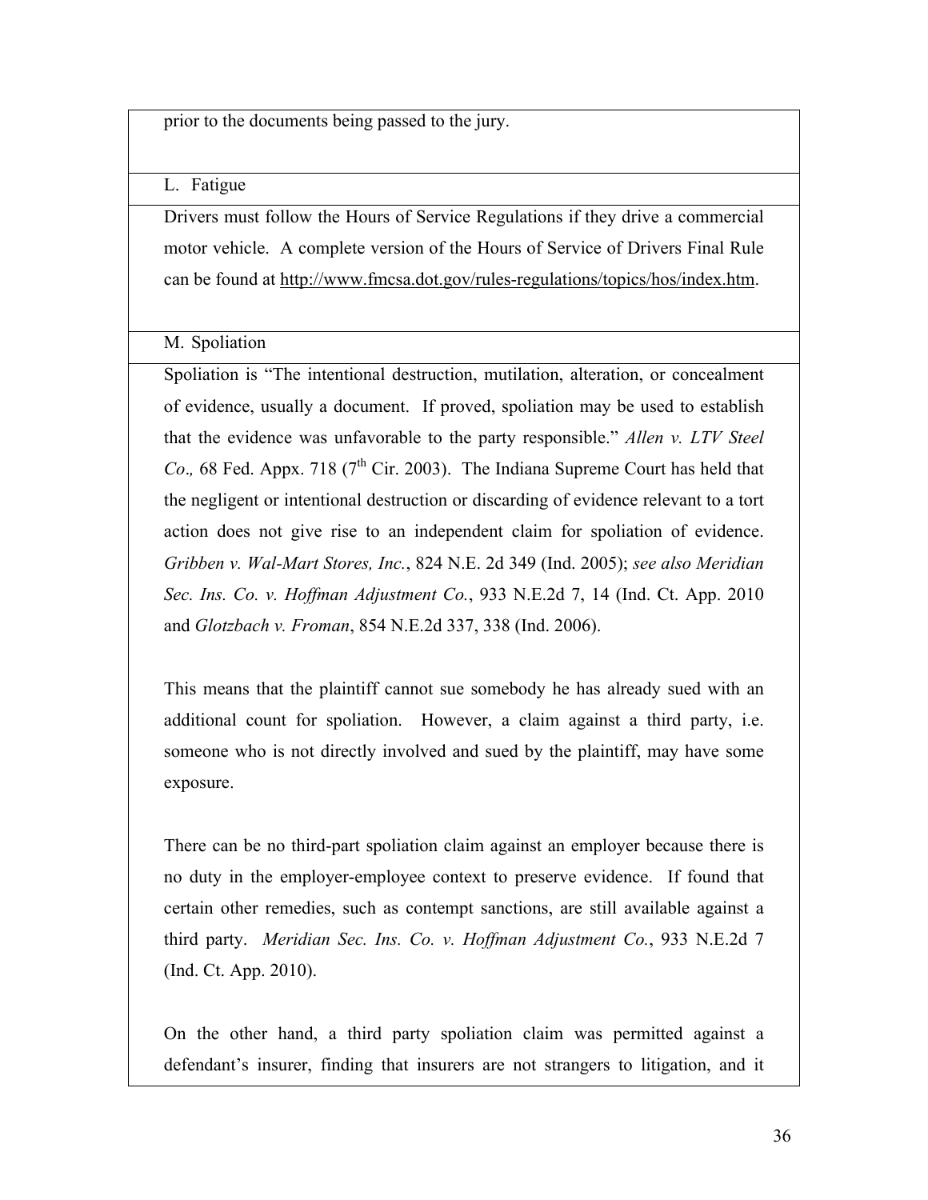prior to the documents being passed to the jury.

## L. Fatigue

Drivers must follow the Hours of Service Regulations if they drive a commercial motor vehicle. A complete version of the Hours of Service of Drivers Final Rule can be found at http://www.fmcsa.dot.gov/rules-regulations/topics/hos/index.htm.

## M. Spoliation

Spoliation is "The intentional destruction, mutilation, alteration, or concealment of evidence, usually a document. If proved, spoliation may be used to establish that the evidence was unfavorable to the party responsible." *Allen v. LTV Steel Co*., 68 Fed. Appx. 718 (7th Cir. 2003). The Indiana Supreme Court has held that the negligent or intentional destruction or discarding of evidence relevant to a tort action does not give rise to an independent claim for spoliation of evidence. *Gribben v. Wal-Mart Stores, Inc.*, 824 N.E. 2d 349 (Ind. 2005); *see also Meridian Sec. Ins. Co. v. Hoffman Adjustment Co.*, 933 N.E.2d 7, 14 (Ind. Ct. App. 2010 and *Glotzbach v. Froman*, 854 N.E.2d 337, 338 (Ind. 2006).

This means that the plaintiff cannot sue somebody he has already sued with an additional count for spoliation. However, a claim against a third party, i.e. someone who is not directly involved and sued by the plaintiff, may have some exposure.

There can be no third-part spoliation claim against an employer because there is no duty in the employer-employee context to preserve evidence. If found that certain other remedies, such as contempt sanctions, are still available against a third party. *Meridian Sec. Ins. Co. v. Hoffman Adjustment Co.*, 933 N.E.2d 7 (Ind. Ct. App. 2010).

On the other hand, a third party spoliation claim was permitted against a defendant's insurer, finding that insurers are not strangers to litigation, and it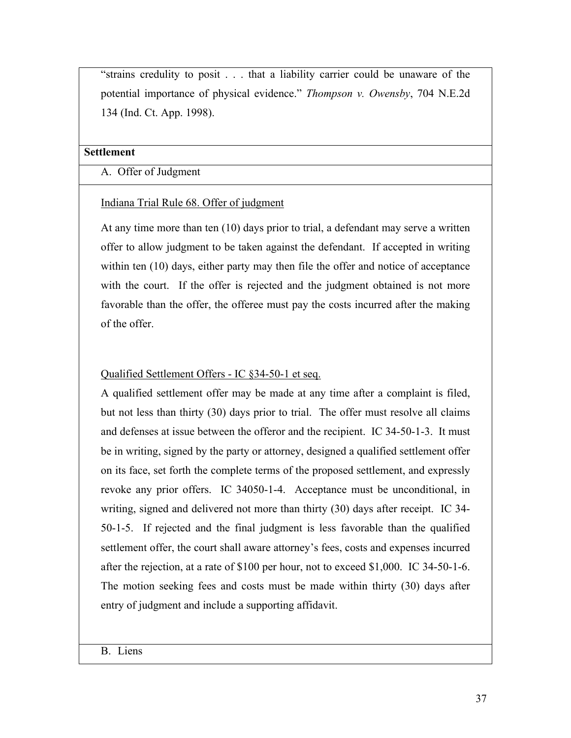"strains credulity to posit . . . that a liability carrier could be unaware of the potential importance of physical evidence." *Thompson v. Owensby*, 704 N.E.2d 134 (Ind. Ct. App. 1998).

**Settlement**

A. Offer of Judgment

Indiana Trial Rule 68. Offer of judgment

At any time more than ten (10) days prior to trial, a defendant may serve a written offer to allow judgment to be taken against the defendant. If accepted in writing within ten (10) days, either party may then file the offer and notice of acceptance with the court. If the offer is rejected and the judgment obtained is not more favorable than the offer, the offeree must pay the costs incurred after the making of the offer.

Qualified Settlement Offers - IC §34-50-1 et seq.

A qualified settlement offer may be made at any time after a complaint is filed, but not less than thirty (30) days prior to trial. The offer must resolve all claims and defenses at issue between the offeror and the recipient. IC 34-50-1-3. It must be in writing, signed by the party or attorney, designed a qualified settlement offer on its face, set forth the complete terms of the proposed settlement, and expressly revoke any prior offers. IC 34050-1-4. Acceptance must be unconditional, in writing, signed and delivered not more than thirty (30) days after receipt. IC 34-50-1-5. If rejected and the final judgment is less favorable than the qualified settlement offer, the court shall aware attorney's fees, costs and expenses incurred after the rejection, at a rate of $100 per hour, not to exceed $1,000. IC 34-50-1-6. The motion seeking fees and costs must be made within thirty (30) days after entry of judgment and include a supporting affidavit.

B. Liens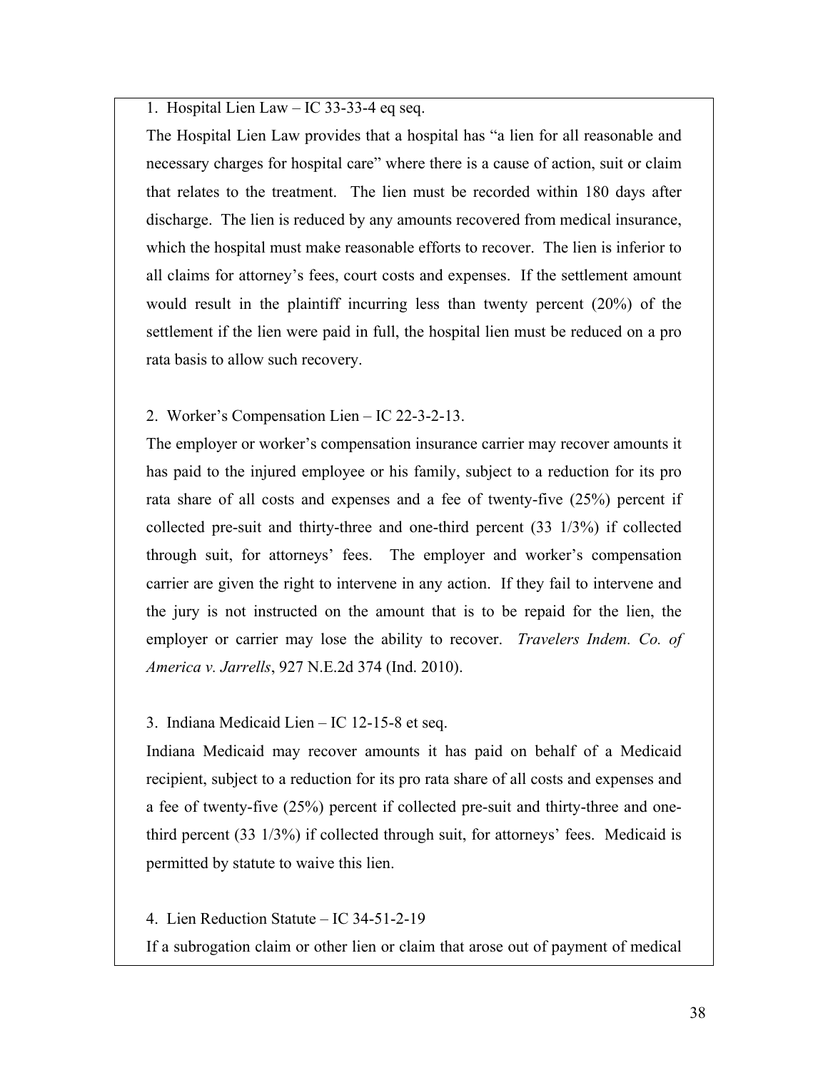1. Hospital Lien Law – IC 33-33-4 eq seq.

The Hospital Lien Law provides that a hospital has "a lien for all reasonable and necessary charges for hospital care" where there is a cause of action, suit or claim that relates to the treatment. The lien must be recorded within 180 days after discharge. The lien is reduced by any amounts recovered from medical insurance, which the hospital must make reasonable efforts to recover. The lien is inferior to all claims for attorney's fees, court costs and expenses. If the settlement amount would result in the plaintiff incurring less than twenty percent (20%) of the settlement if the lien were paid in full, the hospital lien must be reduced on a pro rata basis to allow such recovery.

2. Worker's Compensation Lien – IC 22-3-2-13.

The employer or worker's compensation insurance carrier may recover amounts it has paid to the injured employee or his family, subject to a reduction for its pro rata share of all costs and expenses and a fee of twenty-five (25%) percent if collected pre-suit and thirty-three and one-third percent (33 1/3%) if collected through suit, for attorneys' fees. The employer and worker's compensation carrier are given the right to intervene in any action. If they fail to intervene and the jury is not instructed on the amount that is to be repaid for the lien, the employer or carrier may lose the ability to recover. *Travelers Indem. Co. of America v. Jarrells*, 927 N.E.2d 374 (Ind. 2010).

3. Indiana Medicaid Lien – IC 12-15-8 et seq.

Indiana Medicaid may recover amounts it has paid on behalf of a Medicaid recipient, subject to a reduction for its pro rata share of all costs and expenses and a fee of twenty-five (25%) percent if collected pre-suit and thirty-three and one-third percent (33 1/3%) if collected through suit, for attorneys' fees. Medicaid is permitted by statute to waive this lien.

4. Lien Reduction Statute – IC 34-51-2-19

If a subrogation claim or other lien or claim that arose out of payment of medical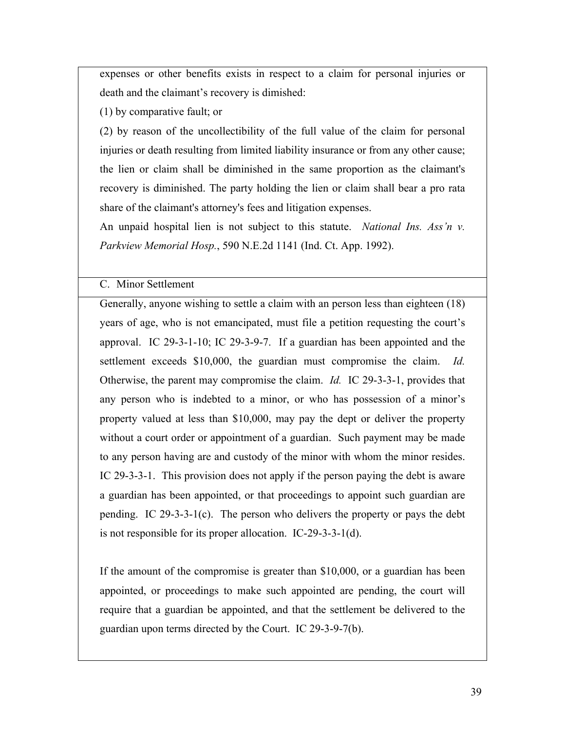expenses or other benefits exists in respect to a claim for personal injuries or death and the claimant's recovery is dimished:

(1) by comparative fault; or

(2) by reason of the uncollectibility of the full value of the claim for personal injuries or death resulting from limited liability insurance or from any other cause; the lien or claim shall be diminished in the same proportion as the claimant's recovery is diminished. The party holding the lien or claim shall bear a pro rata share of the claimant's attorney's fees and litigation expenses.

An unpaid hospital lien is not subject to this statute. *National Ins. Ass'n v. Parkview Memorial Hosp.*, 590 N.E.2d 1141 (Ind. Ct. App. 1992).

C. Minor Settlement

Generally, anyone wishing to settle a claim with an person less than eighteen (18) years of age, who is not emancipated, must file a petition requesting the court's approval. IC 29-3-1-10; IC 29-3-9-7. If a guardian has been appointed and the settlement exceeds $10,000, the guardian must compromise the claim. *Id.* Otherwise, the parent may compromise the claim. *Id.* IC 29-3-3-1, provides that any person who is indebted to a minor, or who has possession of a minor's property valued at less than $10,000, may pay the dept or deliver the property without a court order or appointment of a guardian. Such payment may be made to any person having are and custody of the minor with whom the minor resides. IC 29-3-3-1. This provision does not apply if the person paying the debt is aware a guardian has been appointed, or that proceedings to appoint such guardian are pending. IC 29-3-3-1(c). The person who delivers the property or pays the debt is not responsible for its proper allocation. IC-29-3-3-1(d).

If the amount of the compromise is greater than $10,000, or a guardian has been appointed, or proceedings to make such appointed are pending, the court will require that a guardian be appointed, and that the settlement be delivered to the guardian upon terms directed by the Court. IC 29-3-9-7(b).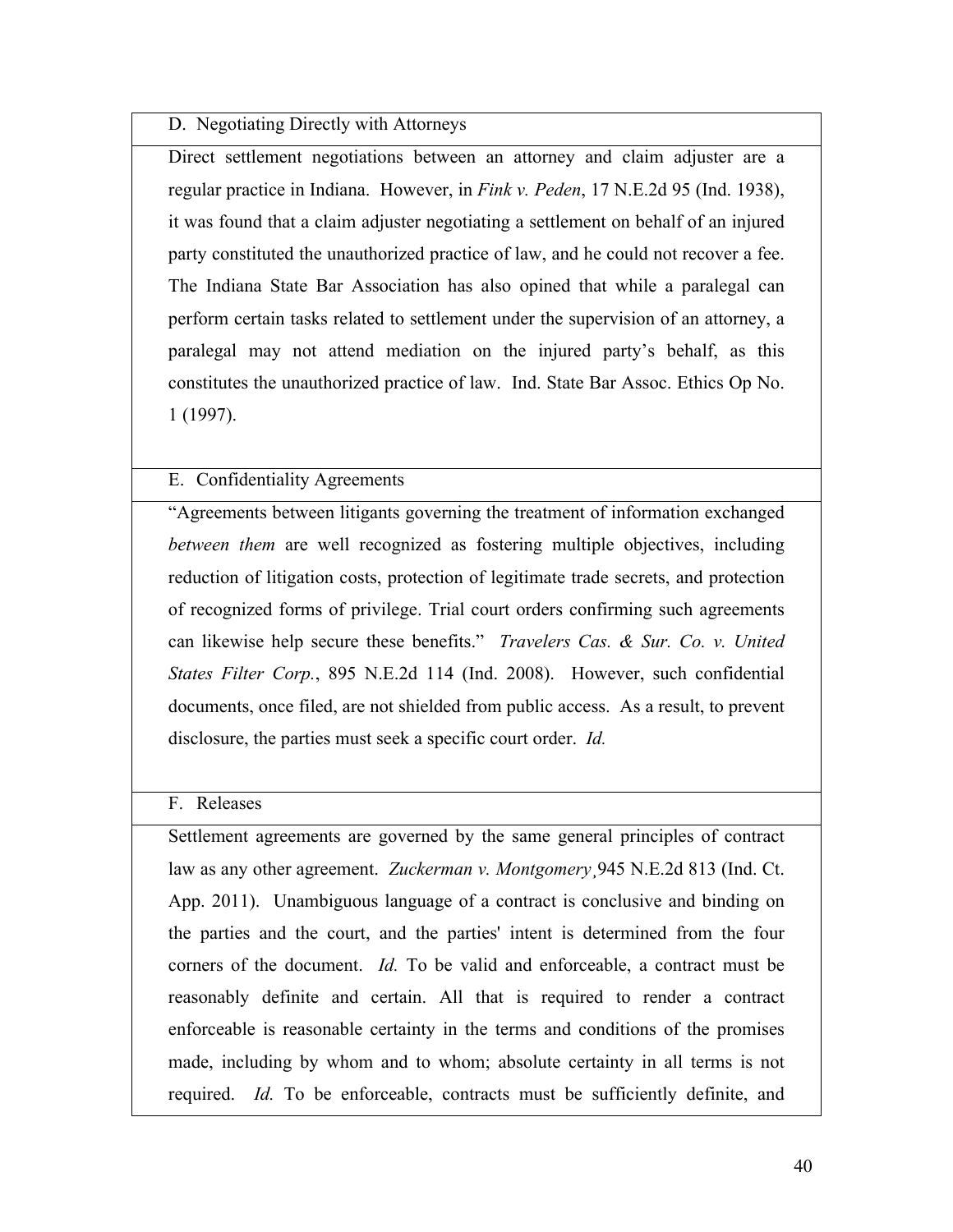### D. Negotiating Directly with Attorneys

Direct settlement negotiations between an attorney and claim adjuster are a regular practice in Indiana. However, in *Fink v. Peden*, 17 N.E.2d 95 (Ind. 1938), it was found that a claim adjuster negotiating a settlement on behalf of an injured party constituted the unauthorized practice of law, and he could not recover a fee. The Indiana State Bar Association has also opined that while a paralegal can perform certain tasks related to settlement under the supervision of an attorney, a paralegal may not attend mediation on the injured party's behalf, as this constitutes the unauthorized practice of law. Ind. State Bar Assoc. Ethics Op No. 1 (1997).

### E. Confidentiality Agreements

"Agreements between litigants governing the treatment of information exchanged *between them* are well recognized as fostering multiple objectives, including reduction of litigation costs, protection of legitimate trade secrets, and protection of recognized forms of privilege. Trial court orders confirming such agreements can likewise help secure these benefits." *Travelers Cas. & Sur. Co. v. United States Filter Corp.*, 895 N.E.2d 114 (Ind. 2008). However, such confidential documents, once filed, are not shielded from public access. As a result, to prevent disclosure, the parties must seek a specific court order. *Id.*

### F. Releases

Settlement agreements are governed by the same general principles of contract law as any other agreement. *Zuckerman v. Montgomery*¸945 N.E.2d 813 (Ind. Ct. App. 2011). Unambiguous language of a contract is conclusive and binding on the parties and the court, and the parties' intent is determined from the four corners of the document. *Id.* To be valid and enforceable, a contract must be reasonably definite and certain. All that is required to render a contract enforceable is reasonable certainty in the terms and conditions of the promises made, including by whom and to whom; absolute certainty in all terms is not required. *Id.* To be enforceable, contracts must be sufficiently definite, and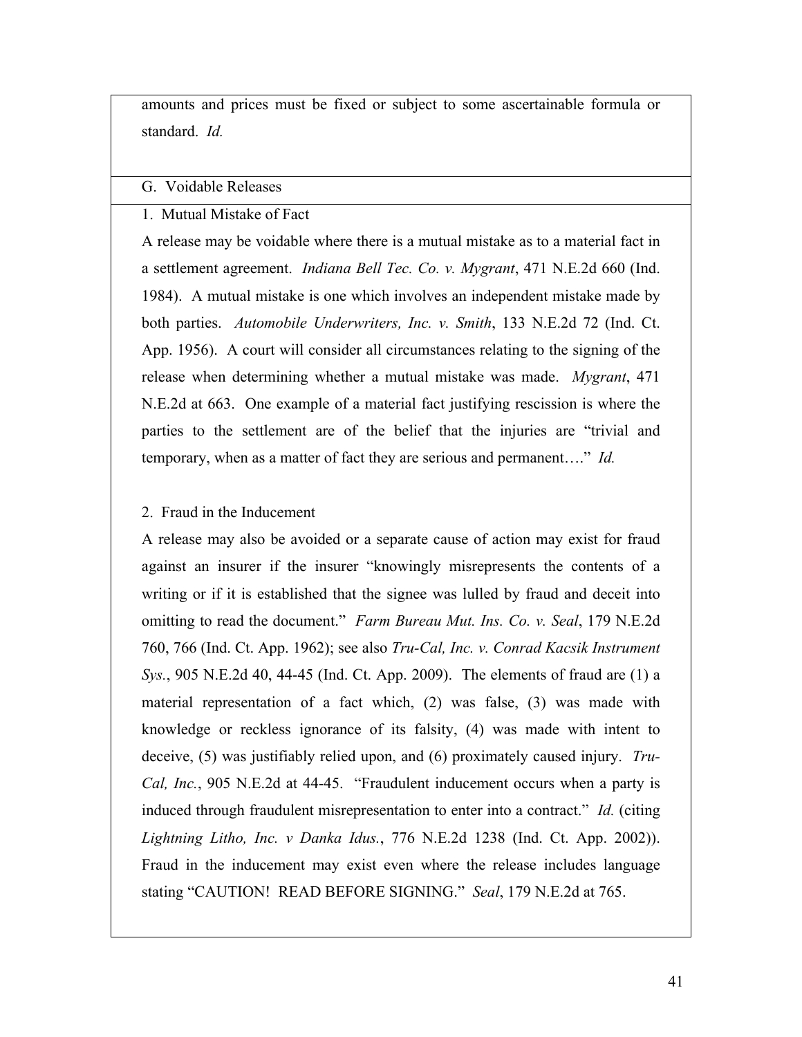amounts and prices must be fixed or subject to some ascertainable formula or standard. *Id.*

## G. Voidable Releases

### 1. Mutual Mistake of Fact

A release may be voidable where there is a mutual mistake as to a material fact in a settlement agreement. *Indiana Bell Tec. Co. v. Mygrant*, 471 N.E.2d 660 (Ind. 1984). A mutual mistake is one which involves an independent mistake made by both parties. *Automobile Underwriters, Inc. v. Smith*, 133 N.E.2d 72 (Ind. Ct. App. 1956). A court will consider all circumstances relating to the signing of the release when determining whether a mutual mistake was made. *Mygrant*, 471 N.E.2d at 663. One example of a material fact justifying rescission is where the parties to the settlement are of the belief that the injuries are "trivial and temporary, when as a matter of fact they are serious and permanent…." *Id.*

### 2. Fraud in the Inducement

A release may also be avoided or a separate cause of action may exist for fraud against an insurer if the insurer "knowingly misrepresents the contents of a writing or if it is established that the signee was lulled by fraud and deceit into omitting to read the document." *Farm Bureau Mut. Ins. Co. v. Seal*, 179 N.E.2d 760, 766 (Ind. Ct. App. 1962); see also *Tru-Cal, Inc. v. Conrad Kacsik Instrument Sys.*, 905 N.E.2d 40, 44-45 (Ind. Ct. App. 2009). The elements of fraud are (1) a material representation of a fact which, (2) was false, (3) was made with knowledge or reckless ignorance of its falsity, (4) was made with intent to deceive, (5) was justifiably relied upon, and (6) proximately caused injury. *Tru-Cal, Inc.*, 905 N.E.2d at 44-45. "Fraudulent inducement occurs when a party is induced through fraudulent misrepresentation to enter into a contract." *Id.* (citing *Lightning Litho, Inc. v Danka Idus.*, 776 N.E.2d 1238 (Ind. Ct. App. 2002)). Fraud in the inducement may exist even where the release includes language stating "CAUTION! READ BEFORE SIGNING." *Seal*, 179 N.E.2d at 765.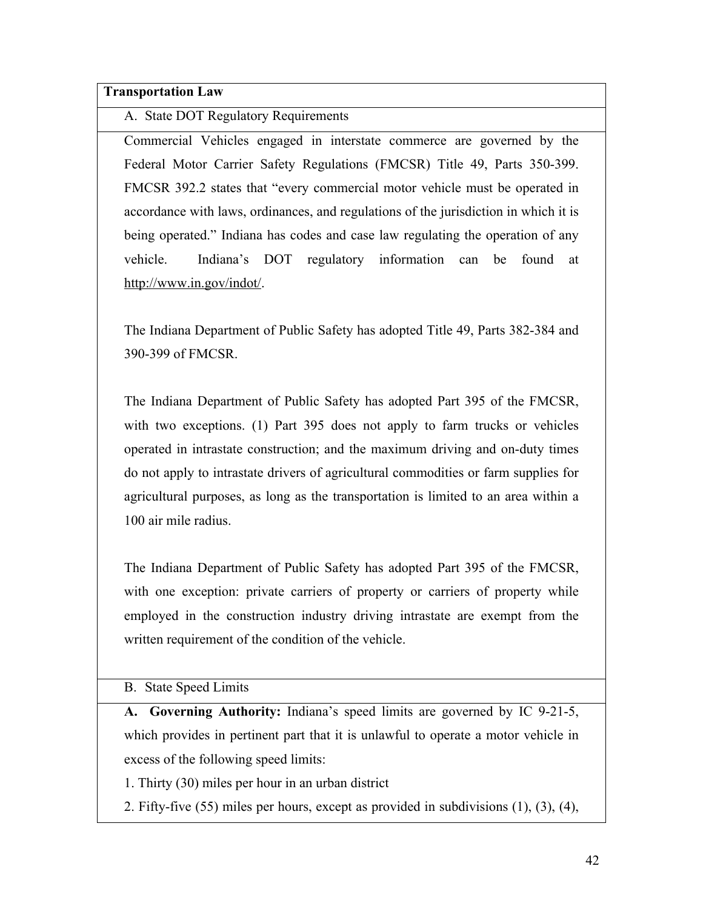**Transportation Law**

A. State DOT Regulatory Requirements

Commercial Vehicles engaged in interstate commerce are governed by the Federal Motor Carrier Safety Regulations (FMCSR) Title 49, Parts 350-399. FMCSR 392.2 states that "every commercial motor vehicle must be operated in accordance with laws, ordinances, and regulations of the jurisdiction in which it is being operated." Indiana has codes and case law regulating the operation of any vehicle. Indiana's DOT regulatory information can be found at http://www.in.gov/indot/.

The Indiana Department of Public Safety has adopted Title 49, Parts 382-384 and 390-399 of FMCSR.

The Indiana Department of Public Safety has adopted Part 395 of the FMCSR, with two exceptions. (1) Part 395 does not apply to farm trucks or vehicles operated in intrastate construction; and the maximum driving and on-duty times do not apply to intrastate drivers of agricultural commodities or farm supplies for agricultural purposes, as long as the transportation is limited to an area within a 100 air mile radius.

The Indiana Department of Public Safety has adopted Part 395 of the FMCSR, with one exception: private carriers of property or carriers of property while employed in the construction industry driving intrastate are exempt from the written requirement of the condition of the vehicle.

B. State Speed Limits

**A. Governing Authority:** Indiana's speed limits are governed by IC 9-21-5, which provides in pertinent part that it is unlawful to operate a motor vehicle in excess of the following speed limits:

1. Thirty (30) miles per hour in an urban district
2. Fifty-five (55) miles per hours, except as provided in subdivisions (1), (3), (4),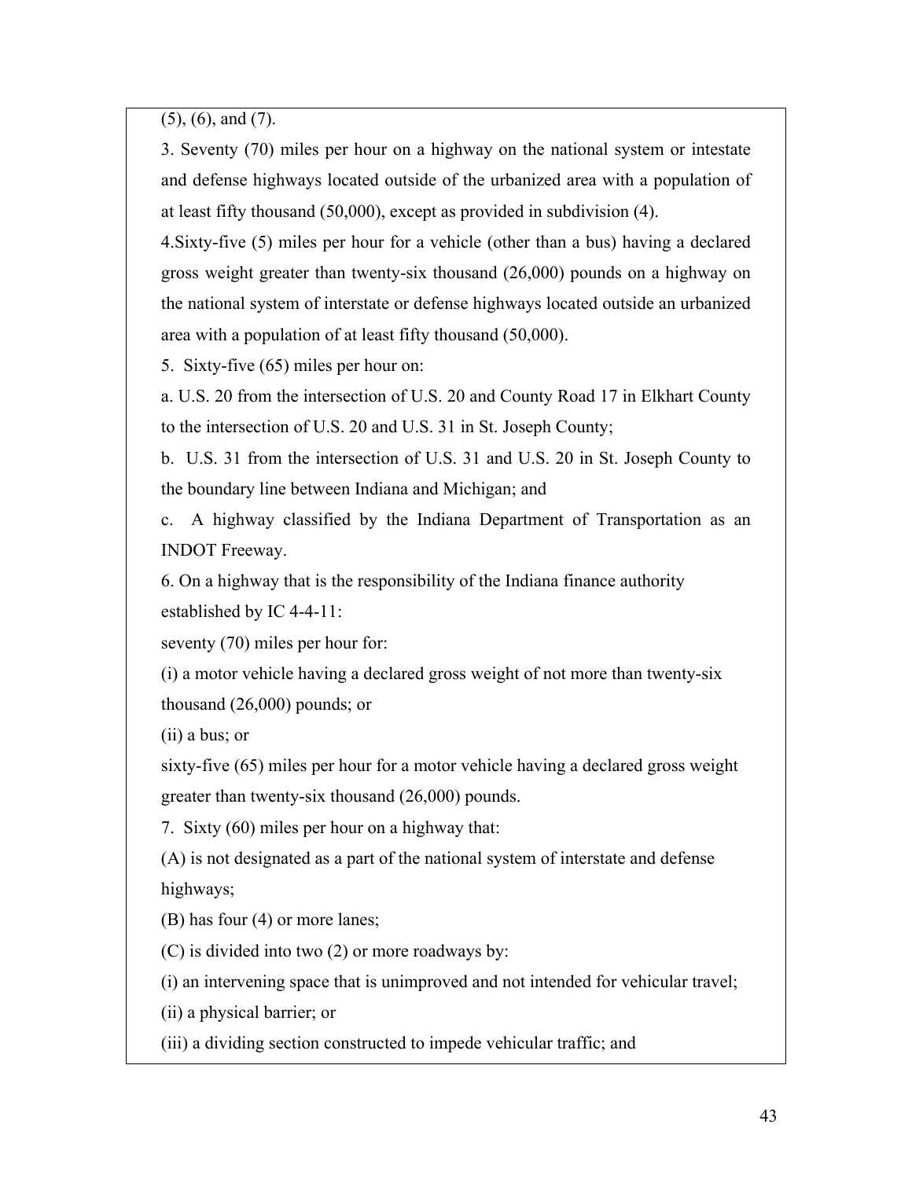(5), (6), and (7).

3. Seventy (70) miles per hour on a highway on the national system or intestate and defense highways located outside of the urbanized area with a population of at least fifty thousand (50,000), except as provided in subdivision (4).

4.Sixty-five (5) miles per hour for a vehicle (other than a bus) having a declared gross weight greater than twenty-six thousand (26,000) pounds on a highway on the national system of interstate or defense highways located outside an urbanized area with a population of at least fifty thousand (50,000).

5. Sixty-five (65) miles per hour on:

a. U.S. 20 from the intersection of U.S. 20 and County Road 17 in Elkhart County to the intersection of U.S. 20 and U.S. 31 in St. Joseph County;

b. U.S. 31 from the intersection of U.S. 31 and U.S. 20 in St. Joseph County to the boundary line between Indiana and Michigan; and

c. A highway classified by the Indiana Department of Transportation as an INDOT Freeway.

6. On a highway that is the responsibility of the Indiana finance authority established by IC 4-4-11:

seventy (70) miles per hour for:

(i) a motor vehicle having a declared gross weight of not more than twenty-six thousand (26,000) pounds; or

(ii) a bus; or

sixty-five (65) miles per hour for a motor vehicle having a declared gross weight greater than twenty-six thousand (26,000) pounds.

7. Sixty (60) miles per hour on a highway that:

(A) is not designated as a part of the national system of interstate and defense highways;

(B) has four (4) or more lanes;

(C) is divided into two (2) or more roadways by:

(i) an intervening space that is unimproved and not intended for vehicular travel;

(ii) a physical barrier; or

(iii) a dividing section constructed to impede vehicular traffic; and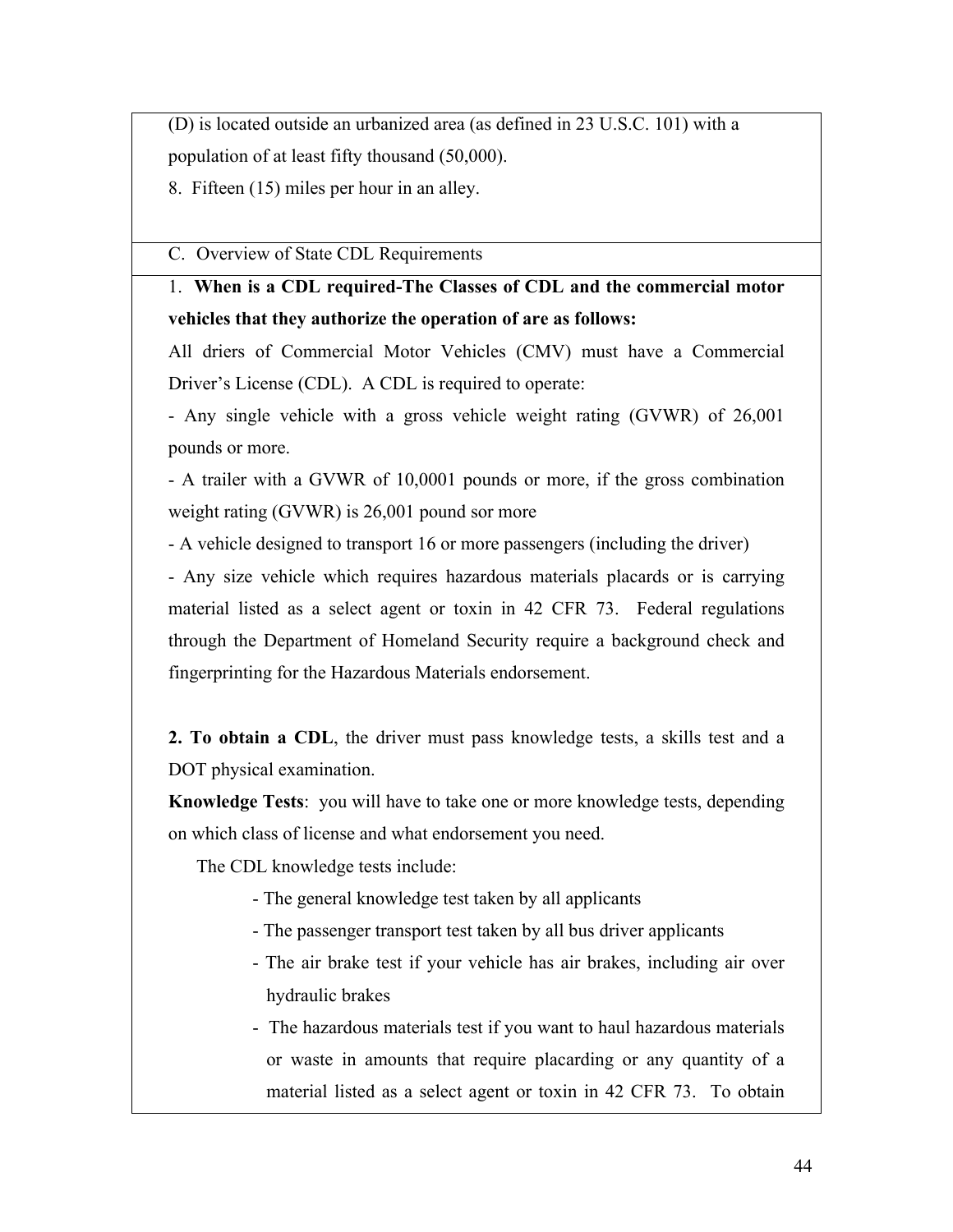(D) is located outside an urbanized area (as defined in 23 U.S.C. 101) with a population of at least fifty thousand (50,000).

8. Fifteen (15) miles per hour in an alley.

C. Overview of State CDL Requirements

1. **When is a CDL required-The Classes of CDL and the commercial motor vehicles that they authorize the operation of are as follows:**

All driers of Commercial Motor Vehicles (CMV) must have a Commercial Driver's License (CDL). A CDL is required to operate:

- Any single vehicle with a gross vehicle weight rating (GVWR) of 26,001 pounds or more.
- A trailer with a GVWR of 10,0001 pounds or more, if the gross combination weight rating (GVWR) is 26,001 pound sor more
- A vehicle designed to transport 16 or more passengers (including the driver)
- Any size vehicle which requires hazardous materials placards or is carrying material listed as a select agent or toxin in 42 CFR 73. Federal regulations through the Department of Homeland Security require a background check and fingerprinting for the Hazardous Materials endorsement.

**2. To obtain a CDL**, the driver must pass knowledge tests, a skills test and a DOT physical examination.

**Knowledge Tests**: you will have to take one or more knowledge tests, depending on which class of license and what endorsement you need.

The CDL knowledge tests include:

- The general knowledge test taken by all applicants
- The passenger transport test taken by all bus driver applicants
- The air brake test if your vehicle has air brakes, including air over hydraulic brakes
- The hazardous materials test if you want to haul hazardous materials or waste in amounts that require placarding or any quantity of a material listed as a select agent or toxin in 42 CFR 73. To obtain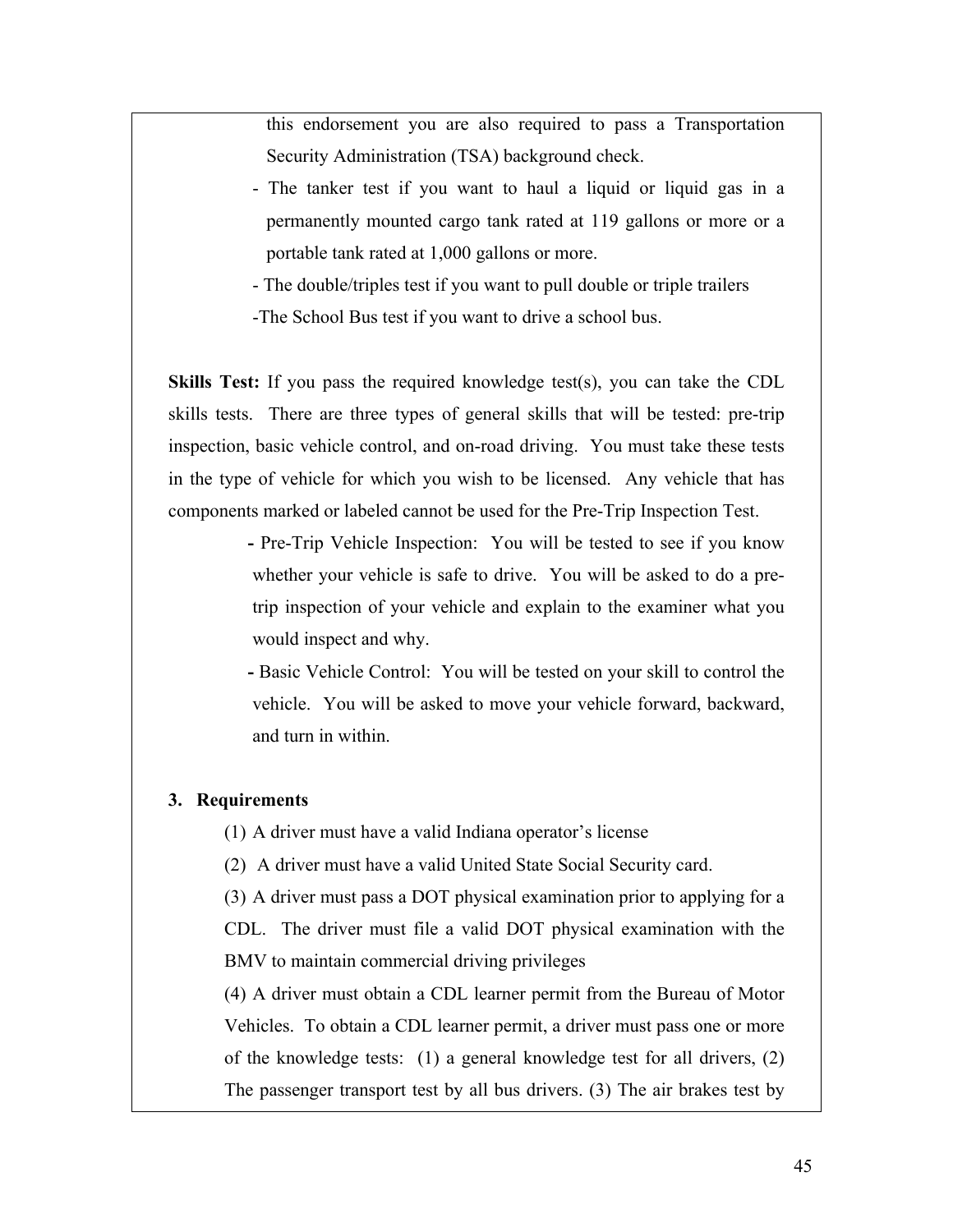this endorsement you are also required to pass a Transportation Security Administration (TSA) background check.

- The tanker test if you want to haul a liquid or liquid gas in a permanently mounted cargo tank rated at 119 gallons or more or a portable tank rated at 1,000 gallons or more.
- The double/triples test if you want to pull double or triple trailers
- The School Bus test if you want to drive a school bus.

**Skills Test:** If you pass the required knowledge test(s), you can take the CDL skills tests. There are three types of general skills that will be tested: pre-trip inspection, basic vehicle control, and on-road driving. You must take these tests in the type of vehicle for which you wish to be licensed. Any vehicle that has components marked or labeled cannot be used for the Pre-Trip Inspection Test.

- Pre-Trip Vehicle Inspection: You will be tested to see if you know whether your vehicle is safe to drive. You will be asked to do a pre-trip inspection of your vehicle and explain to the examiner what you would inspect and why.
- Basic Vehicle Control: You will be tested on your skill to control the vehicle. You will be asked to move your vehicle forward, backward, and turn in within.

### 3. Requirements

(1) A driver must have a valid Indiana operator's license

(2) A driver must have a valid United State Social Security card.

(3) A driver must pass a DOT physical examination prior to applying for a CDL. The driver must file a valid DOT physical examination with the BMV to maintain commercial driving privileges

(4) A driver must obtain a CDL learner permit from the Bureau of Motor Vehicles. To obtain a CDL learner permit, a driver must pass one or more of the knowledge tests: (1) a general knowledge test for all drivers, (2) The passenger transport test by all bus drivers. (3) The air brakes test by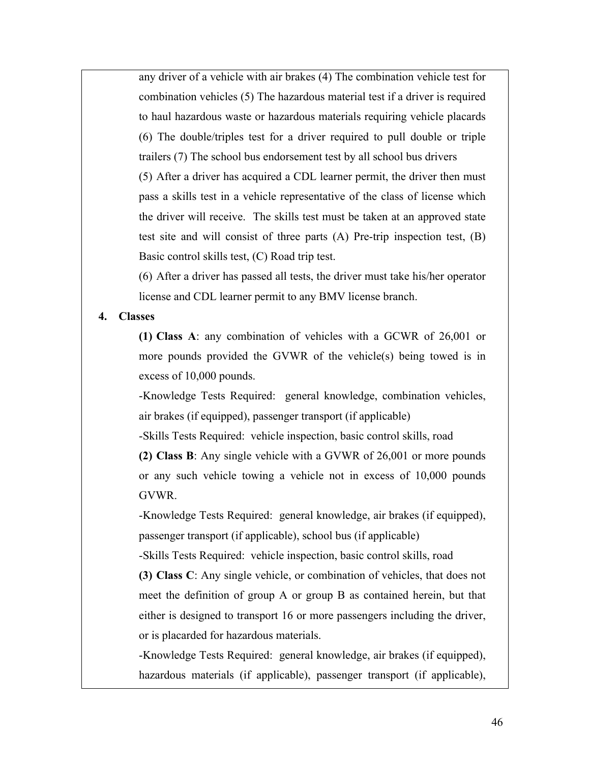any driver of a vehicle with air brakes (4) The combination vehicle test for combination vehicles (5) The hazardous material test if a driver is required to haul hazardous waste or hazardous materials requiring vehicle placards (6) The double/triples test for a driver required to pull double or triple trailers (7) The school bus endorsement test by all school bus drivers

(5) After a driver has acquired a CDL learner permit, the driver then must pass a skills test in a vehicle representative of the class of license which the driver will receive. The skills test must be taken at an approved state test site and will consist of three parts (A) Pre-trip inspection test, (B) Basic control skills test, (C) Road trip test.

(6) After a driver has passed all tests, the driver must take his/her operator license and CDL learner permit to any BMV license branch.

**4. Classes**

**(1) Class A**: any combination of vehicles with a GCWR of 26,001 or more pounds provided the GVWR of the vehicle(s) being towed is in excess of 10,000 pounds.

-Knowledge Tests Required: general knowledge, combination vehicles, air brakes (if equipped), passenger transport (if applicable)

-Skills Tests Required: vehicle inspection, basic control skills, road

**(2) Class B**: Any single vehicle with a GVWR of 26,001 or more pounds or any such vehicle towing a vehicle not in excess of 10,000 pounds GVWR.

-Knowledge Tests Required: general knowledge, air brakes (if equipped), passenger transport (if applicable), school bus (if applicable)

-Skills Tests Required: vehicle inspection, basic control skills, road

**(3) Class C**: Any single vehicle, or combination of vehicles, that does not meet the definition of group A or group B as contained herein, but that either is designed to transport 16 or more passengers including the driver, or is placarded for hazardous materials.

-Knowledge Tests Required: general knowledge, air brakes (if equipped), hazardous materials (if applicable), passenger transport (if applicable),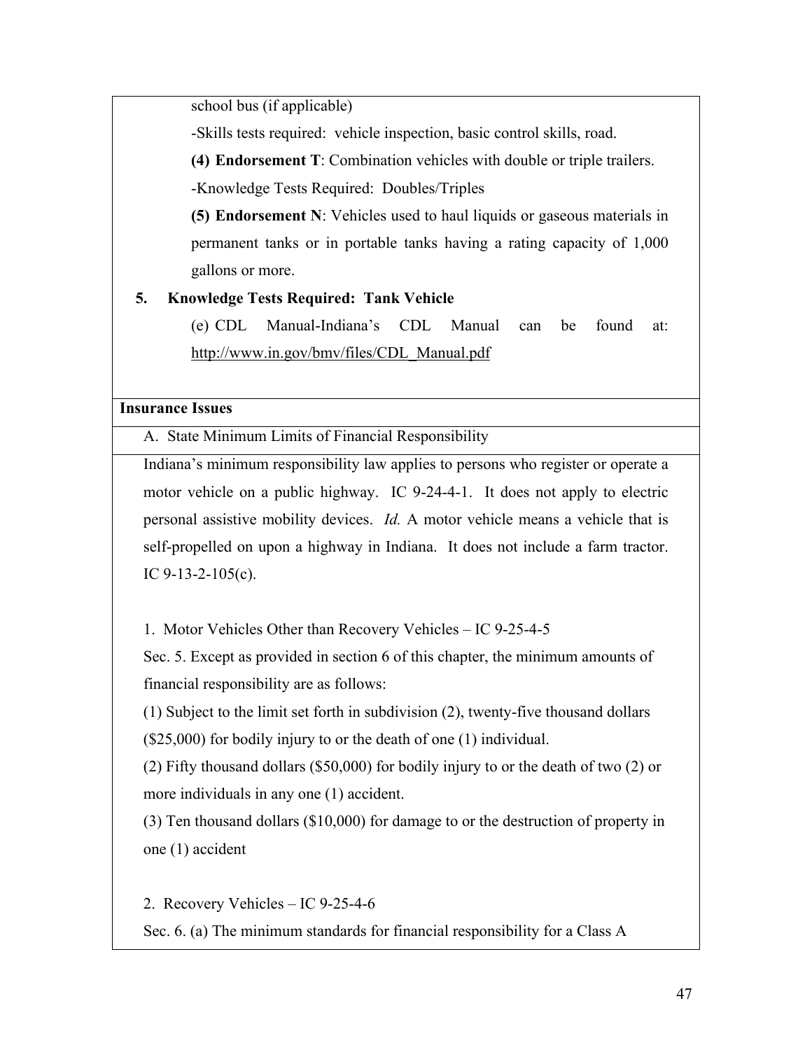school bus (if applicable)

-Skills tests required: vehicle inspection, basic control skills, road.

**(4) Endorsement T**: Combination vehicles with double or triple trailers.

-Knowledge Tests Required: Doubles/Triples

**(5) Endorsement N**: Vehicles used to haul liquids or gaseous materials in permanent tanks or in portable tanks having a rating capacity of 1,000 gallons or more.

**5. Knowledge Tests Required: Tank Vehicle**

(e) CDL Manual-Indiana's CDL Manual can be found at: http://www.in.gov/bmv/files/CDL_Manual.pdf

**Insurance Issues**

A. State Minimum Limits of Financial Responsibility

Indiana's minimum responsibility law applies to persons who register or operate a motor vehicle on a public highway. IC 9-24-4-1. It does not apply to electric personal assistive mobility devices. *Id.* A motor vehicle means a vehicle that is self-propelled on upon a highway in Indiana. It does not include a farm tractor. IC 9-13-2-105(c).

1. Motor Vehicles Other than Recovery Vehicles – IC 9-25-4-5

Sec. 5. Except as provided in section 6 of this chapter, the minimum amounts of financial responsibility are as follows:

(1) Subject to the limit set forth in subdivision (2), twenty-five thousand dollars ($25,000) for bodily injury to or the death of one (1) individual.

(2) Fifty thousand dollars ($50,000) for bodily injury to or the death of two (2) or more individuals in any one (1) accident.

(3) Ten thousand dollars ($10,000) for damage to or the destruction of property in one (1) accident

2. Recovery Vehicles – IC 9-25-4-6

Sec. 6. (a) The minimum standards for financial responsibility for a Class A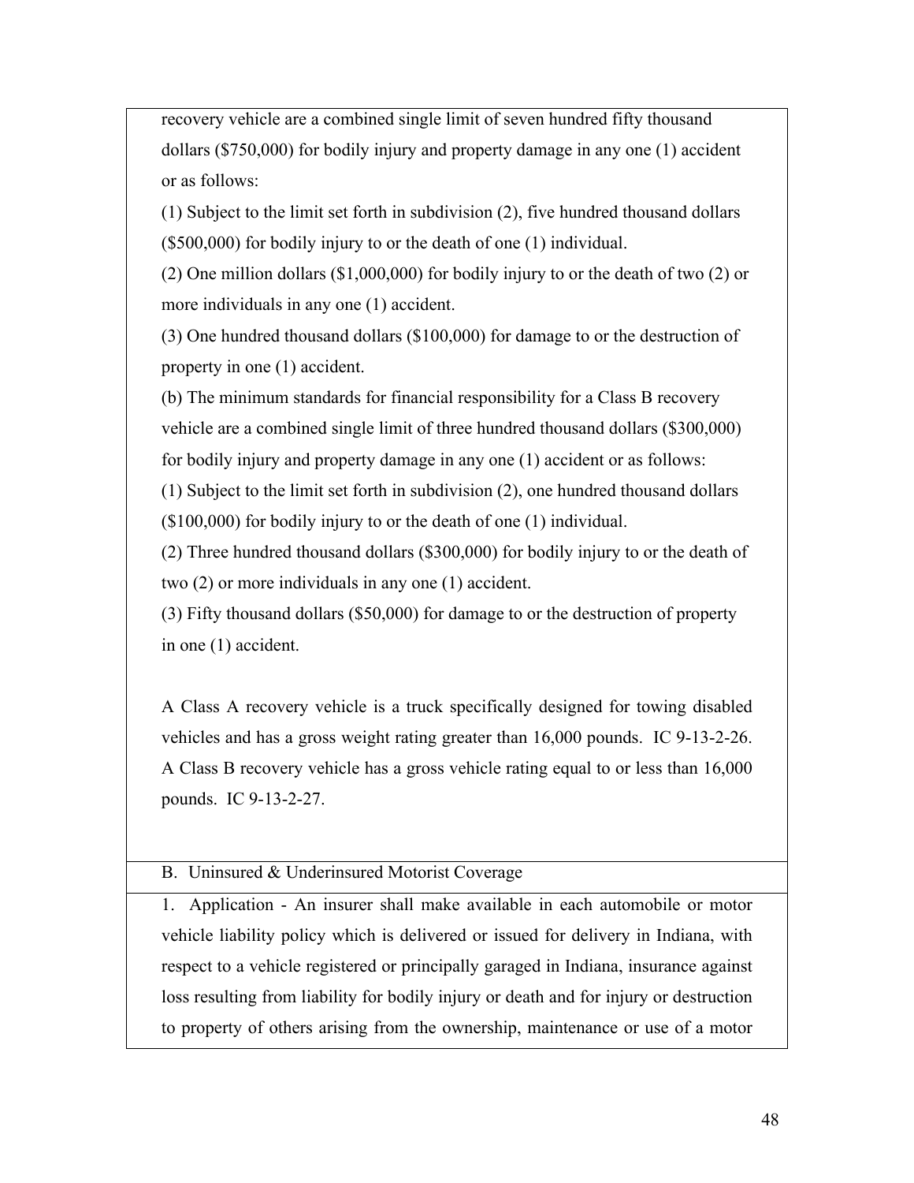recovery vehicle are a combined single limit of seven hundred fifty thousand dollars ($750,000) for bodily injury and property damage in any one (1) accident or as follows:

(1) Subject to the limit set forth in subdivision (2), five hundred thousand dollars ($500,000) for bodily injury to or the death of one (1) individual.

(2) One million dollars ($1,000,000) for bodily injury to or the death of two (2) or more individuals in any one (1) accident.

(3) One hundred thousand dollars ($100,000) for damage to or the destruction of property in one (1) accident.

(b) The minimum standards for financial responsibility for a Class B recovery vehicle are a combined single limit of three hundred thousand dollars ($300,000) for bodily injury and property damage in any one (1) accident or as follows:

(1) Subject to the limit set forth in subdivision (2), one hundred thousand dollars ($100,000) for bodily injury to or the death of one (1) individual.

(2) Three hundred thousand dollars ($300,000) for bodily injury to or the death of two (2) or more individuals in any one (1) accident.

(3) Fifty thousand dollars ($50,000) for damage to or the destruction of property in one (1) accident.

A Class A recovery vehicle is a truck specifically designed for towing disabled vehicles and has a gross weight rating greater than 16,000 pounds. IC 9-13-2-26. A Class B recovery vehicle has a gross vehicle rating equal to or less than 16,000 pounds. IC 9-13-2-27.

B. Uninsured & Underinsured Motorist Coverage

1. Application - An insurer shall make available in each automobile or motor vehicle liability policy which is delivered or issued for delivery in Indiana, with respect to a vehicle registered or principally garaged in Indiana, insurance against loss resulting from liability for bodily injury or death and for injury or destruction to property of others arising from the ownership, maintenance or use of a motor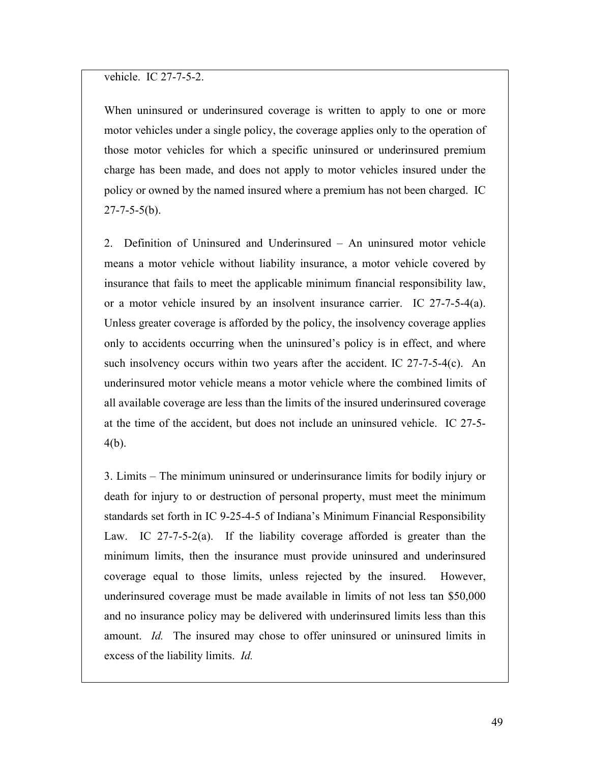vehicle. IC 27-7-5-2.

When uninsured or underinsured coverage is written to apply to one or more motor vehicles under a single policy, the coverage applies only to the operation of those motor vehicles for which a specific uninsured or underinsured premium charge has been made, and does not apply to motor vehicles insured under the policy or owned by the named insured where a premium has not been charged. IC 27-7-5-5(b).

2. Definition of Uninsured and Underinsured – An uninsured motor vehicle means a motor vehicle without liability insurance, a motor vehicle covered by insurance that fails to meet the applicable minimum financial responsibility law, or a motor vehicle insured by an insolvent insurance carrier. IC 27-7-5-4(a). Unless greater coverage is afforded by the policy, the insolvency coverage applies only to accidents occurring when the uninsured's policy is in effect, and where such insolvency occurs within two years after the accident. IC 27-7-5-4(c). An underinsured motor vehicle means a motor vehicle where the combined limits of all available coverage are less than the limits of the insured underinsured coverage at the time of the accident, but does not include an uninsured vehicle. IC 27-5-4(b).

3. Limits – The minimum uninsured or underinsurance limits for bodily injury or death for injury to or destruction of personal property, must meet the minimum standards set forth in IC 9-25-4-5 of Indiana's Minimum Financial Responsibility Law. IC 27-7-5-2(a). If the liability coverage afforded is greater than the minimum limits, then the insurance must provide uninsured and underinsured coverage equal to those limits, unless rejected by the insured. However, underinsured coverage must be made available in limits of not less tan $50,000 and no insurance policy may be delivered with underinsured limits less than this amount. *Id.* The insured may chose to offer uninsured or uninsured limits in excess of the liability limits. *Id.*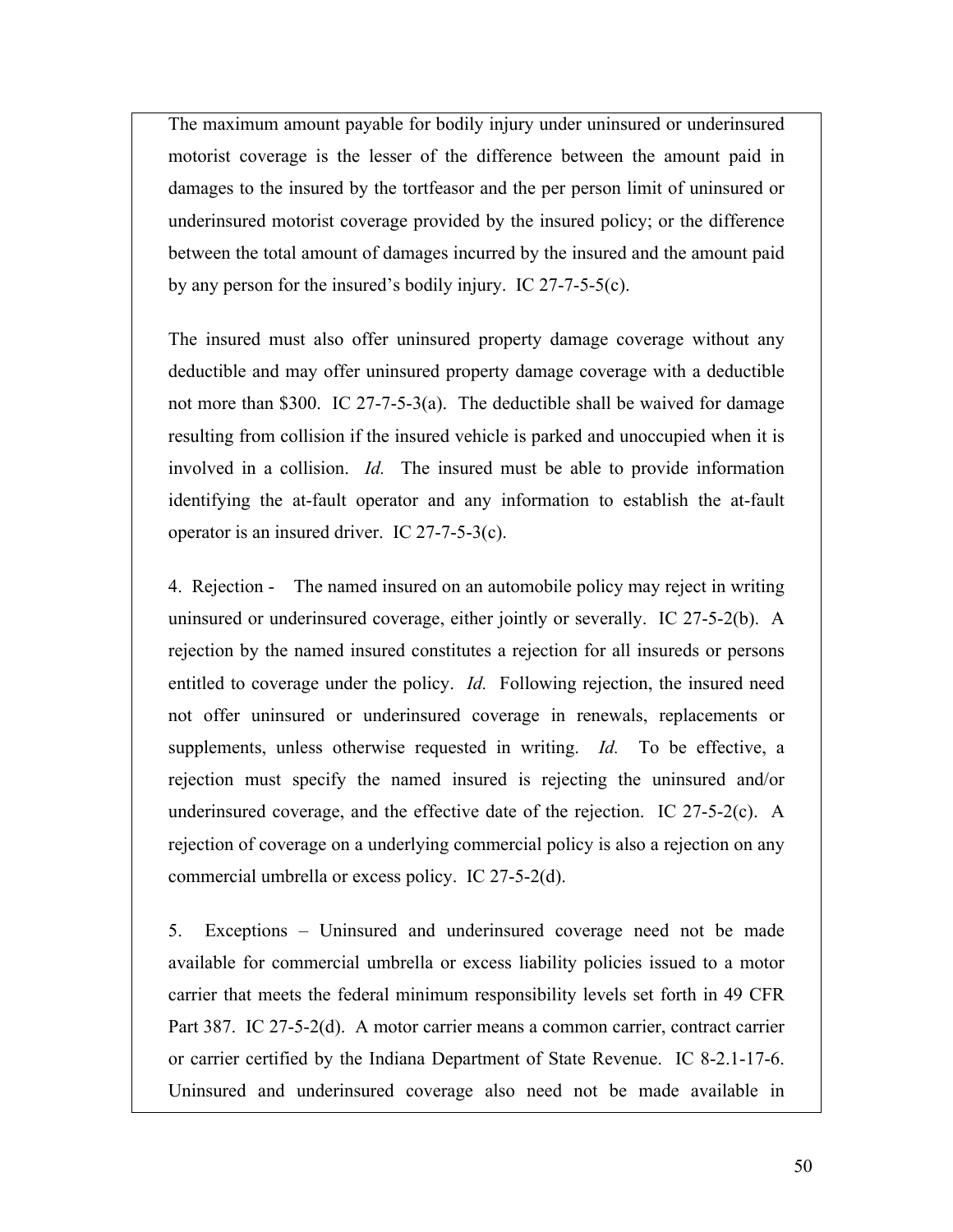The maximum amount payable for bodily injury under uninsured or underinsured motorist coverage is the lesser of the difference between the amount paid in damages to the insured by the tortfeasor and the per person limit of uninsured or underinsured motorist coverage provided by the insured policy; or the difference between the total amount of damages incurred by the insured and the amount paid by any person for the insured's bodily injury. IC 27-7-5-5(c).

The insured must also offer uninsured property damage coverage without any deductible and may offer uninsured property damage coverage with a deductible not more than $300. IC 27-7-5-3(a). The deductible shall be waived for damage resulting from collision if the insured vehicle is parked and unoccupied when it is involved in a collision. *Id.* The insured must be able to provide information identifying the at-fault operator and any information to establish the at-fault operator is an insured driver. IC 27-7-5-3(c).

4. Rejection - The named insured on an automobile policy may reject in writing uninsured or underinsured coverage, either jointly or severally. IC 27-5-2(b). A rejection by the named insured constitutes a rejection for all insureds or persons entitled to coverage under the policy. *Id.* Following rejection, the insured need not offer uninsured or underinsured coverage in renewals, replacements or supplements, unless otherwise requested in writing. *Id.* To be effective, a rejection must specify the named insured is rejecting the uninsured and/or underinsured coverage, and the effective date of the rejection. IC 27-5-2(c). A rejection of coverage on a underlying commercial policy is also a rejection on any commercial umbrella or excess policy. IC 27-5-2(d).

5. Exceptions – Uninsured and underinsured coverage need not be made available for commercial umbrella or excess liability policies issued to a motor carrier that meets the federal minimum responsibility levels set forth in 49 CFR Part 387. IC 27-5-2(d). A motor carrier means a common carrier, contract carrier or carrier certified by the Indiana Department of State Revenue. IC 8-2.1-17-6. Uninsured and underinsured coverage also need not be made available in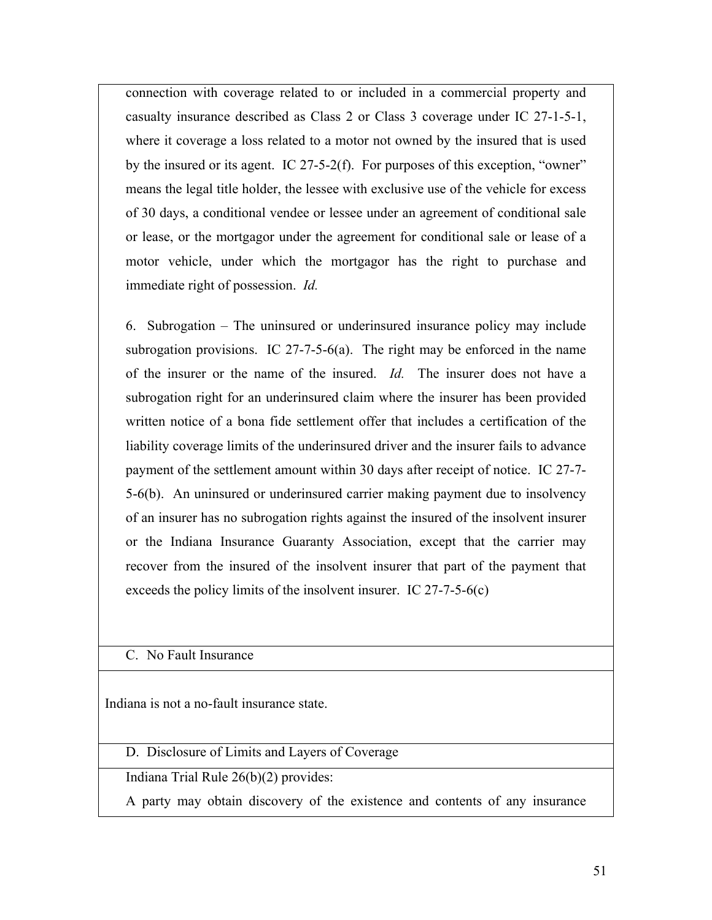connection with coverage related to or included in a commercial property and casualty insurance described as Class 2 or Class 3 coverage under IC 27-1-5-1, where it coverage a loss related to a motor not owned by the insured that is used by the insured or its agent. IC 27-5-2(f). For purposes of this exception, "owner" means the legal title holder, the lessee with exclusive use of the vehicle for excess of 30 days, a conditional vendee or lessee under an agreement of conditional sale or lease, or the mortgagor under the agreement for conditional sale or lease of a motor vehicle, under which the mortgagor has the right to purchase and immediate right of possession. *Id.*

6. Subrogation – The uninsured or underinsured insurance policy may include subrogation provisions. IC 27-7-5-6(a). The right may be enforced in the name of the insurer or the name of the insured. *Id.* The insurer does not have a subrogation right for an underinsured claim where the insurer has been provided written notice of a bona fide settlement offer that includes a certification of the liability coverage limits of the underinsured driver and the insurer fails to advance payment of the settlement amount within 30 days after receipt of notice. IC 27-7-5-6(b). An uninsured or underinsured carrier making payment due to insolvency of an insurer has no subrogation rights against the insured of the insolvent insurer or the Indiana Insurance Guaranty Association, except that the carrier may recover from the insured of the insolvent insurer that part of the payment that exceeds the policy limits of the insolvent insurer. IC 27-7-5-6(c)

### C. No Fault Insurance

Indiana is not a no-fault insurance state.

### D. Disclosure of Limits and Layers of Coverage

Indiana Trial Rule 26(b)(2) provides:

A party may obtain discovery of the existence and contents of any insurance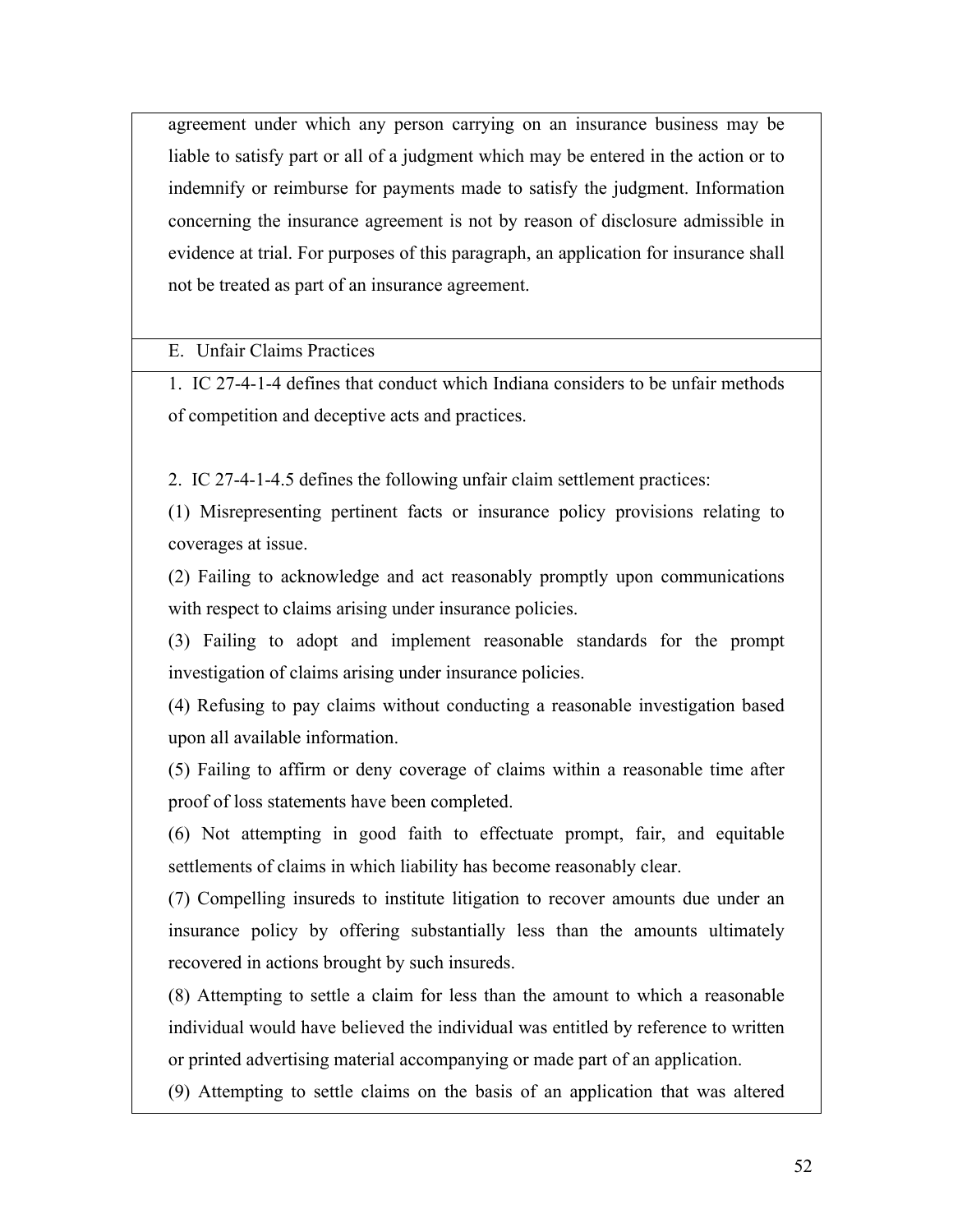agreement under which any person carrying on an insurance business may be liable to satisfy part or all of a judgment which may be entered in the action or to indemnify or reimburse for payments made to satisfy the judgment. Information concerning the insurance agreement is not by reason of disclosure admissible in evidence at trial. For purposes of this paragraph, an application for insurance shall not be treated as part of an insurance agreement.

E. Unfair Claims Practices

1. IC 27-4-1-4 defines that conduct which Indiana considers to be unfair methods of competition and deceptive acts and practices.

2. IC 27-4-1-4.5 defines the following unfair claim settlement practices:

(1) Misrepresenting pertinent facts or insurance policy provisions relating to coverages at issue.

(2) Failing to acknowledge and act reasonably promptly upon communications with respect to claims arising under insurance policies.

(3) Failing to adopt and implement reasonable standards for the prompt investigation of claims arising under insurance policies.

(4) Refusing to pay claims without conducting a reasonable investigation based upon all available information.

(5) Failing to affirm or deny coverage of claims within a reasonable time after proof of loss statements have been completed.

(6) Not attempting in good faith to effectuate prompt, fair, and equitable settlements of claims in which liability has become reasonably clear.

(7) Compelling insureds to institute litigation to recover amounts due under an insurance policy by offering substantially less than the amounts ultimately recovered in actions brought by such insureds.

(8) Attempting to settle a claim for less than the amount to which a reasonable individual would have believed the individual was entitled by reference to written or printed advertising material accompanying or made part of an application.

(9) Attempting to settle claims on the basis of an application that was altered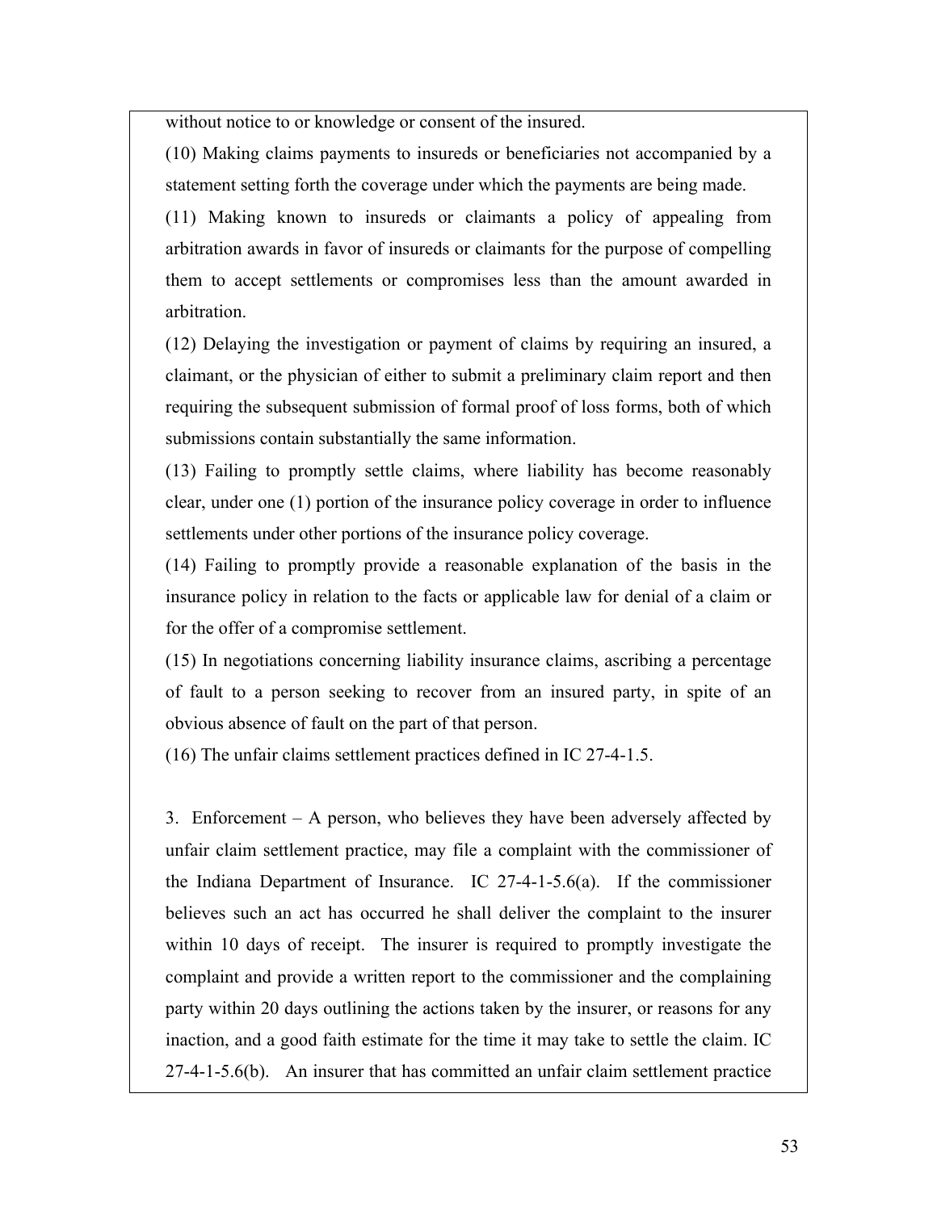without notice to or knowledge or consent of the insured.

(10) Making claims payments to insureds or beneficiaries not accompanied by a statement setting forth the coverage under which the payments are being made.

(11) Making known to insureds or claimants a policy of appealing from arbitration awards in favor of insureds or claimants for the purpose of compelling them to accept settlements or compromises less than the amount awarded in arbitration.

(12) Delaying the investigation or payment of claims by requiring an insured, a claimant, or the physician of either to submit a preliminary claim report and then requiring the subsequent submission of formal proof of loss forms, both of which submissions contain substantially the same information.

(13) Failing to promptly settle claims, where liability has become reasonably clear, under one (1) portion of the insurance policy coverage in order to influence settlements under other portions of the insurance policy coverage.

(14) Failing to promptly provide a reasonable explanation of the basis in the insurance policy in relation to the facts or applicable law for denial of a claim or for the offer of a compromise settlement.

(15) In negotiations concerning liability insurance claims, ascribing a percentage of fault to a person seeking to recover from an insured party, in spite of an obvious absence of fault on the part of that person.

(16) The unfair claims settlement practices defined in IC 27-4-1.5.

3. Enforcement – A person, who believes they have been adversely affected by unfair claim settlement practice, may file a complaint with the commissioner of the Indiana Department of Insurance. IC 27-4-1-5.6(a). If the commissioner believes such an act has occurred he shall deliver the complaint to the insurer within 10 days of receipt. The insurer is required to promptly investigate the complaint and provide a written report to the commissioner and the complaining party within 20 days outlining the actions taken by the insurer, or reasons for any inaction, and a good faith estimate for the time it may take to settle the claim. IC 27-4-1-5.6(b). An insurer that has committed an unfair claim settlement practice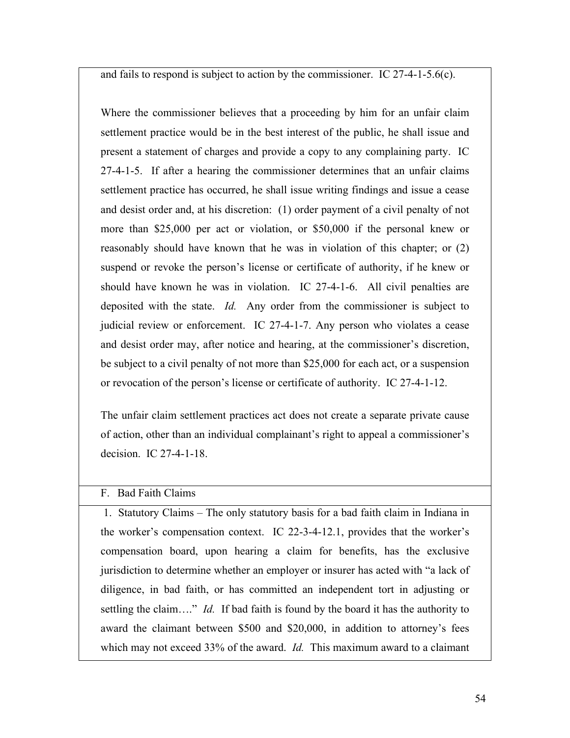and fails to respond is subject to action by the commissioner. IC 27-4-1-5.6(c).

Where the commissioner believes that a proceeding by him for an unfair claim settlement practice would be in the best interest of the public, he shall issue and present a statement of charges and provide a copy to any complaining party. IC 27-4-1-5. If after a hearing the commissioner determines that an unfair claims settlement practice has occurred, he shall issue writing findings and issue a cease and desist order and, at his discretion: (1) order payment of a civil penalty of not more than $25,000 per act or violation, or $50,000 if the personal knew or reasonably should have known that he was in violation of this chapter; or (2) suspend or revoke the person's license or certificate of authority, if he knew or should have known he was in violation. IC 27-4-1-6. All civil penalties are deposited with the state. *Id.* Any order from the commissioner is subject to judicial review or enforcement. IC 27-4-1-7. Any person who violates a cease and desist order may, after notice and hearing, at the commissioner's discretion, be subject to a civil penalty of not more than $25,000 for each act, or a suspension or revocation of the person's license or certificate of authority. IC 27-4-1-12.

The unfair claim settlement practices act does not create a separate private cause of action, other than an individual complainant's right to appeal a commissioner's decision. IC 27-4-1-18.

F. Bad Faith Claims

1. Statutory Claims – The only statutory basis for a bad faith claim in Indiana in the worker's compensation context. IC 22-3-4-12.1, provides that the worker's compensation board, upon hearing a claim for benefits, has the exclusive jurisdiction to determine whether an employer or insurer has acted with "a lack of diligence, in bad faith, or has committed an independent tort in adjusting or settling the claim…." *Id.* If bad faith is found by the board it has the authority to award the claimant between $500 and $20,000, in addition to attorney's fees which may not exceed 33% of the award. *Id.* This maximum award to a claimant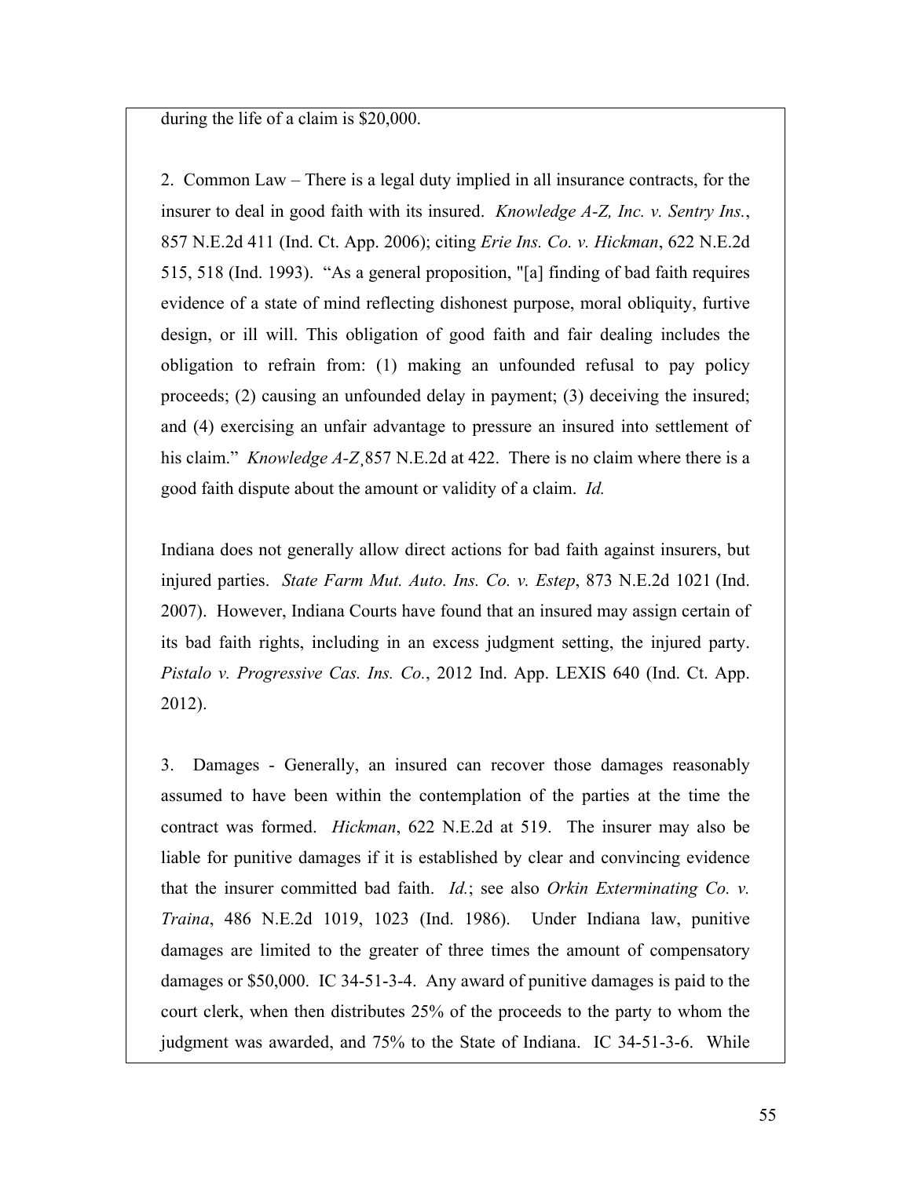during the life of a claim is $20,000.

2. Common Law – There is a legal duty implied in all insurance contracts, for the insurer to deal in good faith with its insured. *Knowledge A-Z, Inc. v. Sentry Ins.*, 857 N.E.2d 411 (Ind. Ct. App. 2006); citing *Erie Ins. Co. v. Hickman*, 622 N.E.2d 515, 518 (Ind. 1993). "As a general proposition, "[a] finding of bad faith requires evidence of a state of mind reflecting dishonest purpose, moral obliquity, furtive design, or ill will. This obligation of good faith and fair dealing includes the obligation to refrain from: (1) making an unfounded refusal to pay policy proceeds; (2) causing an unfounded delay in payment; (3) deceiving the insured; and (4) exercising an unfair advantage to pressure an insured into settlement of his claim." *Knowledge A-Z*¸857 N.E.2d at 422. There is no claim where there is a good faith dispute about the amount or validity of a claim. *Id.*

Indiana does not generally allow direct actions for bad faith against insurers, but injured parties. *State Farm Mut. Auto. Ins. Co. v. Estep*, 873 N.E.2d 1021 (Ind. 2007). However, Indiana Courts have found that an insured may assign certain of its bad faith rights, including in an excess judgment setting, the injured party. *Pistalo v. Progressive Cas. Ins. Co.*, 2012 Ind. App. LEXIS 640 (Ind. Ct. App. 2012).

3. Damages - Generally, an insured can recover those damages reasonably assumed to have been within the contemplation of the parties at the time the contract was formed. *Hickman*, 622 N.E.2d at 519. The insurer may also be liable for punitive damages if it is established by clear and convincing evidence that the insurer committed bad faith. *Id.*; see also *Orkin Exterminating Co. v. Traina*, 486 N.E.2d 1019, 1023 (Ind. 1986). Under Indiana law, punitive damages are limited to the greater of three times the amount of compensatory damages or $50,000. IC 34-51-3-4. Any award of punitive damages is paid to the court clerk, when then distributes 25% of the proceeds to the party to whom the judgment was awarded, and 75% to the State of Indiana. IC 34-51-3-6. While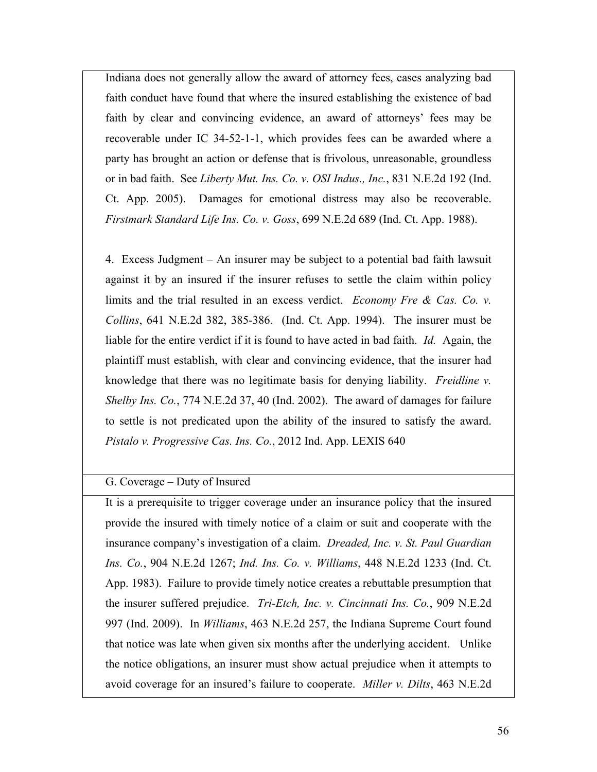Indiana does not generally allow the award of attorney fees, cases analyzing bad faith conduct have found that where the insured establishing the existence of bad faith by clear and convincing evidence, an award of attorneys' fees may be recoverable under IC 34-52-1-1, which provides fees can be awarded where a party has brought an action or defense that is frivolous, unreasonable, groundless or in bad faith. See *Liberty Mut. Ins. Co. v. OSI Indus., Inc.*, 831 N.E.2d 192 (Ind. Ct. App. 2005). Damages for emotional distress may also be recoverable. *Firstmark Standard Life Ins. Co. v. Goss*, 699 N.E.2d 689 (Ind. Ct. App. 1988).

4. Excess Judgment – An insurer may be subject to a potential bad faith lawsuit against it by an insured if the insurer refuses to settle the claim within policy limits and the trial resulted in an excess verdict. *Economy Fre & Cas. Co. v. Collins*, 641 N.E.2d 382, 385-386. (Ind. Ct. App. 1994). The insurer must be liable for the entire verdict if it is found to have acted in bad faith. *Id.* Again, the plaintiff must establish, with clear and convincing evidence, that the insurer had knowledge that there was no legitimate basis for denying liability. *Freidline v. Shelby Ins. Co.*, 774 N.E.2d 37, 40 (Ind. 2002). The award of damages for failure to settle is not predicated upon the ability of the insured to satisfy the award. *Pistalo v. Progressive Cas. Ins. Co.*, 2012 Ind. App. LEXIS 640

G. Coverage – Duty of Insured

It is a prerequisite to trigger coverage under an insurance policy that the insured provide the insured with timely notice of a claim or suit and cooperate with the insurance company's investigation of a claim. *Dreaded, Inc. v. St. Paul Guardian Ins. Co.*, 904 N.E.2d 1267; *Ind. Ins. Co. v. Williams*, 448 N.E.2d 1233 (Ind. Ct. App. 1983). Failure to provide timely notice creates a rebuttable presumption that the insurer suffered prejudice. *Tri-Etch, Inc. v. Cincinnati Ins. Co.*, 909 N.E.2d 997 (Ind. 2009). In *Williams*, 463 N.E.2d 257, the Indiana Supreme Court found that notice was late when given six months after the underlying accident. Unlike the notice obligations, an insurer must show actual prejudice when it attempts to avoid coverage for an insured's failure to cooperate. *Miller v. Dilts*, 463 N.E.2d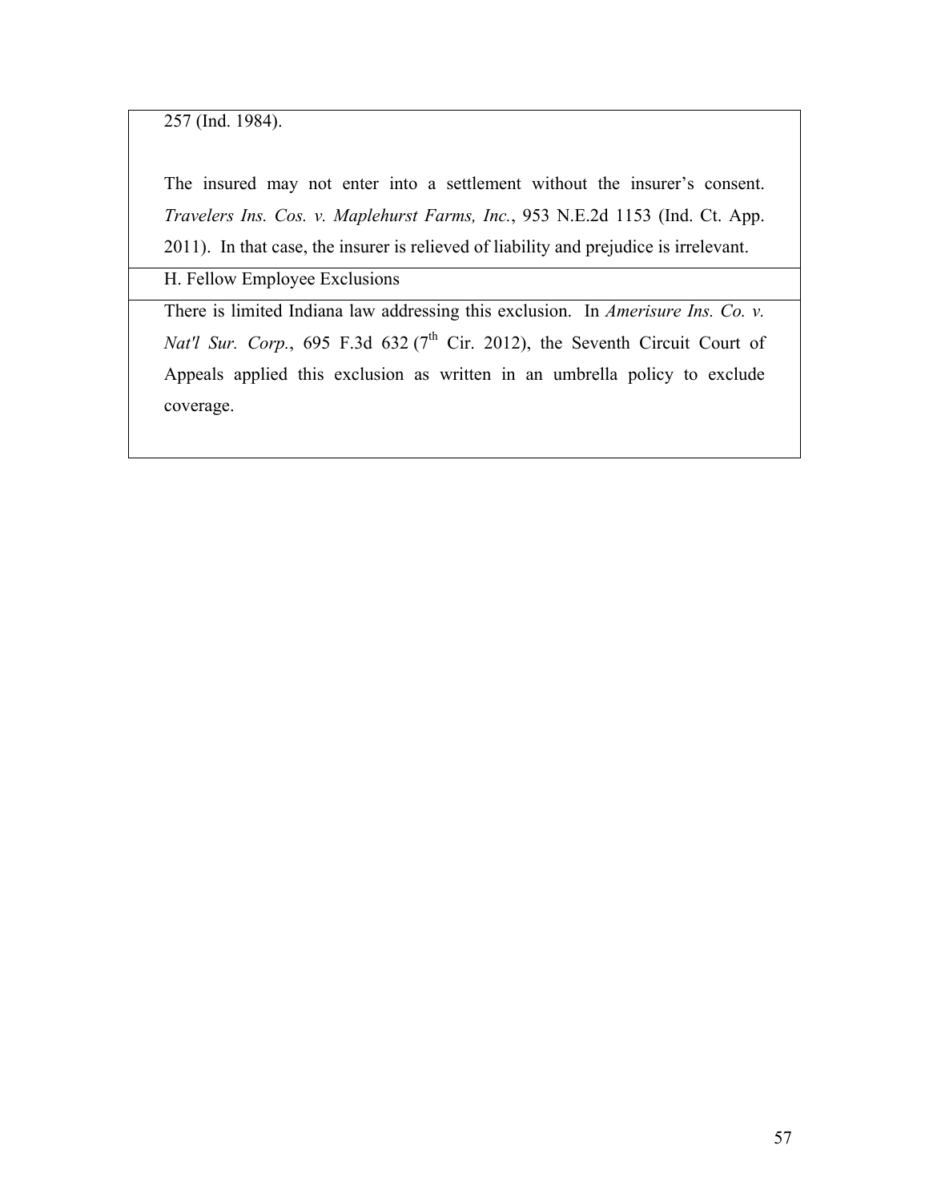257 (Ind. 1984).

The insured may not enter into a settlement without the insurer's consent. *Travelers Ins. Cos. v. Maplehurst Farms, Inc.*, 953 N.E.2d 1153 (Ind. Ct. App. 2011). In that case, the insurer is relieved of liability and prejudice is irrelevant.

H. Fellow Employee Exclusions

There is limited Indiana law addressing this exclusion. In *Amerisure Ins. Co. v. Nat'l Sur. Corp.*, 695 F.3d 632 (7th Cir. 2012), the Seventh Circuit Court of Appeals applied this exclusion as written in an umbrella policy to exclude coverage.